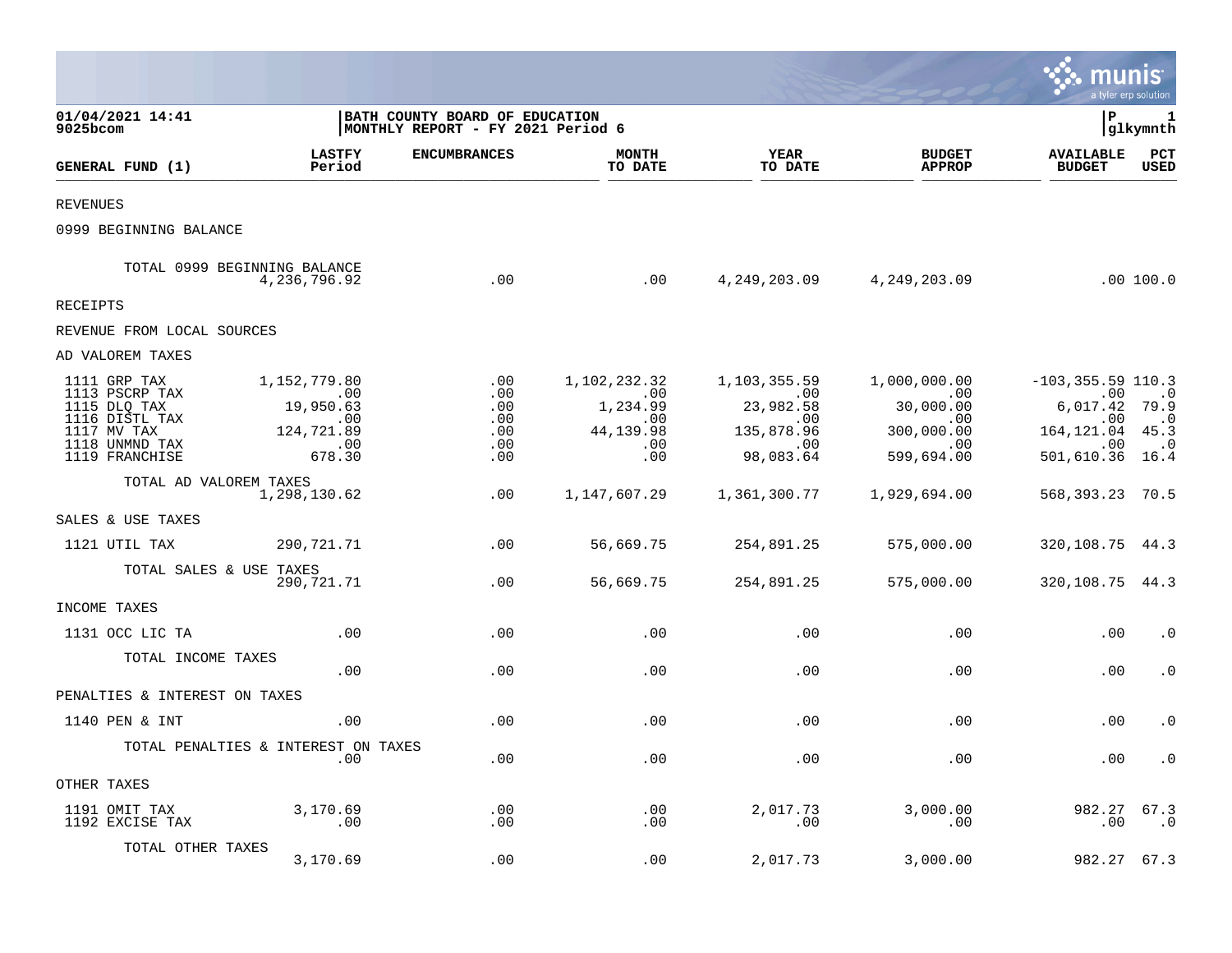01/04/2021 14:41
9025bcom

**BATH COUNTY BOARD OF EDUCATION**
**MONTHLY REPORT - FY 2021 Period 6**

P 1
glkymnth

| GENERAL FUND (1) | LASTFY Period | ENCUMBRANCES | MONTH TO DATE | YEAR TO DATE | BUDGET APPROP | AVAILABLE BUDGET | PCT USED |
|---|---|---|---|---|---|---|---|
| REVENUES | | | | | | | |
| 0999 BEGINNING BALANCE | | | | | | | |
| TOTAL 0999 BEGINNING BALANCE | 4,236,796.92 | .00 | .00 | 4,249,203.09 | 4,249,203.09 | .00 | 100.0 |
| RECEIPTS | | | | | | | |
| REVENUE FROM LOCAL SOURCES | | | | | | | |
| AD VALOREM TAXES | | | | | | | |
| 1111 GRP TAX | 1,152,779.80 | .00 | 1,102,232.32 | 1,103,355.59 | 1,000,000.00 | -103,355.59 | 110.3 |
| 1113 PSCRP TAX | .00 | .00 | .00 | .00 | .00 | .00 | .0 |
| 1115 DLQ TAX | 19,950.63 | .00 | 1,234.99 | 23,982.58 | 30,000.00 | 6,017.42 | 79.9 |
| 1116 DISTL TAX | .00 | .00 | .00 | .00 | .00 | .00 | .0 |
| 1117 MV TAX | 124,721.89 | .00 | 44,139.98 | 135,878.96 | 300,000.00 | 164,121.04 | 45.3 |
| 1118 UNMND TAX | .00 | .00 | .00 | .00 | .00 | .00 | .0 |
| 1119 FRANCHISE | 678.30 | .00 | .00 | 98,083.64 | 599,694.00 | 501,610.36 | 16.4 |
| TOTAL AD VALOREM TAXES | 1,298,130.62 | .00 | 1,147,607.29 | 1,361,300.77 | 1,929,694.00 | 568,393.23 | 70.5 |
| SALES & USE TAXES | | | | | | | |
| 1121 UTIL TAX | 290,721.71 | .00 | 56,669.75 | 254,891.25 | 575,000.00 | 320,108.75 | 44.3 |
| TOTAL SALES & USE TAXES | 290,721.71 | .00 | 56,669.75 | 254,891.25 | 575,000.00 | 320,108.75 | 44.3 |
| INCOME TAXES | | | | | | | |
| 1131 OCC LIC TA | .00 | .00 | .00 | .00 | .00 | .00 | .0 |
| TOTAL INCOME TAXES | .00 | .00 | .00 | .00 | .00 | .00 | .0 |
| PENALTIES & INTEREST ON TAXES | | | | | | | |
| 1140 PEN & INT | .00 | .00 | .00 | .00 | .00 | .00 | .0 |
| TOTAL PENALTIES & INTEREST ON TAXES | .00 | .00 | .00 | .00 | .00 | .00 | .0 |
| OTHER TAXES | | | | | | | |
| 1191 OMIT TAX | 3,170.69 | .00 | .00 | 2,017.73 | 3,000.00 | 982.27 | 67.3 |
| 1192 EXCISE TAX | .00 | .00 | .00 | .00 | .00 | .00 | .0 |
| TOTAL OTHER TAXES | 3,170.69 | .00 | .00 | 2,017.73 | 3,000.00 | 982.27 | 67.3 |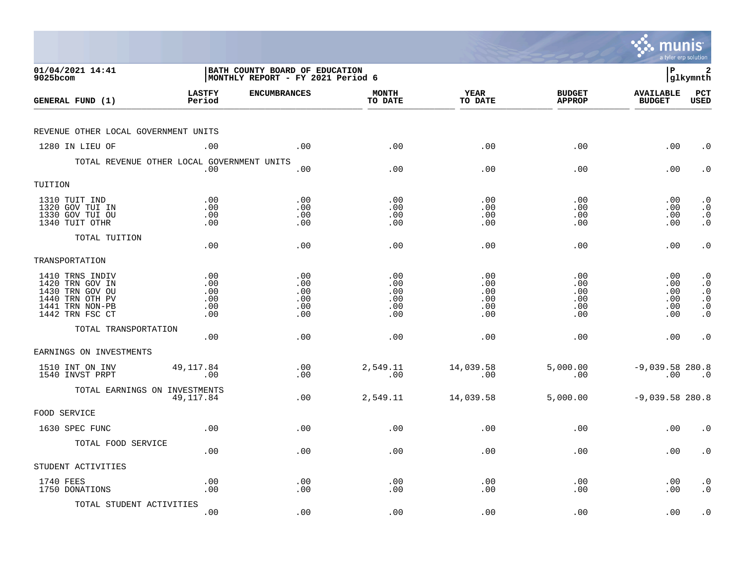01/04/2021 14:41
9025bcom

BATH COUNTY BOARD OF EDUCATION
MONTHLY REPORT - FY 2021 Period 6

P 2
glkymnth

| GENERAL FUND (1) | LASTFY Period | ENCUMBRANCES | MONTH TO DATE | YEAR TO DATE | BUDGET APPROP | AVAILABLE BUDGET | PCT USED |
|---|---|---|---|---|---|---|---|
| REVENUE OTHER LOCAL GOVERNMENT UNITS | | | | | | | |
| 1280 IN LIEU OF | .00 | .00 | .00 | .00 | .00 | .00 | .0 |
| TOTAL REVENUE OTHER LOCAL GOVERNMENT UNITS | .00 | .00 | .00 | .00 | .00 | .00 | .0 |
| TUITION | | | | | | | |
| 1310 TUIT IND | .00 | .00 | .00 | .00 | .00 | .00 | .0 |
| 1320 GOV TUI IN | .00 | .00 | .00 | .00 | .00 | .00 | .0 |
| 1330 GOV TUI OU | .00 | .00 | .00 | .00 | .00 | .00 | .0 |
| 1340 TUIT OTHR | .00 | .00 | .00 | .00 | .00 | .00 | .0 |
| TOTAL TUITION | .00 | .00 | .00 | .00 | .00 | .00 | .0 |
| TRANSPORTATION | | | | | | | |
| 1410 TRNS INDIV | .00 | .00 | .00 | .00 | .00 | .00 | .0 |
| 1420 TRN GOV IN | .00 | .00 | .00 | .00 | .00 | .00 | .0 |
| 1430 TRN GOV OU | .00 | .00 | .00 | .00 | .00 | .00 | .0 |
| 1440 TRN OTH PV | .00 | .00 | .00 | .00 | .00 | .00 | .0 |
| 1441 TRN NON-PB | .00 | .00 | .00 | .00 | .00 | .00 | .0 |
| 1442 TRN FSC CT | .00 | .00 | .00 | .00 | .00 | .00 | .0 |
| TOTAL TRANSPORTATION | .00 | .00 | .00 | .00 | .00 | .00 | .0 |
| EARNINGS ON INVESTMENTS | | | | | | | |
| 1510 INT ON INV | 49,117.84 | .00 | 2,549.11 | 14,039.58 | 5,000.00 | -9,039.58 | 280.8 |
| 1540 INVST PRPT | .00 | .00 | .00 | .00 | .00 | .00 | .0 |
| TOTAL EARNINGS ON INVESTMENTS | 49,117.84 | .00 | 2,549.11 | 14,039.58 | 5,000.00 | -9,039.58 | 280.8 |
| FOOD SERVICE | | | | | | | |
| 1630 SPEC FUNC | .00 | .00 | .00 | .00 | .00 | .00 | .0 |
| TOTAL FOOD SERVICE | .00 | .00 | .00 | .00 | .00 | .00 | .0 |
| STUDENT ACTIVITIES | | | | | | | |
| 1740 FEES | .00 | .00 | .00 | .00 | .00 | .00 | .0 |
| 1750 DONATIONS | .00 | .00 | .00 | .00 | .00 | .00 | .0 |
| TOTAL STUDENT ACTIVITIES | .00 | .00 | .00 | .00 | .00 | .00 | .0 |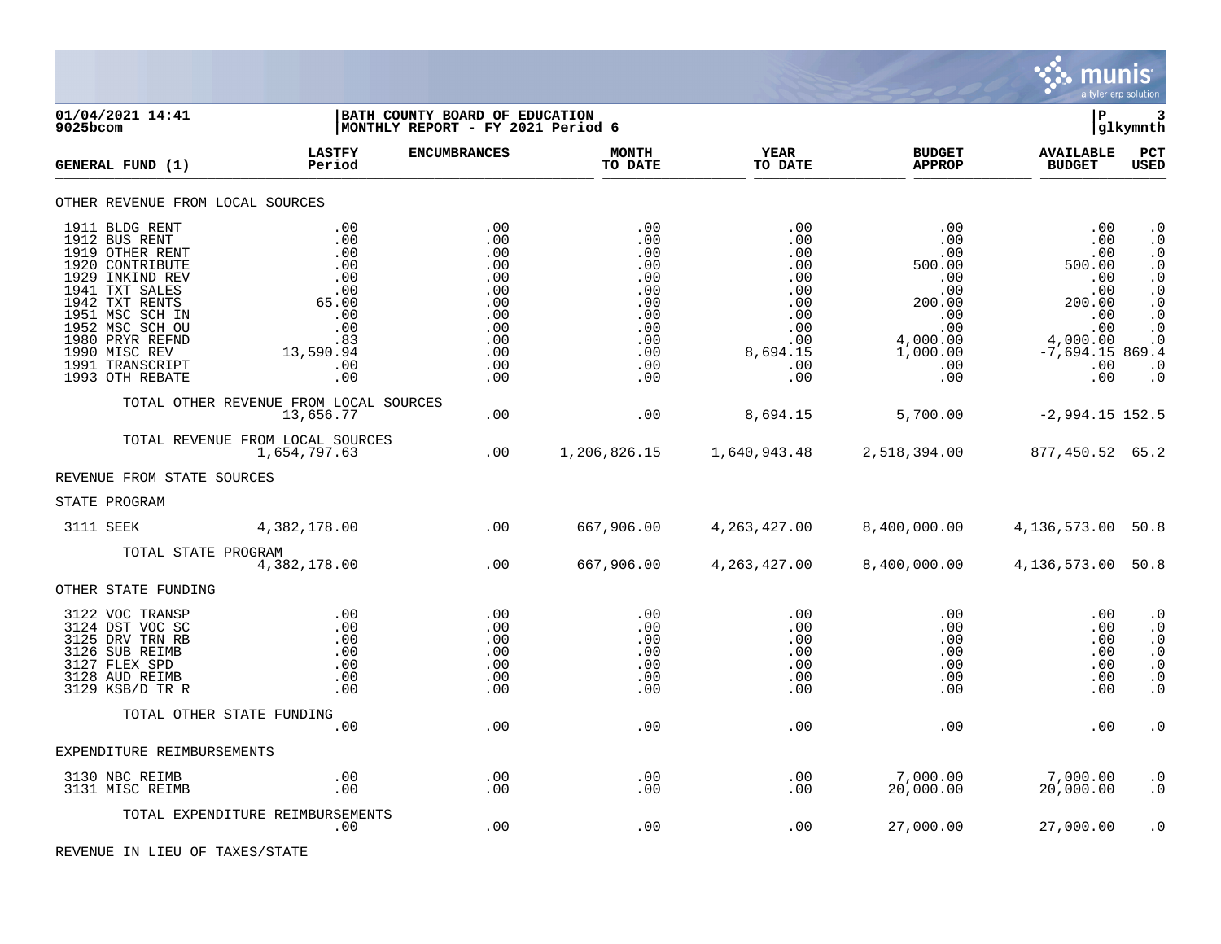**01/04/2021 14:41**
**9025bcom**

**BATH COUNTY BOARD OF EDUCATION**
**MONTHLY REPORT - FY 2021 Period 6**

| GENERAL FUND (1) | LASTFY Period | ENCUMBRANCES | MONTH TO DATE | YEAR TO DATE | BUDGET APPROP | AVAILABLE BUDGET | PCT USED |
|---|---|---|---|---|---|---|---|
| **OTHER REVENUE FROM LOCAL SOURCES** | | | | | | | |
| 1911 BLDG RENT | .00 | .00 | .00 | .00 | .00 | .00 | .0 |
| 1912 BUS RENT | .00 | .00 | .00 | .00 | .00 | .00 | .0 |
| 1919 OTHER RENT | .00 | .00 | .00 | .00 | .00 | .00 | .0 |
| 1920 CONTRIBUTE | .00 | .00 | .00 | .00 | 500.00 | 500.00 | .0 |
| 1929 INKIND REV | .00 | .00 | .00 | .00 | .00 | .00 | .0 |
| 1941 TXT SALES | .00 | .00 | .00 | .00 | .00 | .00 | .0 |
| 1942 TXT RENTS | 65.00 | .00 | .00 | .00 | 200.00 | 200.00 | .0 |
| 1951 MSC SCH IN | .00 | .00 | .00 | .00 | .00 | .00 | .0 |
| 1952 MSC SCH OU | .00 | .00 | .00 | .00 | .00 | .00 | .0 |
| 1980 PRYR REFND | .83 | .00 | .00 | .00 | 4,000.00 | 4,000.00 | .0 |
| 1990 MISC REV | 13,590.94 | .00 | .00 | 8,694.15 | 1,000.00 | -7,694.15 | 869.4 |
| 1991 TRANSCRIPT | .00 | .00 | .00 | .00 | .00 | .00 | .0 |
| 1993 OTH REBATE | .00 | .00 | .00 | .00 | .00 | .00 | .0 |
| TOTAL OTHER REVENUE FROM LOCAL SOURCES | 13,656.77 | .00 | .00 | 8,694.15 | 5,700.00 | -2,994.15 | 152.5 |
| TOTAL REVENUE FROM LOCAL SOURCES | 1,654,797.63 | .00 | 1,206,826.15 | 1,640,943.48 | 2,518,394.00 | 877,450.52 | 65.2 |
| **REVENUE FROM STATE SOURCES** | | | | | | | |
| **STATE PROGRAM** | | | | | | | |
| 3111 SEEK | 4,382,178.00 | .00 | 667,906.00 | 4,263,427.00 | 8,400,000.00 | 4,136,573.00 | 50.8 |
| TOTAL STATE PROGRAM | 4,382,178.00 | .00 | 667,906.00 | 4,263,427.00 | 8,400,000.00 | 4,136,573.00 | 50.8 |
| **OTHER STATE FUNDING** | | | | | | | |
| 3122 VOC TRANSP | .00 | .00 | .00 | .00 | .00 | .00 | .0 |
| 3124 DST VOC SC | .00 | .00 | .00 | .00 | .00 | .00 | .0 |
| 3125 DRV TRN RB | .00 | .00 | .00 | .00 | .00 | .00 | .0 |
| 3126 SUB REIMB | .00 | .00 | .00 | .00 | .00 | .00 | .0 |
| 3127 FLEX SPD | .00 | .00 | .00 | .00 | .00 | .00 | .0 |
| 3128 AUD REIMB | .00 | .00 | .00 | .00 | .00 | .00 | .0 |
| 3129 KSB/D TR R | .00 | .00 | .00 | .00 | .00 | .00 | .0 |
| TOTAL OTHER STATE FUNDING | .00 | .00 | .00 | .00 | .00 | .00 | .0 |
| **EXPENDITURE REIMBURSEMENTS** | | | | | | | |
| 3130 NBC REIMB | .00 | .00 | .00 | .00 | 7,000.00 | 7,000.00 | .0 |
| 3131 MISC REIMB | .00 | .00 | .00 | .00 | 20,000.00 | 20,000.00 | .0 |
| TOTAL EXPENDITURE REIMBURSEMENTS | .00 | .00 | .00 | .00 | 27,000.00 | 27,000.00 | .0 |

REVENUE IN LIEU OF TAXES/STATE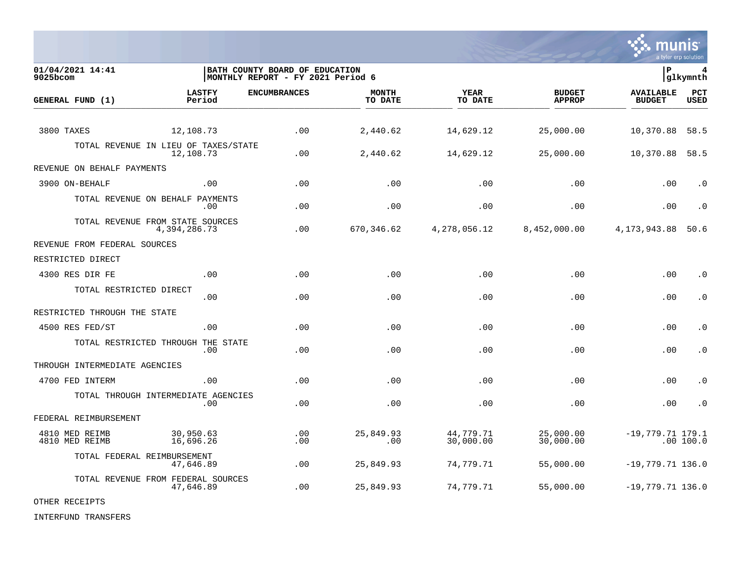01/04/2021 14:41 | BATH COUNTY BOARD OF EDUCATION | P 4
9025bcom | MONTHLY REPORT - FY 2021 Period 6 | glkymnth

| GENERAL FUND (1) | LASTFY Period | ENCUMBRANCES | MONTH TO DATE | YEAR TO DATE | BUDGET APPROP | AVAILABLE BUDGET | PCT USED |
|---|---|---|---|---|---|---|---|
| 3800 TAXES | 12,108.73 | .00 | 2,440.62 | 14,629.12 | 25,000.00 | 10,370.88 | 58.5 |
| TOTAL REVENUE IN LIEU OF TAXES/STATE | 12,108.73 | .00 | 2,440.62 | 14,629.12 | 25,000.00 | 10,370.88 | 58.5 |
| REVENUE ON BEHALF PAYMENTS | | | | | | | |
| 3900 ON-BEHALF | .00 | .00 | .00 | .00 | .00 | .00 | .0 |
| TOTAL REVENUE ON BEHALF PAYMENTS | .00 | .00 | .00 | .00 | .00 | .00 | .0 |
| TOTAL REVENUE FROM STATE SOURCES | 4,394,286.73 | .00 | 670,346.62 | 4,278,056.12 | 8,452,000.00 | 4,173,943.88 | 50.6 |
| REVENUE FROM FEDERAL SOURCES | | | | | | | |
| RESTRICTED DIRECT | | | | | | | |
| 4300 RES DIR FE | .00 | .00 | .00 | .00 | .00 | .00 | .0 |
| TOTAL RESTRICTED DIRECT | .00 | .00 | .00 | .00 | .00 | .00 | .0 |
| RESTRICTED THROUGH THE STATE | | | | | | | |
| 4500 RES FED/ST | .00 | .00 | .00 | .00 | .00 | .00 | .0 |
| TOTAL RESTRICTED THROUGH THE STATE | .00 | .00 | .00 | .00 | .00 | .00 | .0 |
| THROUGH INTERMEDIATE AGENCIES | | | | | | | |
| 4700 FED INTERM | .00 | .00 | .00 | .00 | .00 | .00 | .0 |
| TOTAL THROUGH INTERMEDIATE AGENCIES | .00 | .00 | .00 | .00 | .00 | .00 | .0 |
| FEDERAL REIMBURSEMENT | | | | | | | |
| 4810 MED REIMB | 30,950.63 | .00 | 25,849.93 | 44,779.71 | 25,000.00 | -19,779.71 | 179.1 |
| 4810 MED REIMB | 16,696.26 | .00 | .00 | 30,000.00 | 30,000.00 | .00 | 100.0 |
| TOTAL FEDERAL REIMBURSEMENT | 47,646.89 | .00 | 25,849.93 | 74,779.71 | 55,000.00 | -19,779.71 | 136.0 |
| TOTAL REVENUE FROM FEDERAL SOURCES | 47,646.89 | .00 | 25,849.93 | 74,779.71 | 55,000.00 | -19,779.71 | 136.0 |
| OTHER RECEIPTS | | | | | | | |
| INTERFUND TRANSFERS | | | | | | | |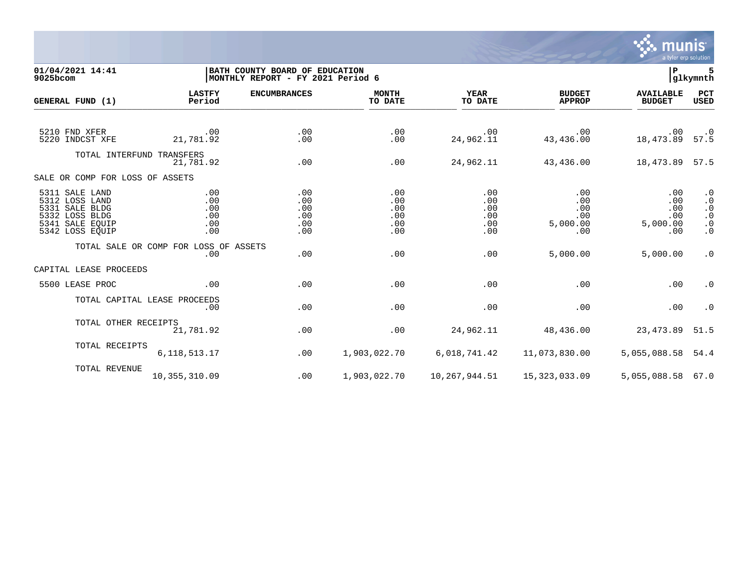**01/04/2021 14:41**
**9025bcom**

**BATH COUNTY BOARD OF EDUCATION**
**MONTHLY REPORT - FY 2021 Period 6**

**P 5**
**glkymnth**

| GENERAL FUND (1) | LASTFY Period | ENCUMBRANCES | MONTH TO DATE | YEAR TO DATE | BUDGET APPROP | AVAILABLE BUDGET | PCT USED |
|---|---|---|---|---|---|---|---|
| 5210 FND XFER | .00 | .00 | .00 | .00 | .00 | .00 | .0 |
| 5220 INDCST XFE | 21,781.92 | .00 | .00 | 24,962.11 | 43,436.00 | 18,473.89 | 57.5 |
| TOTAL INTERFUND TRANSFERS | 21,781.92 | .00 | .00 | 24,962.11 | 43,436.00 | 18,473.89 | 57.5 |
| SALE OR COMP FOR LOSS OF ASSETS | | | | | | | |
| 5311 SALE LAND | .00 | .00 | .00 | .00 | .00 | .00 | .0 |
| 5312 LOSS LAND | .00 | .00 | .00 | .00 | .00 | .00 | .0 |
| 5331 SALE BLDG | .00 | .00 | .00 | .00 | .00 | .00 | .0 |
| 5332 LOSS BLDG | .00 | .00 | .00 | .00 | .00 | .00 | .0 |
| 5341 SALE EQUIP | .00 | .00 | .00 | .00 | 5,000.00 | 5,000.00 | .0 |
| 5342 LOSS EQUIP | .00 | .00 | .00 | .00 | .00 | .00 | .0 |
| TOTAL SALE OR COMP FOR LOSS OF ASSETS | .00 | .00 | .00 | .00 | 5,000.00 | 5,000.00 | .0 |
| CAPITAL LEASE PROCEEDS | | | | | | | |
| 5500 LEASE PROC | .00 | .00 | .00 | .00 | .00 | .00 | .0 |
| TOTAL CAPITAL LEASE PROCEEDS | .00 | .00 | .00 | .00 | .00 | .00 | .0 |
| TOTAL OTHER RECEIPTS | 21,781.92 | .00 | .00 | 24,962.11 | 48,436.00 | 23,473.89 | 51.5 |
| TOTAL RECEIPTS | 6,118,513.17 | .00 | 1,903,022.70 | 6,018,741.42 | 11,073,830.00 | 5,055,088.58 | 54.4 |
| TOTAL REVENUE | 10,355,310.09 | .00 | 1,903,022.70 | 10,267,944.51 | 15,323,033.09 | 5,055,088.58 | 67.0 |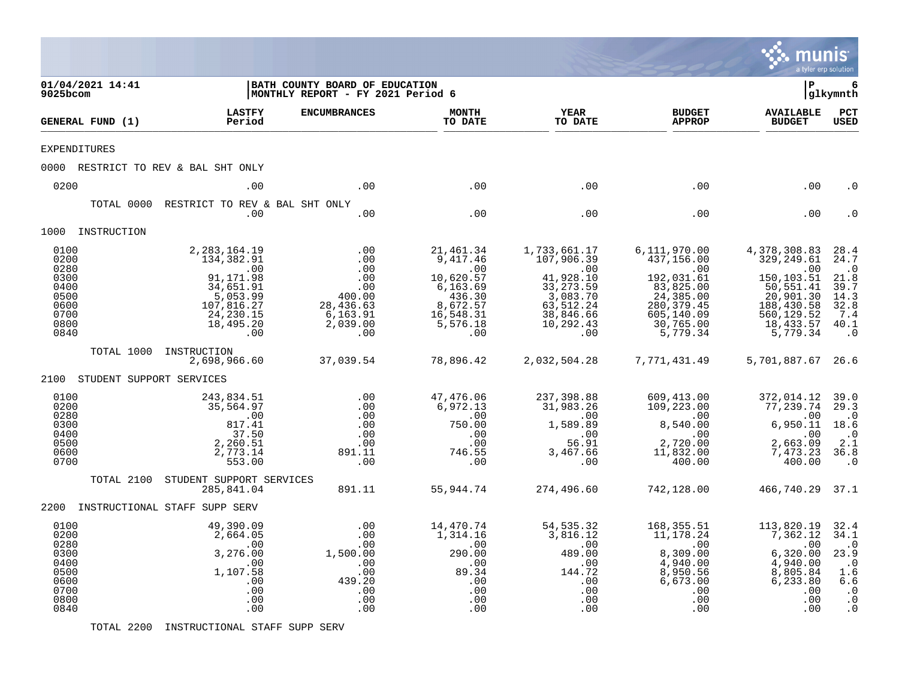**01/04/2021 14:41**
**9025bcom**

**BATH COUNTY BOARD OF EDUCATION**
**MONTHLY REPORT - FY 2021 Period 6**

**P 6**
**glkymnth**

| GENERAL FUND (1) | LASTFY Period | ENCUMBRANCES | MONTH TO DATE | YEAR TO DATE | BUDGET APPROP | AVAILABLE BUDGET | PCT USED |
|---|---|---|---|---|---|---|---|
| EXPENDITURES | | | | | | | |
| 0000 RESTRICT TO REV & BAL SHT ONLY | | | | | | | |
| 0200 | .00 | .00 | .00 | .00 | .00 | .00 | .0 |
| TOTAL 0000 RESTRICT TO REV & BAL SHT ONLY | .00 | .00 | .00 | .00 | .00 | .00 | .0 |
| 1000 INSTRUCTION | | | | | | | |
| 0100 | 2,283,164.19 | .00 | 21,461.34 | 1,733,661.17 | 6,111,970.00 | 4,378,308.83 | 28.4 |
| 0200 | 134,382.91 | .00 | 9,417.46 | 107,906.39 | 437,156.00 | 329,249.61 | 24.7 |
| 0280 | .00 | .00 | .00 | .00 | .00 | .00 | .0 |
| 0300 | 91,171.98 | .00 | 10,620.57 | 41,928.10 | 192,031.61 | 150,103.51 | 21.8 |
| 0400 | 34,651.91 | .00 | 6,163.69 | 33,273.59 | 83,825.00 | 50,551.41 | 39.7 |
| 0500 | 5,053.99 | 400.00 | 436.30 | 3,083.70 | 24,385.00 | 20,901.30 | 14.3 |
| 0600 | 107,816.27 | 28,436.63 | 8,672.57 | 63,512.24 | 280,379.45 | 188,430.58 | 32.8 |
| 0700 | 24,230.15 | 6,163.91 | 16,548.31 | 38,846.66 | 605,140.09 | 560,129.52 | 7.4 |
| 0800 | 18,495.20 | 2,039.00 | 5,576.18 | 10,292.43 | 30,765.00 | 18,433.57 | 40.1 |
| 0840 | .00 | .00 | .00 | .00 | 5,779.34 | 5,779.34 | .0 |
| TOTAL 1000 INSTRUCTION | 2,698,966.60 | 37,039.54 | 78,896.42 | 2,032,504.28 | 7,771,431.49 | 5,701,887.67 | 26.6 |
| 2100 STUDENT SUPPORT SERVICES | | | | | | | |
| 0100 | 243,834.51 | .00 | 47,476.06 | 237,398.88 | 609,413.00 | 372,014.12 | 39.0 |
| 0200 | 35,564.97 | .00 | 6,972.13 | 31,983.26 | 109,223.00 | 77,239.74 | 29.3 |
| 0280 | .00 | .00 | .00 | .00 | .00 | .00 | .0 |
| 0300 | 817.41 | .00 | 750.00 | 1,589.89 | 8,540.00 | 6,950.11 | 18.6 |
| 0400 | 37.50 | .00 | .00 | .00 | .00 | .00 | .0 |
| 0500 | 2,260.51 | .00 | .00 | 56.91 | 2,720.00 | 2,663.09 | 2.1 |
| 0600 | 2,773.14 | 891.11 | 746.55 | 3,467.66 | 11,832.00 | 7,473.23 | 36.8 |
| 0700 | 553.00 | .00 | .00 | .00 | 400.00 | 400.00 | .0 |
| TOTAL 2100 STUDENT SUPPORT SERVICES | 285,841.04 | 891.11 | 55,944.74 | 274,496.60 | 742,128.00 | 466,740.29 | 37.1 |
| 2200 INSTRUCTIONAL STAFF SUPP SERV | | | | | | | |
| 0100 | 49,390.09 | .00 | 14,470.74 | 54,535.32 | 168,355.51 | 113,820.19 | 32.4 |
| 0200 | 2,664.05 | .00 | 1,314.16 | 3,816.12 | 11,178.24 | 7,362.12 | 34.1 |
| 0280 | .00 | .00 | .00 | .00 | .00 | .00 | .0 |
| 0300 | 3,276.00 | 1,500.00 | 290.00 | 489.00 | 8,309.00 | 6,320.00 | 23.9 |
| 0400 | .00 | .00 | .00 | .00 | 4,940.00 | 4,940.00 | .0 |
| 0500 | 1,107.58 | .00 | 89.34 | 144.72 | 8,950.56 | 8,805.84 | 1.6 |
| 0600 | .00 | 439.20 | .00 | .00 | 6,673.00 | 6,233.80 | 6.6 |
| 0700 | .00 | .00 | .00 | .00 | .00 | .00 | .0 |
| 0800 | .00 | .00 | .00 | .00 | .00 | .00 | .0 |
| 0840 | .00 | .00 | .00 | .00 | .00 | .00 | .0 |
| TOTAL 2200 INSTRUCTIONAL STAFF SUPP SERV | | | | | | | |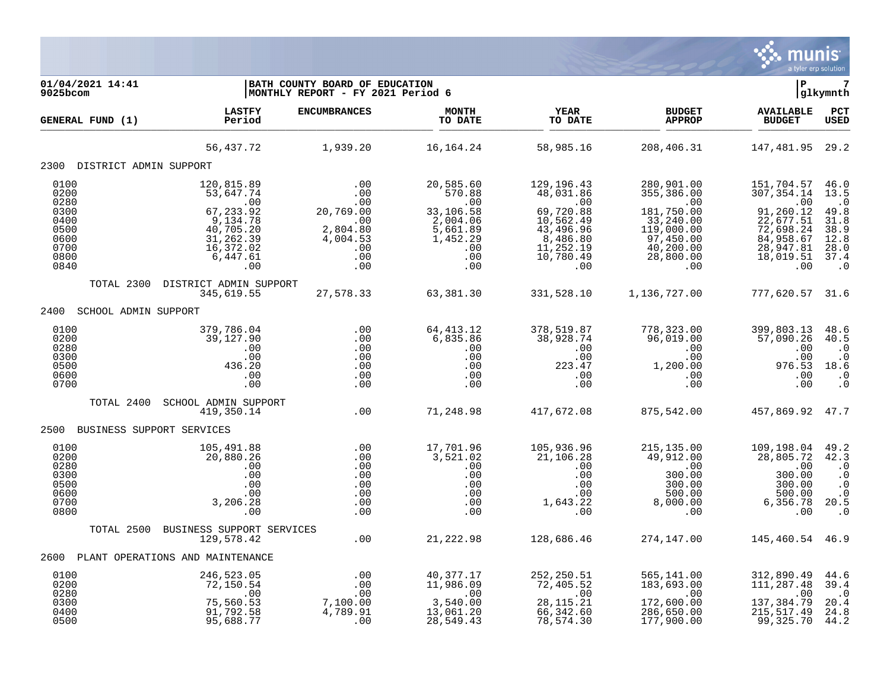01/04/2021 14:41 | BATH COUNTY BOARD OF EDUCATION | P 7
9025bcom | MONTHLY REPORT - FY 2021 Period 6 | glkymnth

| GENERAL FUND (1) | LASTFY Period | ENCUMBRANCES | MONTH TO DATE | YEAR TO DATE | BUDGET APPROP | AVAILABLE BUDGET | PCT USED |
|---|---|---|---|---|---|---|---|
| | 56,437.72 | 1,939.20 | 16,164.24 | 58,985.16 | 208,406.31 | 147,481.95 | 29.2 |
| **2300 DISTRICT ADMIN SUPPORT** | | | | | | | |
| 0100 | 120,815.89 | .00 | 20,585.60 | 129,196.43 | 280,901.00 | 151,704.57 | 46.0 |
| 0200 | 53,647.74 | .00 | 570.88 | 48,031.86 | 355,386.00 | 307,354.14 | 13.5 |
| 0280 | .00 | .00 | .00 | .00 | .00 | .00 | .0 |
| 0300 | 67,233.92 | 20,769.00 | 33,106.58 | 69,720.88 | 181,750.00 | 91,260.12 | 49.8 |
| 0400 | 9,134.78 | .00 | 2,004.06 | 10,562.49 | 33,240.00 | 22,677.51 | 31.8 |
| 0500 | 40,705.20 | 2,804.80 | 5,661.89 | 43,496.96 | 119,000.00 | 72,698.24 | 38.9 |
| 0600 | 31,262.39 | 4,004.53 | 1,452.29 | 8,486.80 | 97,450.00 | 84,958.67 | 12.8 |
| 0700 | 16,372.02 | .00 | .00 | 11,252.19 | 40,200.00 | 28,947.81 | 28.0 |
| 0800 | 6,447.61 | .00 | .00 | 10,780.49 | 28,800.00 | 18,019.51 | 37.4 |
| 0840 | .00 | .00 | .00 | .00 | .00 | .00 | .0 |
| TOTAL 2300 DISTRICT ADMIN SUPPORT | 345,619.55 | 27,578.33 | 63,381.30 | 331,528.10 | 1,136,727.00 | 777,620.57 | 31.6 |
| **2400 SCHOOL ADMIN SUPPORT** | | | | | | | |
| 0100 | 379,786.04 | .00 | 64,413.12 | 378,519.87 | 778,323.00 | 399,803.13 | 48.6 |
| 0200 | 39,127.90 | .00 | 6,835.86 | 38,928.74 | 96,019.00 | 57,090.26 | 40.5 |
| 0280 | .00 | .00 | .00 | .00 | .00 | .00 | .0 |
| 0300 | .00 | .00 | .00 | .00 | .00 | .00 | .0 |
| 0500 | 436.20 | .00 | .00 | 223.47 | 1,200.00 | 976.53 | 18.6 |
| 0600 | .00 | .00 | .00 | .00 | .00 | .00 | .0 |
| 0700 | .00 | .00 | .00 | .00 | .00 | .00 | .0 |
| TOTAL 2400 SCHOOL ADMIN SUPPORT | 419,350.14 | .00 | 71,248.98 | 417,672.08 | 875,542.00 | 457,869.92 | 47.7 |
| **2500 BUSINESS SUPPORT SERVICES** | | | | | | | |
| 0100 | 105,491.88 | .00 | 17,701.96 | 105,936.96 | 215,135.00 | 109,198.04 | 49.2 |
| 0200 | 20,880.26 | .00 | 3,521.02 | 21,106.28 | 49,912.00 | 28,805.72 | 42.3 |
| 0280 | .00 | .00 | .00 | .00 | .00 | .00 | .0 |
| 0300 | .00 | .00 | .00 | .00 | 300.00 | 300.00 | .0 |
| 0500 | .00 | .00 | .00 | .00 | 300.00 | 300.00 | .0 |
| 0600 | .00 | .00 | .00 | .00 | 500.00 | 500.00 | .0 |
| 0700 | 3,206.28 | .00 | .00 | 1,643.22 | 8,000.00 | 6,356.78 | 20.5 |
| 0800 | .00 | .00 | .00 | .00 | .00 | .00 | .0 |
| TOTAL 2500 BUSINESS SUPPORT SERVICES | 129,578.42 | .00 | 21,222.98 | 128,686.46 | 274,147.00 | 145,460.54 | 46.9 |
| **2600 PLANT OPERATIONS AND MAINTENANCE** | | | | | | | |
| 0100 | 246,523.05 | .00 | 40,377.17 | 252,250.51 | 565,141.00 | 312,890.49 | 44.6 |
| 0200 | 72,150.54 | .00 | 11,986.09 | 72,405.52 | 183,693.00 | 111,287.48 | 39.4 |
| 0280 | .00 | .00 | .00 | .00 | .00 | .00 | .0 |
| 0300 | 75,560.53 | 7,100.00 | 3,540.00 | 28,115.21 | 172,600.00 | 137,384.79 | 20.4 |
| 0400 | 91,792.58 | 4,789.91 | 13,061.20 | 66,342.60 | 286,650.00 | 215,517.49 | 24.8 |
| 0500 | 95,688.77 | .00 | 28,549.43 | 78,574.30 | 177,900.00 | 99,325.70 | 44.2 |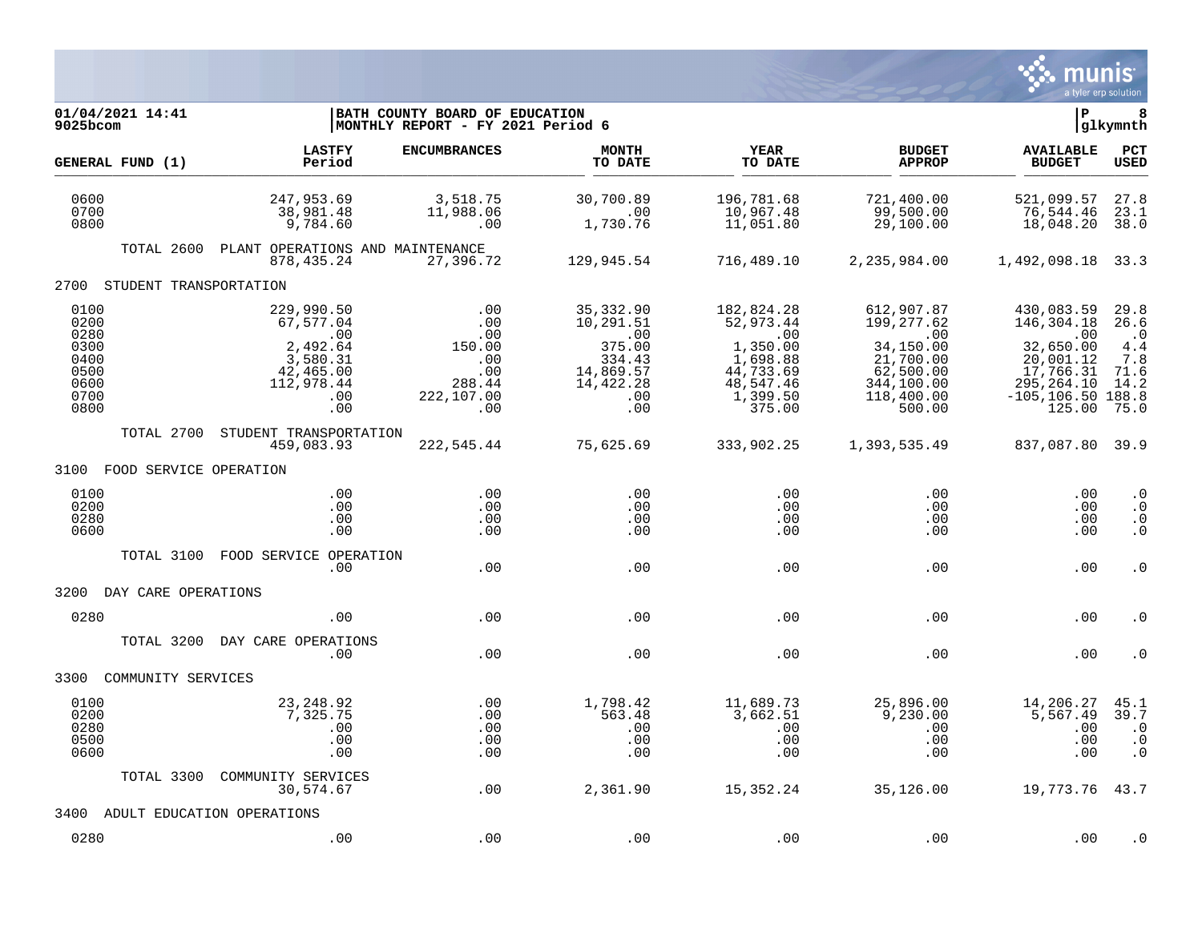**01/04/2021 14:41** | **BATH COUNTY BOARD OF EDUCATION** | **P 8**
**9025bcom** | **MONTHLY REPORT - FY 2021 Period 6** | **glkymnth**

| GENERAL FUND (1) | LASTFY Period | ENCUMBRANCES | MONTH TO DATE | YEAR TO DATE | BUDGET APPROP | AVAILABLE BUDGET | PCT USED |
|---|---|---|---|---|---|---|---|
| 0600 | 247,953.69 | 3,518.75 | 30,700.89 | 196,781.68 | 721,400.00 | 521,099.57 | 27.8 |
| 0700 | 38,981.48 | 11,988.06 | .00 | 10,967.48 | 99,500.00 | 76,544.46 | 23.1 |
| 0800 | 9,784.60 | .00 | 1,730.76 | 11,051.80 | 29,100.00 | 18,048.20 | 38.0 |
| TOTAL 2600 PLANT OPERATIONS AND MAINTENANCE | 878,435.24 | 27,396.72 | 129,945.54 | 716,489.10 | 2,235,984.00 | 1,492,098.18 | 33.3 |
| **2700 STUDENT TRANSPORTATION** | | | | | | | |
| 0100 | 229,990.50 | .00 | 35,332.90 | 182,824.28 | 612,907.87 | 430,083.59 | 29.8 |
| 0200 | 67,577.04 | .00 | 10,291.51 | 52,973.44 | 199,277.62 | 146,304.18 | 26.6 |
| 0280 | .00 | .00 | .00 | .00 | .00 | .00 | .0 |
| 0300 | 2,492.64 | 150.00 | 375.00 | 1,350.00 | 34,150.00 | 32,650.00 | 4.4 |
| 0400 | 3,580.31 | .00 | 334.43 | 1,698.88 | 21,700.00 | 20,001.12 | 7.8 |
| 0500 | 42,465.00 | .00 | 14,869.57 | 44,733.69 | 62,500.00 | 17,766.31 | 71.6 |
| 0600 | 112,978.44 | 288.44 | 14,422.28 | 48,547.46 | 344,100.00 | 295,264.10 | 14.2 |
| 0700 | .00 | 222,107.00 | .00 | 1,399.50 | 118,400.00 | -105,106.50 | 188.8 |
| 0800 | .00 | .00 | .00 | 375.00 | 500.00 | 125.00 | 75.0 |
| TOTAL 2700 STUDENT TRANSPORTATION | 459,083.93 | 222,545.44 | 75,625.69 | 333,902.25 | 1,393,535.49 | 837,087.80 | 39.9 |
| **3100 FOOD SERVICE OPERATION** | | | | | | | |
| 0100 | .00 | .00 | .00 | .00 | .00 | .00 | .0 |
| 0200 | .00 | .00 | .00 | .00 | .00 | .00 | .0 |
| 0280 | .00 | .00 | .00 | .00 | .00 | .00 | .0 |
| 0600 | .00 | .00 | .00 | .00 | .00 | .00 | .0 |
| TOTAL 3100 FOOD SERVICE OPERATION | .00 | .00 | .00 | .00 | .00 | .00 | .0 |
| **3200 DAY CARE OPERATIONS** | | | | | | | |
| 0280 | .00 | .00 | .00 | .00 | .00 | .00 | .0 |
| TOTAL 3200 DAY CARE OPERATIONS | .00 | .00 | .00 | .00 | .00 | .00 | .0 |
| **3300 COMMUNITY SERVICES** | | | | | | | |
| 0100 | 23,248.92 | .00 | 1,798.42 | 11,689.73 | 25,896.00 | 14,206.27 | 45.1 |
| 0200 | 7,325.75 | .00 | 563.48 | 3,662.51 | 9,230.00 | 5,567.49 | 39.7 |
| 0280 | .00 | .00 | .00 | .00 | .00 | .00 | .0 |
| 0500 | .00 | .00 | .00 | .00 | .00 | .00 | .0 |
| 0600 | .00 | .00 | .00 | .00 | .00 | .00 | .0 |
| TOTAL 3300 COMMUNITY SERVICES | 30,574.67 | .00 | 2,361.90 | 15,352.24 | 35,126.00 | 19,773.76 | 43.7 |
| **3400 ADULT EDUCATION OPERATIONS** | | | | | | | |
| 0280 | .00 | .00 | .00 | .00 | .00 | .00 | .0 |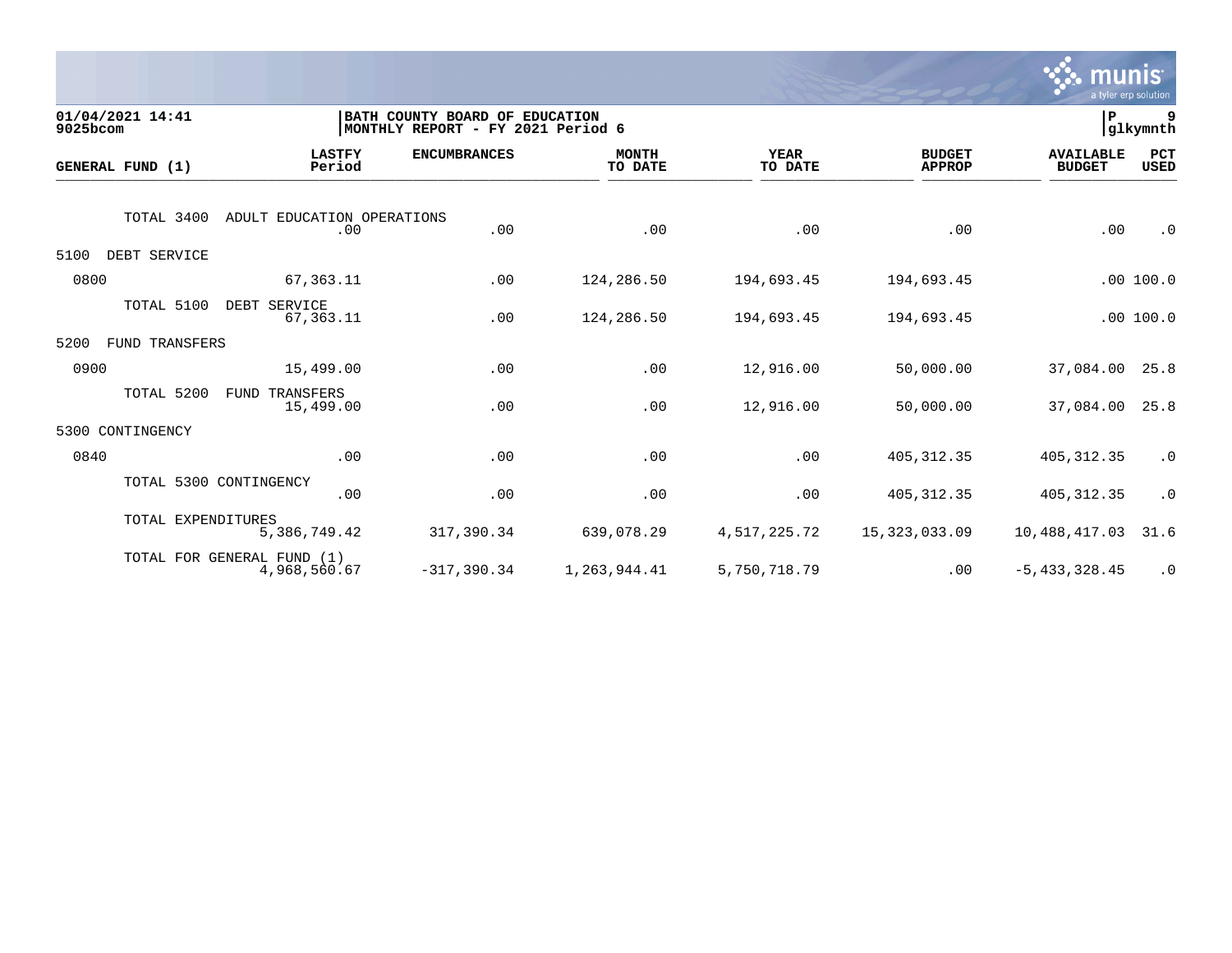01/04/2021 14:41 | BATH COUNTY BOARD OF EDUCATION | P 9
9025bcom | MONTHLY REPORT - FY 2021 Period 6 | glkymnth

| GENERAL FUND (1) | LASTFY Period | ENCUMBRANCES | MONTH TO DATE | YEAR TO DATE | BUDGET APPROP | AVAILABLE BUDGET | PCT USED |
|---|---|---|---|---|---|---|---|
| TOTAL 3400 ADULT EDUCATION OPERATIONS | .00 | .00 | .00 | .00 | .00 | .00 | .0 |
| 5100 DEBT SERVICE | | | | | | | |
| 0800 | 67,363.11 | .00 | 124,286.50 | 194,693.45 | 194,693.45 | .00 | 100.0 |
| TOTAL 5100 DEBT SERVICE | 67,363.11 | .00 | 124,286.50 | 194,693.45 | 194,693.45 | .00 | 100.0 |
| 5200 FUND TRANSFERS | | | | | | | |
| 0900 | 15,499.00 | .00 | .00 | 12,916.00 | 50,000.00 | 37,084.00 | 25.8 |
| TOTAL 5200 FUND TRANSFERS | 15,499.00 | .00 | .00 | 12,916.00 | 50,000.00 | 37,084.00 | 25.8 |
| 5300 CONTINGENCY | | | | | | | |
| 0840 | .00 | .00 | .00 | .00 | 405,312.35 | 405,312.35 | .0 |
| TOTAL 5300 CONTINGENCY | .00 | .00 | .00 | .00 | 405,312.35 | 405,312.35 | .0 |
| TOTAL EXPENDITURES | 5,386,749.42 | 317,390.34 | 639,078.29 | 4,517,225.72 | 15,323,033.09 | 10,488,417.03 | 31.6 |
| TOTAL FOR GENERAL FUND (1) | 4,968,560.67 | -317,390.34 | 1,263,944.41 | 5,750,718.79 | .00 | -5,433,328.45 | .0 |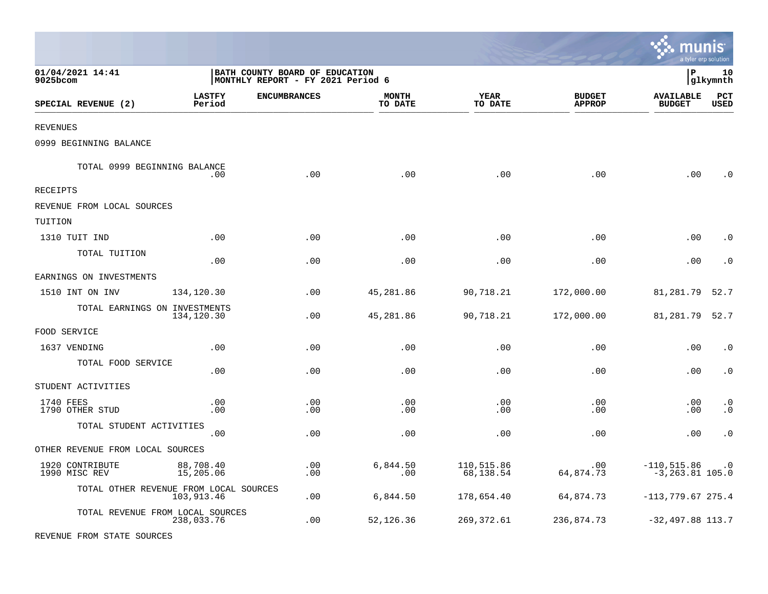01/04/2021 14:41
9025bcom

BATH COUNTY BOARD OF EDUCATION
MONTHLY REPORT - FY 2021 Period 6

P 10
glkymnth

| SPECIAL REVENUE (2) | LASTFY Period | ENCUMBRANCES | MONTH TO DATE | YEAR TO DATE | BUDGET APPROP | AVAILABLE BUDGET | PCT USED |
|---|---|---|---|---|---|---|---|
| REVENUES | | | | | | | |
| 0999 BEGINNING BALANCE | | | | | | | |
| TOTAL 0999 BEGINNING BALANCE | .00 | .00 | .00 | .00 | .00 | .00 | .0 |
| RECEIPTS | | | | | | | |
| REVENUE FROM LOCAL SOURCES | | | | | | | |
| TUITION | | | | | | | |
| 1310 TUIT IND | .00 | .00 | .00 | .00 | .00 | .00 | .0 |
| TOTAL TUITION | .00 | .00 | .00 | .00 | .00 | .00 | .0 |
| EARNINGS ON INVESTMENTS | | | | | | | |
| 1510 INT ON INV | 134,120.30 | .00 | 45,281.86 | 90,718.21 | 172,000.00 | 81,281.79 | 52.7 |
| TOTAL EARNINGS ON INVESTMENTS | 134,120.30 | .00 | 45,281.86 | 90,718.21 | 172,000.00 | 81,281.79 | 52.7 |
| FOOD SERVICE | | | | | | | |
| 1637 VENDING | .00 | .00 | .00 | .00 | .00 | .00 | .0 |
| TOTAL FOOD SERVICE | .00 | .00 | .00 | .00 | .00 | .00 | .0 |
| STUDENT ACTIVITIES | | | | | | | |
| 1740 FEES | .00 | .00 | .00 | .00 | .00 | .00 | .0 |
| 1790 OTHER STUD | .00 | .00 | .00 | .00 | .00 | .00 | .0 |
| TOTAL STUDENT ACTIVITIES | .00 | .00 | .00 | .00 | .00 | .00 | .0 |
| OTHER REVENUE FROM LOCAL SOURCES | | | | | | | |
| 1920 CONTRIBUTE | 88,708.40 | .00 | 6,844.50 | 110,515.86 | .00 | -110,515.86 | .0 |
| 1990 MISC REV | 15,205.06 | .00 | .00 | 68,138.54 | 64,874.73 | -3,263.81 | 105.0 |
| TOTAL OTHER REVENUE FROM LOCAL SOURCES | 103,913.46 | .00 | 6,844.50 | 178,654.40 | 64,874.73 | -113,779.67 | 275.4 |
| TOTAL REVENUE FROM LOCAL SOURCES | 238,033.76 | .00 | 52,126.36 | 269,372.61 | 236,874.73 | -32,497.88 | 113.7 |
| REVENUE FROM STATE SOURCES | | | | | | | |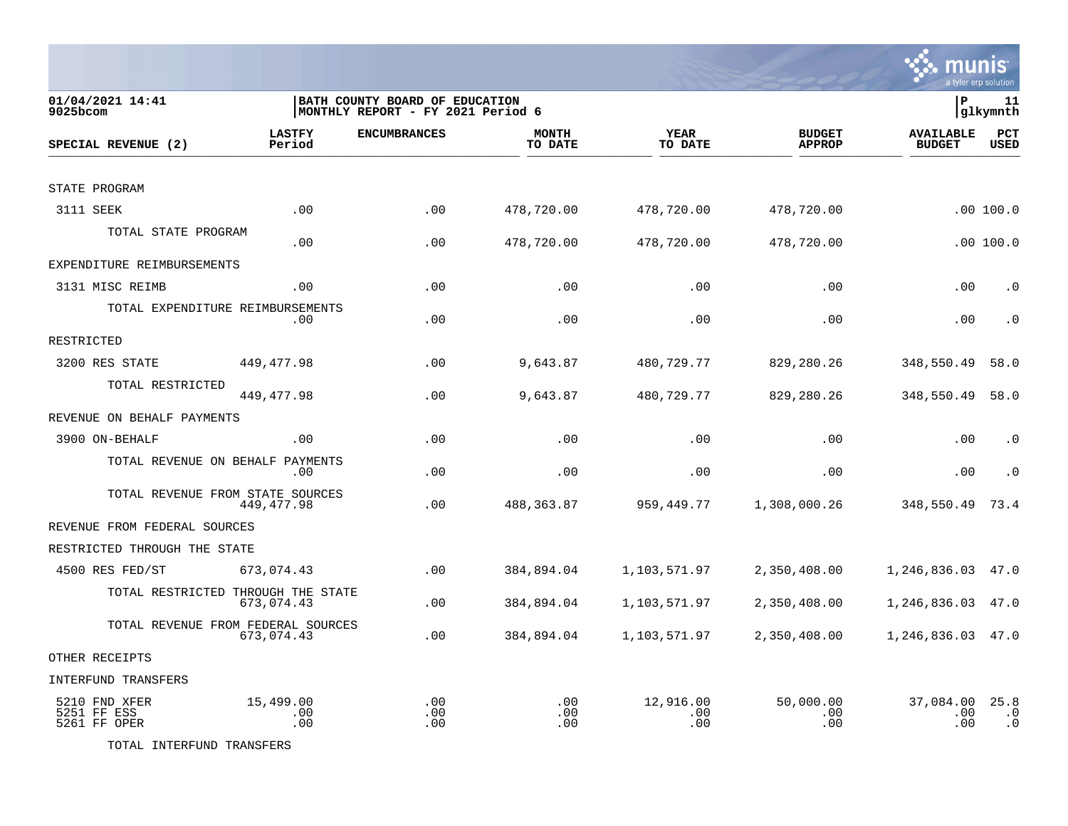01/04/2021 14:41
9025bcom

BATH COUNTY BOARD OF EDUCATION
MONTHLY REPORT - FY 2021 Period 6

P 11
glkymnth

| SPECIAL REVENUE (2) | LASTFY Period | ENCUMBRANCES | MONTH TO DATE | YEAR TO DATE | BUDGET APPROP | AVAILABLE BUDGET | PCT USED |
|---|---|---|---|---|---|---|---|
| STATE PROGRAM | | | | | | | |
| 3111 SEEK | .00 | .00 | 478,720.00 | 478,720.00 | 478,720.00 | .00 | 100.0 |
| TOTAL STATE PROGRAM | .00 | .00 | 478,720.00 | 478,720.00 | 478,720.00 | .00 | 100.0 |
| EXPENDITURE REIMBURSEMENTS | | | | | | | |
| 3131 MISC REIMB | .00 | .00 | .00 | .00 | .00 | .00 | .0 |
| TOTAL EXPENDITURE REIMBURSEMENTS | .00 | .00 | .00 | .00 | .00 | .00 | .0 |
| RESTRICTED | | | | | | | |
| 3200 RES STATE | 449,477.98 | .00 | 9,643.87 | 480,729.77 | 829,280.26 | 348,550.49 | 58.0 |
| TOTAL RESTRICTED | 449,477.98 | .00 | 9,643.87 | 480,729.77 | 829,280.26 | 348,550.49 | 58.0 |
| REVENUE ON BEHALF PAYMENTS | | | | | | | |
| 3900 ON-BEHALF | .00 | .00 | .00 | .00 | .00 | .00 | .0 |
| TOTAL REVENUE ON BEHALF PAYMENTS | .00 | .00 | .00 | .00 | .00 | .00 | .0 |
| TOTAL REVENUE FROM STATE SOURCES | 449,477.98 | .00 | 488,363.87 | 959,449.77 | 1,308,000.26 | 348,550.49 | 73.4 |
| REVENUE FROM FEDERAL SOURCES | | | | | | | |
| RESTRICTED THROUGH THE STATE | | | | | | | |
| 4500 RES FED/ST | 673,074.43 | .00 | 384,894.04 | 1,103,571.97 | 2,350,408.00 | 1,246,836.03 | 47.0 |
| TOTAL RESTRICTED THROUGH THE STATE | 673,074.43 | .00 | 384,894.04 | 1,103,571.97 | 2,350,408.00 | 1,246,836.03 | 47.0 |
| TOTAL REVENUE FROM FEDERAL SOURCES | 673,074.43 | .00 | 384,894.04 | 1,103,571.97 | 2,350,408.00 | 1,246,836.03 | 47.0 |
| OTHER RECEIPTS | | | | | | | |
| INTERFUND TRANSFERS | | | | | | | |
| 5210 FND XFER | 15,499.00 | .00 | .00 | 12,916.00 | 50,000.00 | 37,084.00 | 25.8 |
| 5251 FF ESS | .00 | .00 | .00 | .00 | .00 | .00 | .0 |
| 5261 FF OPER | .00 | .00 | .00 | .00 | .00 | .00 | .0 |
| TOTAL INTERFUND TRANSFERS | | | | | | | |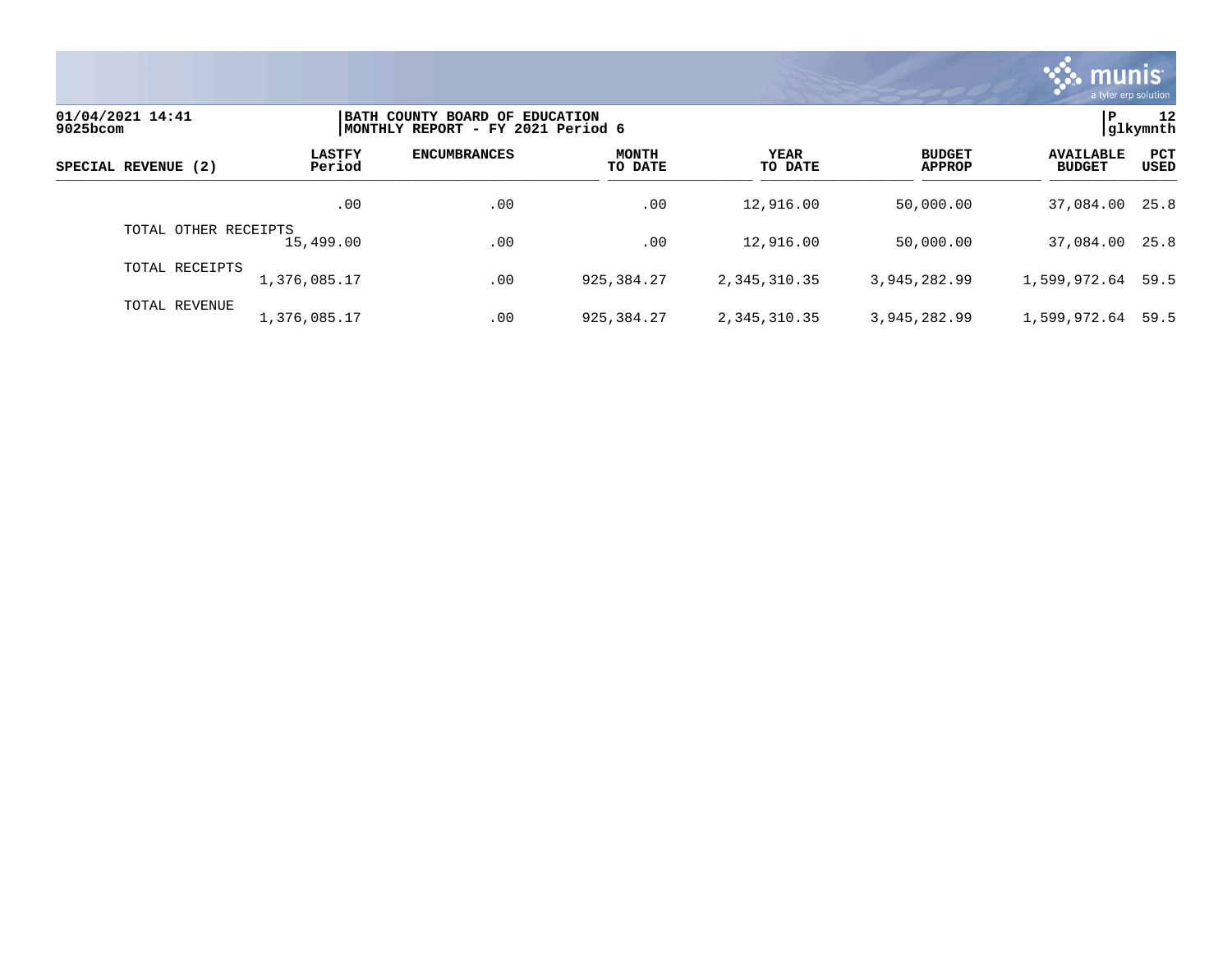| SPECIAL REVENUE (2) | LASTFY Period | ENCUMBRANCES | MONTH TO DATE | YEAR TO DATE | BUDGET APPROP | AVAILABLE BUDGET | PCT USED |
|---|---|---|---|---|---|---|---|
| | .00 | .00 | .00 | 12,916.00 | 50,000.00 | 37,084.00 | 25.8 |
| TOTAL OTHER RECEIPTS | 15,499.00 | .00 | .00 | 12,916.00 | 50,000.00 | 37,084.00 | 25.8 |
| TOTAL RECEIPTS | 1,376,085.17 | .00 | 925,384.27 | 2,345,310.35 | 3,945,282.99 | 1,599,972.64 | 59.5 |
| TOTAL REVENUE | 1,376,085.17 | .00 | 925,384.27 | 2,345,310.35 | 3,945,282.99 | 1,599,972.64 | 59.5 |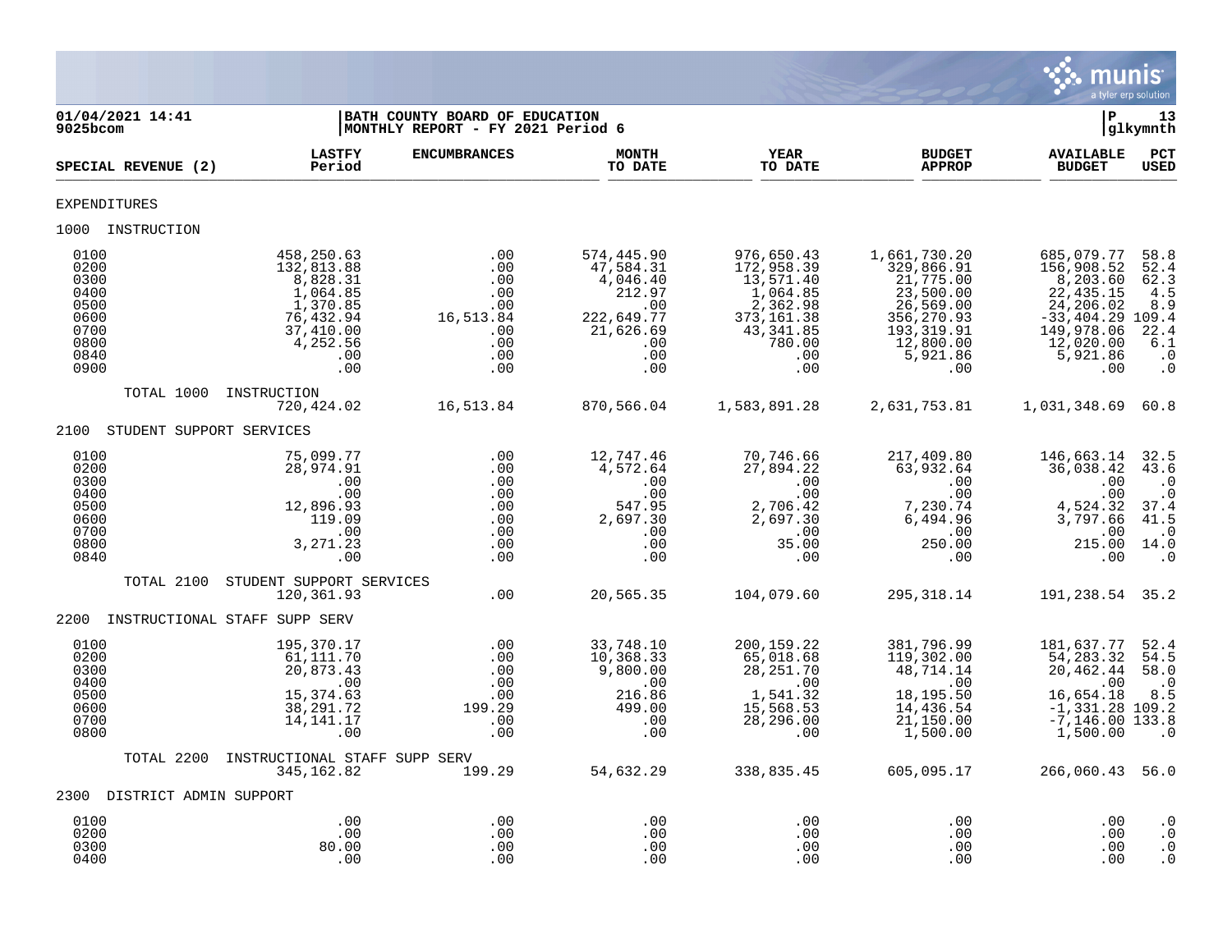01/04/2021 14:41 | BATH COUNTY BOARD OF EDUCATION | P 13
9025bcom | MONTHLY REPORT - FY 2021 Period 6 | glkymnth

| SPECIAL REVENUE (2) | LASTFY Period | ENCUMBRANCES | MONTH TO DATE | YEAR TO DATE | BUDGET APPROP | AVAILABLE BUDGET | PCT USED |
|---|---|---|---|---|---|---|---|
| EXPENDITURES | | | | | | | |
| 1000 INSTRUCTION | | | | | | | |
| 0100 | 458,250.63 | .00 | 574,445.90 | 976,650.43 | 1,661,730.20 | 685,079.77 | 58.8 |
| 0200 | 132,813.88 | .00 | 47,584.31 | 172,958.39 | 329,866.91 | 156,908.52 | 52.4 |
| 0300 | 8,828.31 | .00 | 4,046.40 | 13,571.40 | 21,775.00 | 8,203.60 | 62.3 |
| 0400 | 1,064.85 | .00 | 212.97 | 1,064.85 | 23,500.00 | 22,435.15 | 4.5 |
| 0500 | 1,370.85 | .00 | .00 | 2,362.98 | 26,569.00 | 24,206.02 | 8.9 |
| 0600 | 76,432.94 | 16,513.84 | 222,649.77 | 373,161.38 | 356,270.93 | -33,404.29 | 109.4 |
| 0700 | 37,410.00 | .00 | 21,626.69 | 43,341.85 | 193,319.91 | 149,978.06 | 22.4 |
| 0800 | 4,252.56 | .00 | .00 | 780.00 | 12,800.00 | 12,020.00 | 6.1 |
| 0840 | .00 | .00 | .00 | .00 | 5,921.86 | 5,921.86 | .0 |
| 0900 | .00 | .00 | .00 | .00 | .00 | .00 | .0 |
| TOTAL 1000 INSTRUCTION | 720,424.02 | 16,513.84 | 870,566.04 | 1,583,891.28 | 2,631,753.81 | 1,031,348.69 | 60.8 |
| 2100 STUDENT SUPPORT SERVICES | | | | | | | |
| 0100 | 75,099.77 | .00 | 12,747.46 | 70,746.66 | 217,409.80 | 146,663.14 | 32.5 |
| 0200 | 28,974.91 | .00 | 4,572.64 | 27,894.22 | 63,932.64 | 36,038.42 | 43.6 |
| 0300 | .00 | .00 | .00 | .00 | .00 | .00 | .0 |
| 0400 | .00 | .00 | .00 | .00 | .00 | .00 | .0 |
| 0500 | 12,896.93 | .00 | 547.95 | 2,706.42 | 7,230.74 | 4,524.32 | 37.4 |
| 0600 | 119.09 | .00 | 2,697.30 | 2,697.30 | 6,494.96 | 3,797.66 | 41.5 |
| 0700 | .00 | .00 | .00 | .00 | .00 | .00 | .0 |
| 0800 | 3,271.23 | .00 | .00 | 35.00 | 250.00 | 215.00 | 14.0 |
| 0840 | .00 | .00 | .00 | .00 | .00 | .00 | .0 |
| TOTAL 2100 STUDENT SUPPORT SERVICES | 120,361.93 | .00 | 20,565.35 | 104,079.60 | 295,318.14 | 191,238.54 | 35.2 |
| 2200 INSTRUCTIONAL STAFF SUPP SERV | | | | | | | |
| 0100 | 195,370.17 | .00 | 33,748.10 | 200,159.22 | 381,796.99 | 181,637.77 | 52.4 |
| 0200 | 61,111.70 | .00 | 10,368.33 | 65,018.68 | 119,302.00 | 54,283.32 | 54.5 |
| 0300 | 20,873.43 | .00 | 9,800.00 | 28,251.70 | 48,714.14 | 20,462.44 | 58.0 |
| 0400 | .00 | .00 | .00 | .00 | .00 | .00 | .0 |
| 0500 | 15,374.63 | .00 | 216.86 | 1,541.32 | 18,195.50 | 16,654.18 | 8.5 |
| 0600 | 38,291.72 | 199.29 | 499.00 | 15,568.53 | 14,436.54 | -1,331.28 | 109.2 |
| 0700 | 14,141.17 | .00 | .00 | 28,296.00 | 21,150.00 | -7,146.00 | 133.8 |
| 0800 | .00 | .00 | .00 | .00 | 1,500.00 | 1,500.00 | .0 |
| TOTAL 2200 INSTRUCTIONAL STAFF SUPP SERV | 345,162.82 | 199.29 | 54,632.29 | 338,835.45 | 605,095.17 | 266,060.43 | 56.0 |
| 2300 DISTRICT ADMIN SUPPORT | | | | | | | |
| 0100 | .00 | .00 | .00 | .00 | .00 | .00 | .0 |
| 0200 | .00 | .00 | .00 | .00 | .00 | .00 | .0 |
| 0300 | 80.00 | .00 | .00 | .00 | .00 | .00 | .0 |
| 0400 | .00 | .00 | .00 | .00 | .00 | .00 | .0 |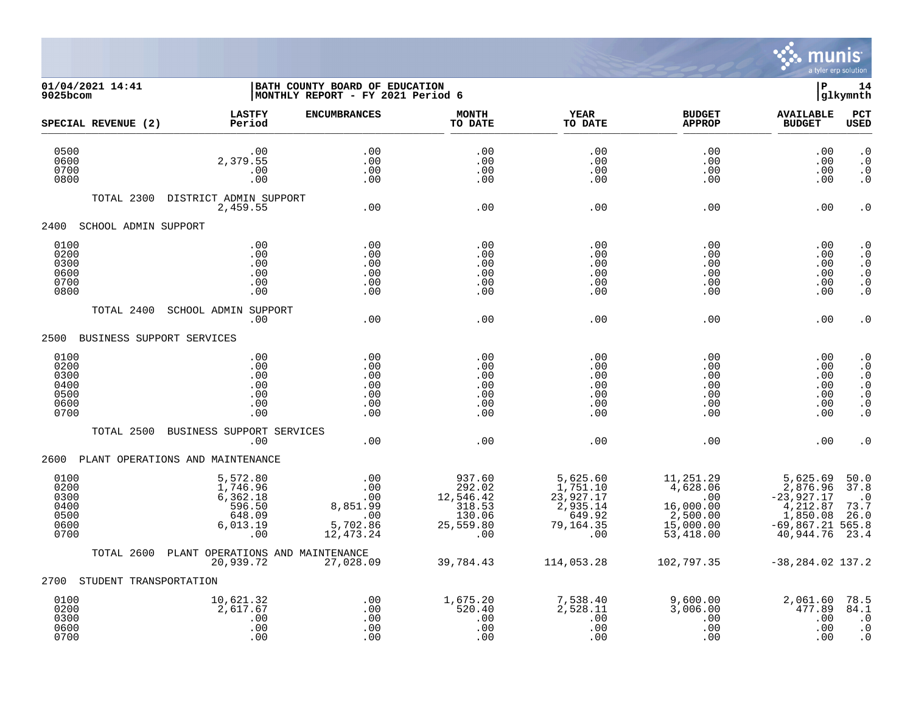**01/04/2021 14:41**
**9025bcom**

**BATH COUNTY BOARD OF EDUCATION**
**MONTHLY REPORT - FY 2021 Period 6**

**P 14**
**glkymnth**

| SPECIAL REVENUE (2) | LASTFY Period | ENCUMBRANCES | MONTH TO DATE | YEAR TO DATE | BUDGET APPROP | AVAILABLE BUDGET | PCT USED |
|---|---|---|---|---|---|---|---|
| 0500 | .00 | .00 | .00 | .00 | .00 | .00 | .0 |
| 0600 | 2,379.55 | .00 | .00 | .00 | .00 | .00 | .0 |
| 0700 | .00 | .00 | .00 | .00 | .00 | .00 | .0 |
| 0800 | .00 | .00 | .00 | .00 | .00 | .00 | .0 |
| TOTAL 2300 DISTRICT ADMIN SUPPORT | 2,459.55 | .00 | .00 | .00 | .00 | .00 | .0 |
| **2400 SCHOOL ADMIN SUPPORT** | | | | | | | |
| 0100 | .00 | .00 | .00 | .00 | .00 | .00 | .0 |
| 0200 | .00 | .00 | .00 | .00 | .00 | .00 | .0 |
| 0300 | .00 | .00 | .00 | .00 | .00 | .00 | .0 |
| 0600 | .00 | .00 | .00 | .00 | .00 | .00 | .0 |
| 0700 | .00 | .00 | .00 | .00 | .00 | .00 | .0 |
| 0800 | .00 | .00 | .00 | .00 | .00 | .00 | .0 |
| TOTAL 2400 SCHOOL ADMIN SUPPORT | .00 | .00 | .00 | .00 | .00 | .00 | .0 |
| **2500 BUSINESS SUPPORT SERVICES** | | | | | | | |
| 0100 | .00 | .00 | .00 | .00 | .00 | .00 | .0 |
| 0200 | .00 | .00 | .00 | .00 | .00 | .00 | .0 |
| 0300 | .00 | .00 | .00 | .00 | .00 | .00 | .0 |
| 0400 | .00 | .00 | .00 | .00 | .00 | .00 | .0 |
| 0500 | .00 | .00 | .00 | .00 | .00 | .00 | .0 |
| 0600 | .00 | .00 | .00 | .00 | .00 | .00 | .0 |
| 0700 | .00 | .00 | .00 | .00 | .00 | .00 | .0 |
| TOTAL 2500 BUSINESS SUPPORT SERVICES | .00 | .00 | .00 | .00 | .00 | .00 | .0 |
| **2600 PLANT OPERATIONS AND MAINTENANCE** | | | | | | | |
| 0100 | 5,572.80 | .00 | 937.60 | 5,625.60 | 11,251.29 | 5,625.69 | 50.0 |
| 0200 | 1,746.96 | .00 | 292.02 | 1,751.10 | 4,628.06 | 2,876.96 | 37.8 |
| 0300 | 6,362.18 | .00 | 12,546.42 | 23,927.17 | .00 | -23,927.17 | .0 |
| 0400 | 596.50 | 8,851.99 | 318.53 | 2,935.14 | 16,000.00 | 4,212.87 | 73.7 |
| 0500 | 648.09 | .00 | 130.06 | 649.92 | 2,500.00 | 1,850.08 | 26.0 |
| 0600 | 6,013.19 | 5,702.86 | 25,559.80 | 79,164.35 | 15,000.00 | -69,867.21 | 565.8 |
| 0700 | .00 | 12,473.24 | .00 | .00 | 53,418.00 | 40,944.76 | 23.4 |
| TOTAL 2600 PLANT OPERATIONS AND MAINTENANCE | 20,939.72 | 27,028.09 | 39,784.43 | 114,053.28 | 102,797.35 | -38,284.02 | 137.2 |
| **2700 STUDENT TRANSPORTATION** | | | | | | | |
| 0100 | 10,621.32 | .00 | 1,675.20 | 7,538.40 | 9,600.00 | 2,061.60 | 78.5 |
| 0200 | 2,617.67 | .00 | 520.40 | 2,528.11 | 3,006.00 | 477.89 | 84.1 |
| 0300 | .00 | .00 | .00 | .00 | .00 | .00 | .0 |
| 0600 | .00 | .00 | .00 | .00 | .00 | .00 | .0 |
| 0700 | .00 | .00 | .00 | .00 | .00 | .00 | .0 |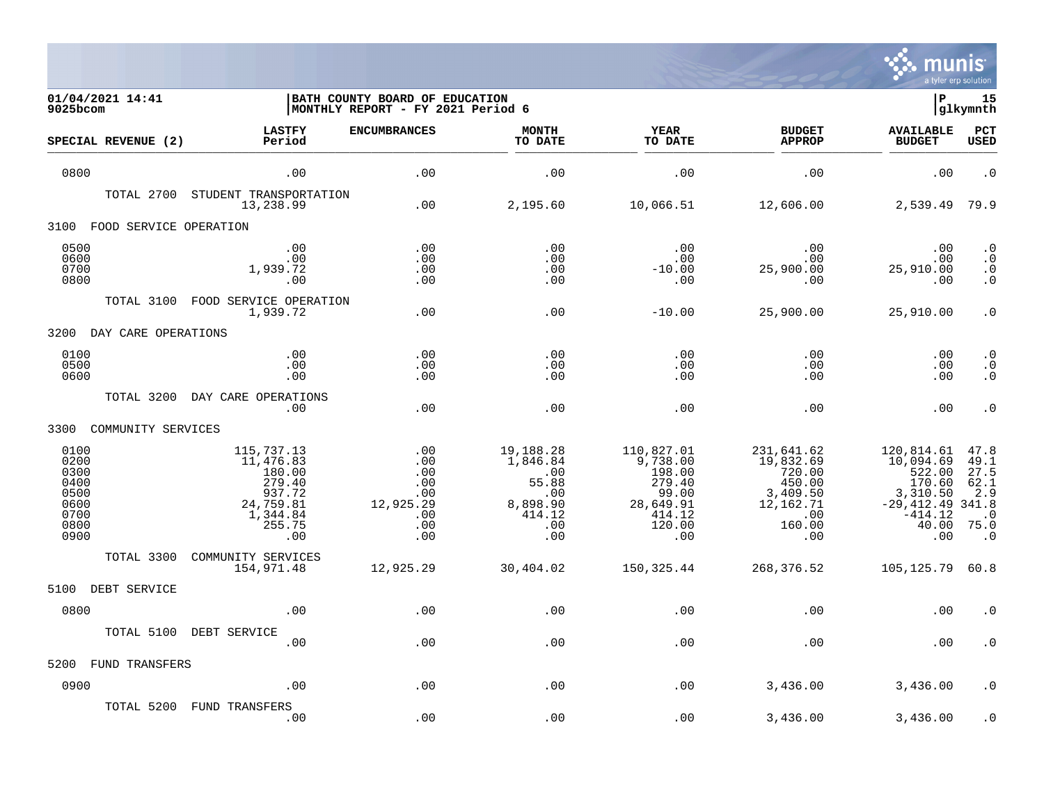01/04/2021 14:41 | BATH COUNTY BOARD OF EDUCATION | P 15
9025bcom | MONTHLY REPORT - FY 2021 Period 6 | glkymnth

| SPECIAL REVENUE (2) | LASTFY Period | ENCUMBRANCES | MONTH TO DATE | YEAR TO DATE | BUDGET APPROP | AVAILABLE BUDGET | PCT USED |
|---|---|---|---|---|---|---|---|
| 0800 | .00 | .00 | .00 | .00 | .00 | .00 | .0 |
| TOTAL 2700 STUDENT TRANSPORTATION | 13,238.99 | .00 | 2,195.60 | 10,066.51 | 12,606.00 | 2,539.49 | 79.9 |
| **3100 FOOD SERVICE OPERATION** | | | | | | | |
| 0500 | .00 | .00 | .00 | .00 | .00 | .00 | .0 |
| 0600 | .00 | .00 | .00 | .00 | .00 | .00 | .0 |
| 0700 | 1,939.72 | .00 | .00 | -10.00 | 25,900.00 | 25,910.00 | .0 |
| 0800 | .00 | .00 | .00 | .00 | .00 | .00 | .0 |
| TOTAL 3100 FOOD SERVICE OPERATION | 1,939.72 | .00 | .00 | -10.00 | 25,900.00 | 25,910.00 | .0 |
| **3200 DAY CARE OPERATIONS** | | | | | | | |
| 0100 | .00 | .00 | .00 | .00 | .00 | .00 | .0 |
| 0500 | .00 | .00 | .00 | .00 | .00 | .00 | .0 |
| 0600 | .00 | .00 | .00 | .00 | .00 | .00 | .0 |
| TOTAL 3200 DAY CARE OPERATIONS | .00 | .00 | .00 | .00 | .00 | .00 | .0 |
| **3300 COMMUNITY SERVICES** | | | | | | | |
| 0100 | 115,737.13 | .00 | 19,188.28 | 110,827.01 | 231,641.62 | 120,814.61 | 47.8 |
| 0200 | 11,476.83 | .00 | 1,846.84 | 9,738.00 | 19,832.69 | 10,094.69 | 49.1 |
| 0300 | 180.00 | .00 | .00 | 198.00 | 720.00 | 522.00 | 27.5 |
| 0400 | 279.40 | .00 | 55.88 | 279.40 | 450.00 | 170.60 | 62.1 |
| 0500 | 937.72 | .00 | .00 | 99.00 | 3,409.50 | 3,310.50 | 2.9 |
| 0600 | 24,759.81 | 12,925.29 | 8,898.90 | 28,649.91 | 12,162.71 | -29,412.49 | 341.8 |
| 0700 | 1,344.84 | .00 | 414.12 | 414.12 | .00 | -414.12 | .0 |
| 0800 | 255.75 | .00 | .00 | 120.00 | 160.00 | 40.00 | 75.0 |
| 0900 | .00 | .00 | .00 | .00 | .00 | .00 | .0 |
| TOTAL 3300 COMMUNITY SERVICES | 154,971.48 | 12,925.29 | 30,404.02 | 150,325.44 | 268,376.52 | 105,125.79 | 60.8 |
| **5100 DEBT SERVICE** | | | | | | | |
| 0800 | .00 | .00 | .00 | .00 | .00 | .00 | .0 |
| TOTAL 5100 DEBT SERVICE | .00 | .00 | .00 | .00 | .00 | .00 | .0 |
| **5200 FUND TRANSFERS** | | | | | | | |
| 0900 | .00 | .00 | .00 | .00 | 3,436.00 | 3,436.00 | .0 |
| TOTAL 5200 FUND TRANSFERS | .00 | .00 | .00 | .00 | 3,436.00 | 3,436.00 | .0 |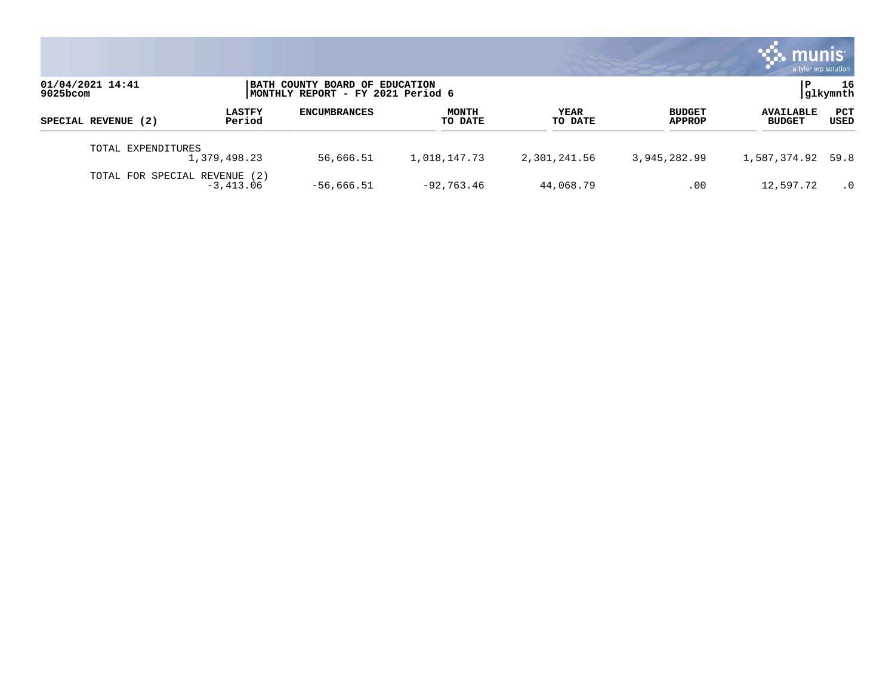01/04/2021 14:41
9025bcom

BATH COUNTY BOARD OF EDUCATION
MONTHLY REPORT - FY 2021 Period 6

P 16
glkymnth

| SPECIAL REVENUE (2) | LASTFY Period | ENCUMBRANCES | MONTH TO DATE | YEAR TO DATE | BUDGET APPROP | AVAILABLE BUDGET | PCT USED |
|---|---|---|---|---|---|---|---|
| TOTAL EXPENDITURES | 1,379,498.23 | 56,666.51 | 1,018,147.73 | 2,301,241.56 | 3,945,282.99 | 1,587,374.92 | 59.8 |
| TOTAL FOR SPECIAL REVENUE (2) | -3,413.06 | -56,666.51 | -92,763.46 | 44,068.79 | .00 | 12,597.72 | .0 |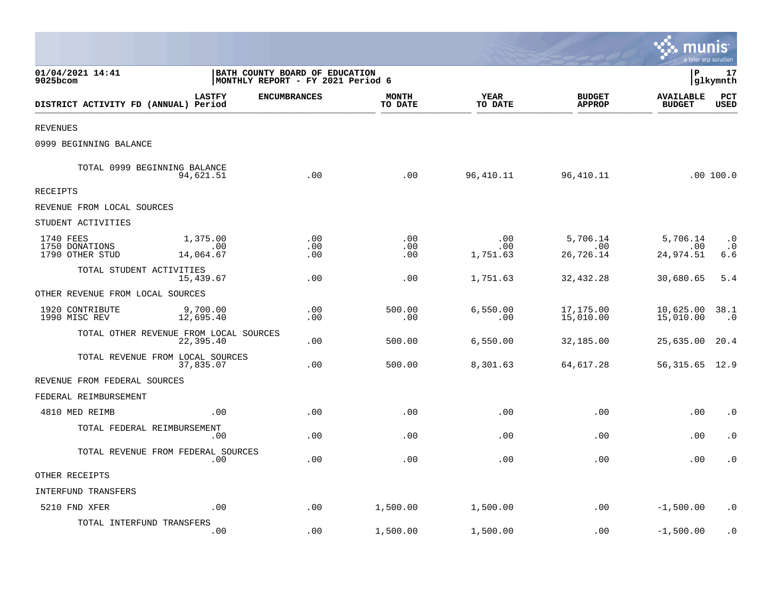01/04/2021 14:41
9025bcom

BATH COUNTY BOARD OF EDUCATION
MONTHLY REPORT - FY 2021 Period 6

P 17
glkymnth

| DISTRICT ACTIVITY FD (ANNUAL) | LASTFY Period | ENCUMBRANCES | MONTH TO DATE | YEAR TO DATE | BUDGET APPROP | AVAILABLE BUDGET | PCT USED |
|---|---|---|---|---|---|---|---|
| REVENUES | | | | | | | |
| 0999 BEGINNING BALANCE | | | | | | | |
| TOTAL 0999 BEGINNING BALANCE | 94,621.51 | .00 | .00 | 96,410.11 | 96,410.11 | .00 | 100.0 |
| RECEIPTS | | | | | | | |
| REVENUE FROM LOCAL SOURCES | | | | | | | |
| STUDENT ACTIVITIES | | | | | | | |
| 1740 FEES | 1,375.00 | .00 | .00 | .00 | 5,706.14 | 5,706.14 | .0 |
| 1750 DONATIONS | .00 | .00 | .00 | .00 | .00 | .00 | .0 |
| 1790 OTHER STUD | 14,064.67 | .00 | .00 | 1,751.63 | 26,726.14 | 24,974.51 | 6.6 |
| TOTAL STUDENT ACTIVITIES | 15,439.67 | .00 | .00 | 1,751.63 | 32,432.28 | 30,680.65 | 5.4 |
| OTHER REVENUE FROM LOCAL SOURCES | | | | | | | |
| 1920 CONTRIBUTE | 9,700.00 | .00 | 500.00 | 6,550.00 | 17,175.00 | 10,625.00 | 38.1 |
| 1990 MISC REV | 12,695.40 | .00 | .00 | .00 | 15,010.00 | 15,010.00 | .0 |
| TOTAL OTHER REVENUE FROM LOCAL SOURCES | 22,395.40 | .00 | 500.00 | 6,550.00 | 32,185.00 | 25,635.00 | 20.4 |
| TOTAL REVENUE FROM LOCAL SOURCES | 37,835.07 | .00 | 500.00 | 8,301.63 | 64,617.28 | 56,315.65 | 12.9 |
| REVENUE FROM FEDERAL SOURCES | | | | | | | |
| FEDERAL REIMBURSEMENT | | | | | | | |
| 4810 MED REIMB | .00 | .00 | .00 | .00 | .00 | .00 | .0 |
| TOTAL FEDERAL REIMBURSEMENT | .00 | .00 | .00 | .00 | .00 | .00 | .0 |
| TOTAL REVENUE FROM FEDERAL SOURCES | .00 | .00 | .00 | .00 | .00 | .00 | .0 |
| OTHER RECEIPTS | | | | | | | |
| INTERFUND TRANSFERS | | | | | | | |
| 5210 FND XFER | .00 | .00 | 1,500.00 | 1,500.00 | .00 | -1,500.00 | .0 |
| TOTAL INTERFUND TRANSFERS | .00 | .00 | 1,500.00 | 1,500.00 | .00 | -1,500.00 | .0 |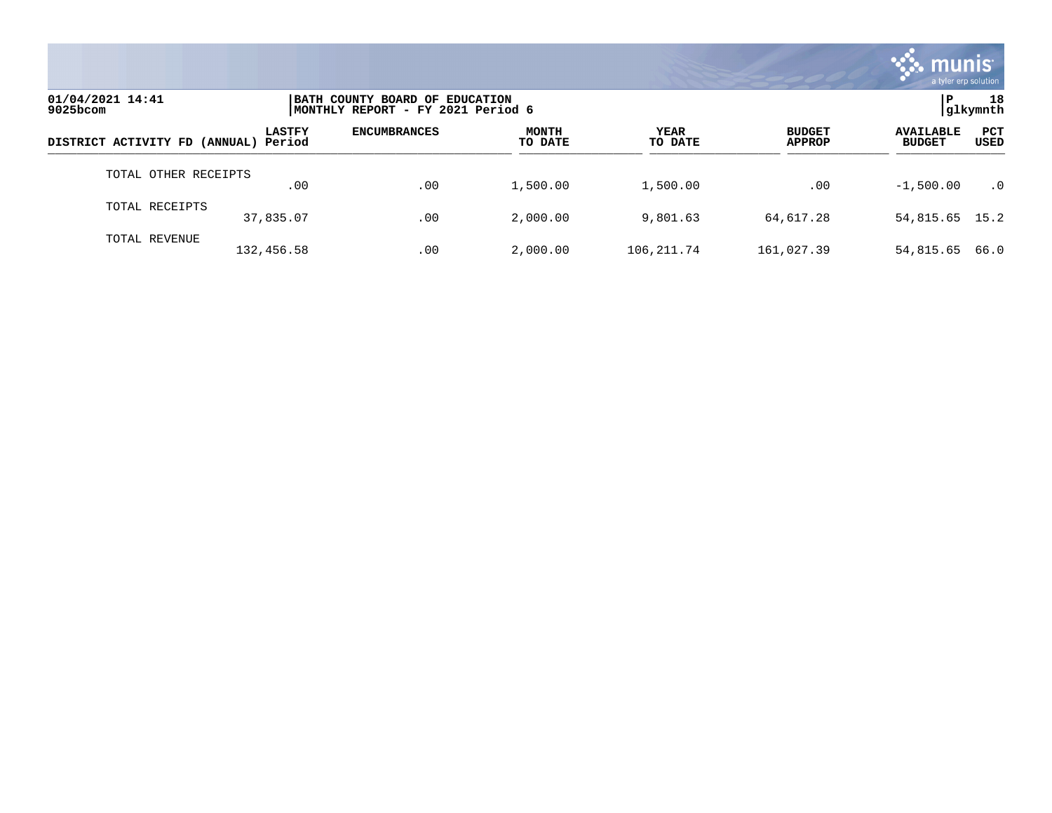01/04/2021 14:41
9025bcom

BATH COUNTY BOARD OF EDUCATION
MONTHLY REPORT - FY 2021 Period 6

P 18
glkymnth

| DISTRICT ACTIVITY FD (ANNUAL) | LASTFY Period | ENCUMBRANCES | MONTH TO DATE | YEAR TO DATE | BUDGET APPROP | AVAILABLE BUDGET | PCT USED |
|---|---|---|---|---|---|---|---|
| TOTAL OTHER RECEIPTS | .00 | .00 | 1,500.00 | 1,500.00 | .00 | -1,500.00 | .0 |
| TOTAL RECEIPTS | 37,835.07 | .00 | 2,000.00 | 9,801.63 | 64,617.28 | 54,815.65 | 15.2 |
| TOTAL REVENUE | 132,456.58 | .00 | 2,000.00 | 106,211.74 | 161,027.39 | 54,815.65 | 66.0 |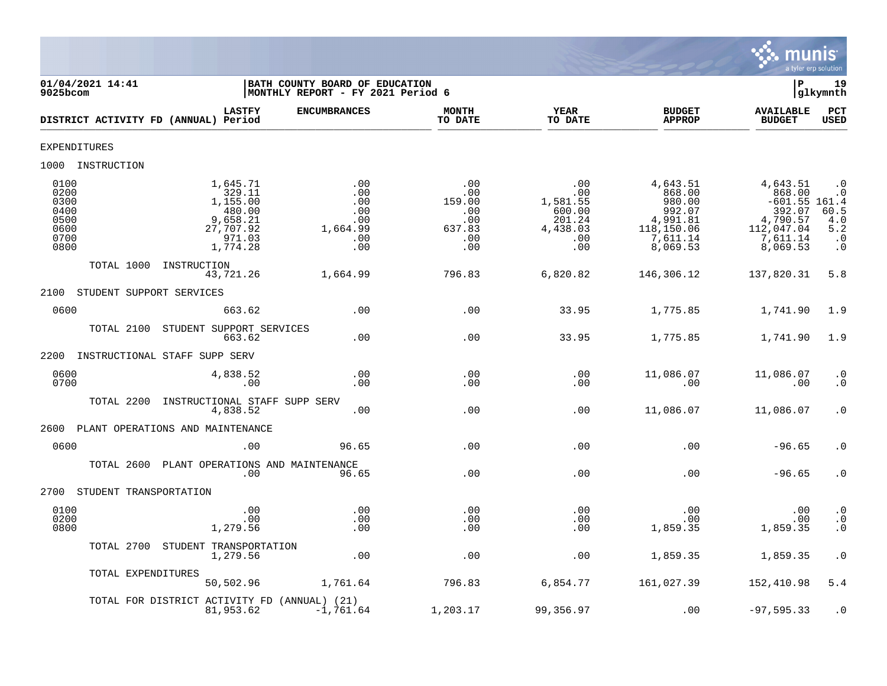01/04/2021 14:41 | BATH COUNTY BOARD OF EDUCATION | P 19
9025bcom | MONTHLY REPORT - FY 2021 Period 6 | glkymnth

| DISTRICT ACTIVITY FD (ANNUAL) | LASTFY Period | ENCUMBRANCES | MONTH TO DATE | YEAR TO DATE | BUDGET APPROP | AVAILABLE BUDGET | PCT USED |
|---|---|---|---|---|---|---|---|
| EXPENDITURES | | | | | | | |
| 1000 INSTRUCTION | | | | | | | |
| 0100 | 1,645.71 | .00 | .00 | .00 | 4,643.51 | 4,643.51 | .0 |
| 0200 | 329.11 | .00 | .00 | .00 | 868.00 | 868.00 | .0 |
| 0300 | 1,155.00 | .00 | 159.00 | 1,581.55 | 980.00 | -601.55 | 161.4 |
| 0400 | 480.00 | .00 | .00 | 600.00 | 992.07 | 392.07 | 60.5 |
| 0500 | 9,658.21 | .00 | .00 | 201.24 | 4,991.81 | 4,790.57 | 4.0 |
| 0600 | 27,707.92 | 1,664.99 | 637.83 | 4,438.03 | 118,150.06 | 112,047.04 | 5.2 |
| 0700 | 971.03 | .00 | .00 | .00 | 7,611.14 | 7,611.14 | .0 |
| 0800 | 1,774.28 | .00 | .00 | .00 | 8,069.53 | 8,069.53 | .0 |
| TOTAL 1000 INSTRUCTION | 43,721.26 | 1,664.99 | 796.83 | 6,820.82 | 146,306.12 | 137,820.31 | 5.8 |
| 2100 STUDENT SUPPORT SERVICES | | | | | | | |
| 0600 | 663.62 | .00 | .00 | 33.95 | 1,775.85 | 1,741.90 | 1.9 |
| TOTAL 2100 STUDENT SUPPORT SERVICES | 663.62 | .00 | .00 | 33.95 | 1,775.85 | 1,741.90 | 1.9 |
| 2200 INSTRUCTIONAL STAFF SUPP SERV | | | | | | | |
| 0600 | 4,838.52 | .00 | .00 | .00 | 11,086.07 | 11,086.07 | .0 |
| 0700 | .00 | .00 | .00 | .00 | .00 | .00 | .0 |
| TOTAL 2200 INSTRUCTIONAL STAFF SUPP SERV | 4,838.52 | .00 | .00 | .00 | 11,086.07 | 11,086.07 | .0 |
| 2600 PLANT OPERATIONS AND MAINTENANCE | | | | | | | |
| 0600 | .00 | 96.65 | .00 | .00 | .00 | -96.65 | .0 |
| TOTAL 2600 PLANT OPERATIONS AND MAINTENANCE | .00 | 96.65 | .00 | .00 | .00 | -96.65 | .0 |
| 2700 STUDENT TRANSPORTATION | | | | | | | |
| 0100 | .00 | .00 | .00 | .00 | .00 | .00 | .0 |
| 0200 | .00 | .00 | .00 | .00 | .00 | .00 | .0 |
| 0800 | 1,279.56 | .00 | .00 | .00 | 1,859.35 | 1,859.35 | .0 |
| TOTAL 2700 STUDENT TRANSPORTATION | 1,279.56 | .00 | .00 | .00 | 1,859.35 | 1,859.35 | .0 |
| TOTAL EXPENDITURES | 50,502.96 | 1,761.64 | 796.83 | 6,854.77 | 161,027.39 | 152,410.98 | 5.4 |
| TOTAL FOR DISTRICT ACTIVITY FD (ANNUAL) (21) | 81,953.62 | -1,761.64 | 1,203.17 | 99,356.97 | .00 | -97,595.33 | .0 |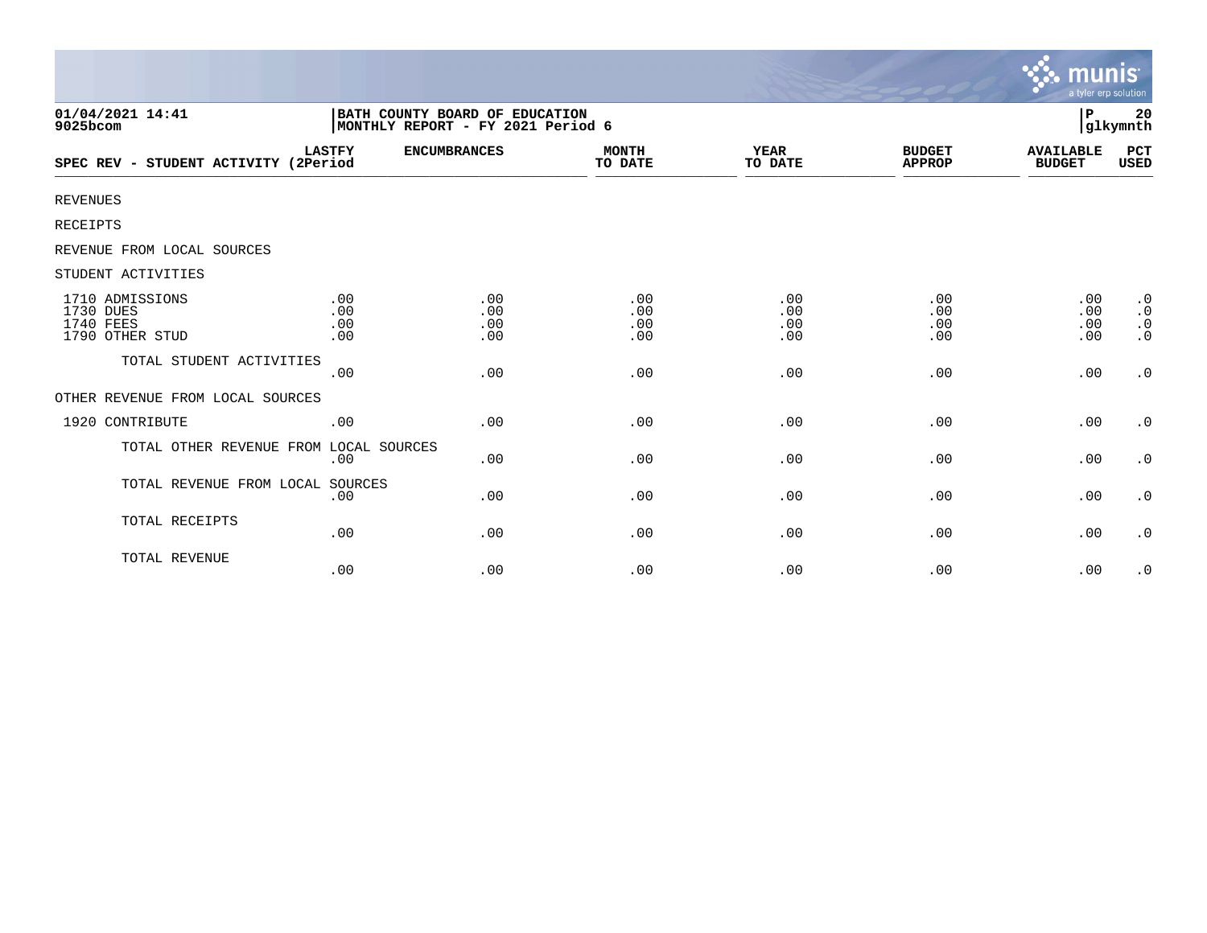01/04/2021 14:41
9025bcom

**BATH COUNTY BOARD OF EDUCATION**
**MONTHLY REPORT - FY 2021 Period 6**

P 20
glkymnth

| SPEC REV - STUDENT ACTIVITY | LASTFY (2Period | ENCUMBRANCES | MONTH TO DATE | YEAR TO DATE | BUDGET APPROP | AVAILABLE BUDGET | PCT USED |
|---|---|---|---|---|---|---|---|
| REVENUES | | | | | | | |
| RECEIPTS | | | | | | | |
| REVENUE FROM LOCAL SOURCES | | | | | | | |
| STUDENT ACTIVITIES | | | | | | | |
| 1710 ADMISSIONS | .00 | .00 | .00 | .00 | .00 | .00 | .0 |
| 1730 DUES | .00 | .00 | .00 | .00 | .00 | .00 | .0 |
| 1740 FEES | .00 | .00 | .00 | .00 | .00 | .00 | .0 |
| 1790 OTHER STUD | .00 | .00 | .00 | .00 | .00 | .00 | .0 |
| TOTAL STUDENT ACTIVITIES | .00 | .00 | .00 | .00 | .00 | .00 | .0 |
| OTHER REVENUE FROM LOCAL SOURCES | | | | | | | |
| 1920 CONTRIBUTE | .00 | .00 | .00 | .00 | .00 | .00 | .0 |
| TOTAL OTHER REVENUE FROM LOCAL SOURCES | .00 | .00 | .00 | .00 | .00 | .00 | .0 |
| TOTAL REVENUE FROM LOCAL SOURCES | .00 | .00 | .00 | .00 | .00 | .00 | .0 |
| TOTAL RECEIPTS | .00 | .00 | .00 | .00 | .00 | .00 | .0 |
| TOTAL REVENUE | .00 | .00 | .00 | .00 | .00 | .00 | .0 |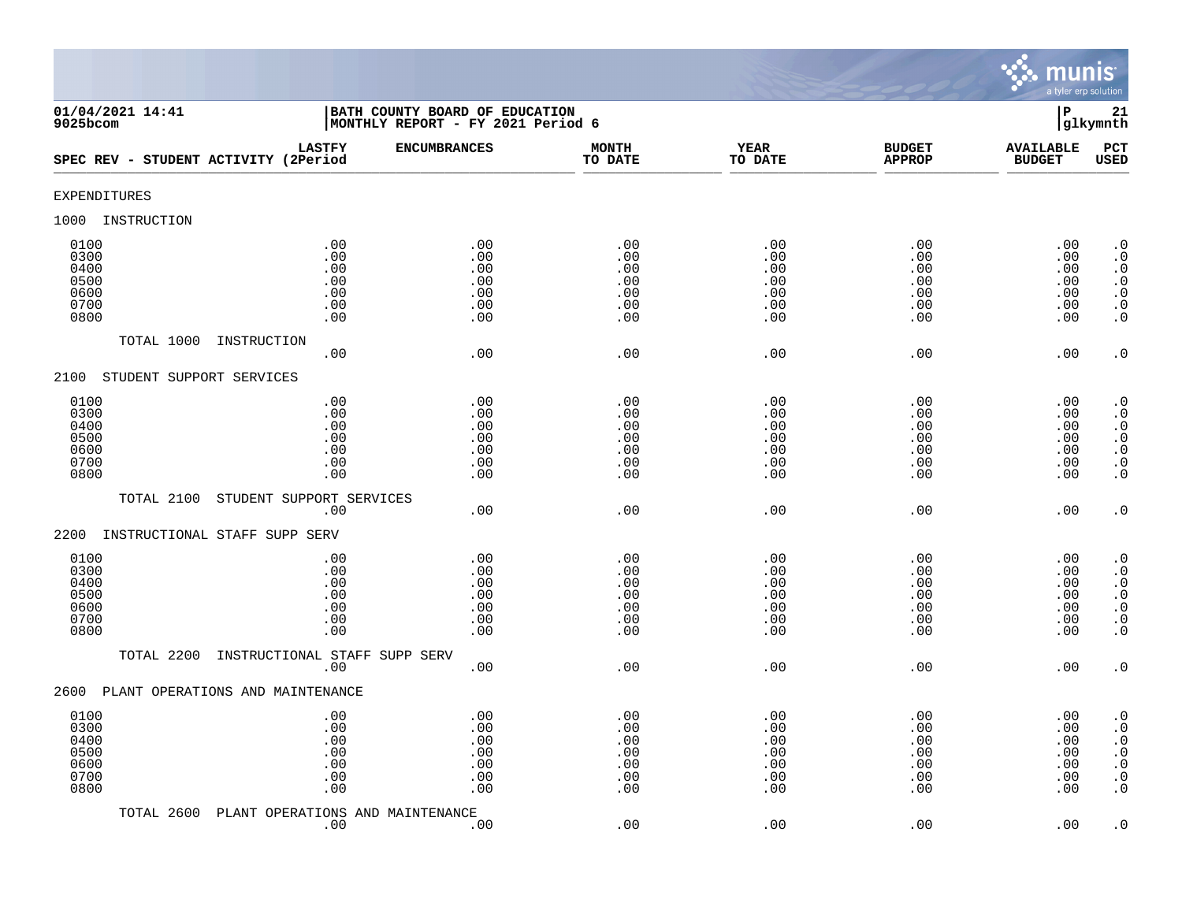01/04/2021 14:41
9025bcom

BATH COUNTY BOARD OF EDUCATION
MONTHLY REPORT - FY 2021 Period 6

P 21
glkymnth

| SPEC REV - STUDENT ACTIVITY | LASTFY (2Period | ENCUMBRANCES | MONTH TO DATE | YEAR TO DATE | BUDGET APPROP | AVAILABLE BUDGET | PCT USED |
|---|---|---|---|---|---|---|---|
| EXPENDITURES | | | | | | | |
| 1000 INSTRUCTION | | | | | | | |
| 0100 | .00 | .00 | .00 | .00 | .00 | .00 | .0 |
| 0300 | .00 | .00 | .00 | .00 | .00 | .00 | .0 |
| 0400 | .00 | .00 | .00 | .00 | .00 | .00 | .0 |
| 0500 | .00 | .00 | .00 | .00 | .00 | .00 | .0 |
| 0600 | .00 | .00 | .00 | .00 | .00 | .00 | .0 |
| 0700 | .00 | .00 | .00 | .00 | .00 | .00 | .0 |
| 0800 | .00 | .00 | .00 | .00 | .00 | .00 | .0 |
| TOTAL 1000 INSTRUCTION | .00 | .00 | .00 | .00 | .00 | .00 | .0 |
| 2100 STUDENT SUPPORT SERVICES | | | | | | | |
| 0100 | .00 | .00 | .00 | .00 | .00 | .00 | .0 |
| 0300 | .00 | .00 | .00 | .00 | .00 | .00 | .0 |
| 0400 | .00 | .00 | .00 | .00 | .00 | .00 | .0 |
| 0500 | .00 | .00 | .00 | .00 | .00 | .00 | .0 |
| 0600 | .00 | .00 | .00 | .00 | .00 | .00 | .0 |
| 0700 | .00 | .00 | .00 | .00 | .00 | .00 | .0 |
| 0800 | .00 | .00 | .00 | .00 | .00 | .00 | .0 |
| TOTAL 2100 STUDENT SUPPORT SERVICES | .00 | .00 | .00 | .00 | .00 | .00 | .0 |
| 2200 INSTRUCTIONAL STAFF SUPP SERV | | | | | | | |
| 0100 | .00 | .00 | .00 | .00 | .00 | .00 | .0 |
| 0300 | .00 | .00 | .00 | .00 | .00 | .00 | .0 |
| 0400 | .00 | .00 | .00 | .00 | .00 | .00 | .0 |
| 0500 | .00 | .00 | .00 | .00 | .00 | .00 | .0 |
| 0600 | .00 | .00 | .00 | .00 | .00 | .00 | .0 |
| 0700 | .00 | .00 | .00 | .00 | .00 | .00 | .0 |
| 0800 | .00 | .00 | .00 | .00 | .00 | .00 | .0 |
| TOTAL 2200 INSTRUCTIONAL STAFF SUPP SERV | .00 | .00 | .00 | .00 | .00 | .00 | .0 |
| 2600 PLANT OPERATIONS AND MAINTENANCE | | | | | | | |
| 0100 | .00 | .00 | .00 | .00 | .00 | .00 | .0 |
| 0300 | .00 | .00 | .00 | .00 | .00 | .00 | .0 |
| 0400 | .00 | .00 | .00 | .00 | .00 | .00 | .0 |
| 0500 | .00 | .00 | .00 | .00 | .00 | .00 | .0 |
| 0600 | .00 | .00 | .00 | .00 | .00 | .00 | .0 |
| 0700 | .00 | .00 | .00 | .00 | .00 | .00 | .0 |
| 0800 | .00 | .00 | .00 | .00 | .00 | .00 | .0 |
| TOTAL 2600 PLANT OPERATIONS AND MAINTENANCE | .00 | .00 | .00 | .00 | .00 | .00 | .0 |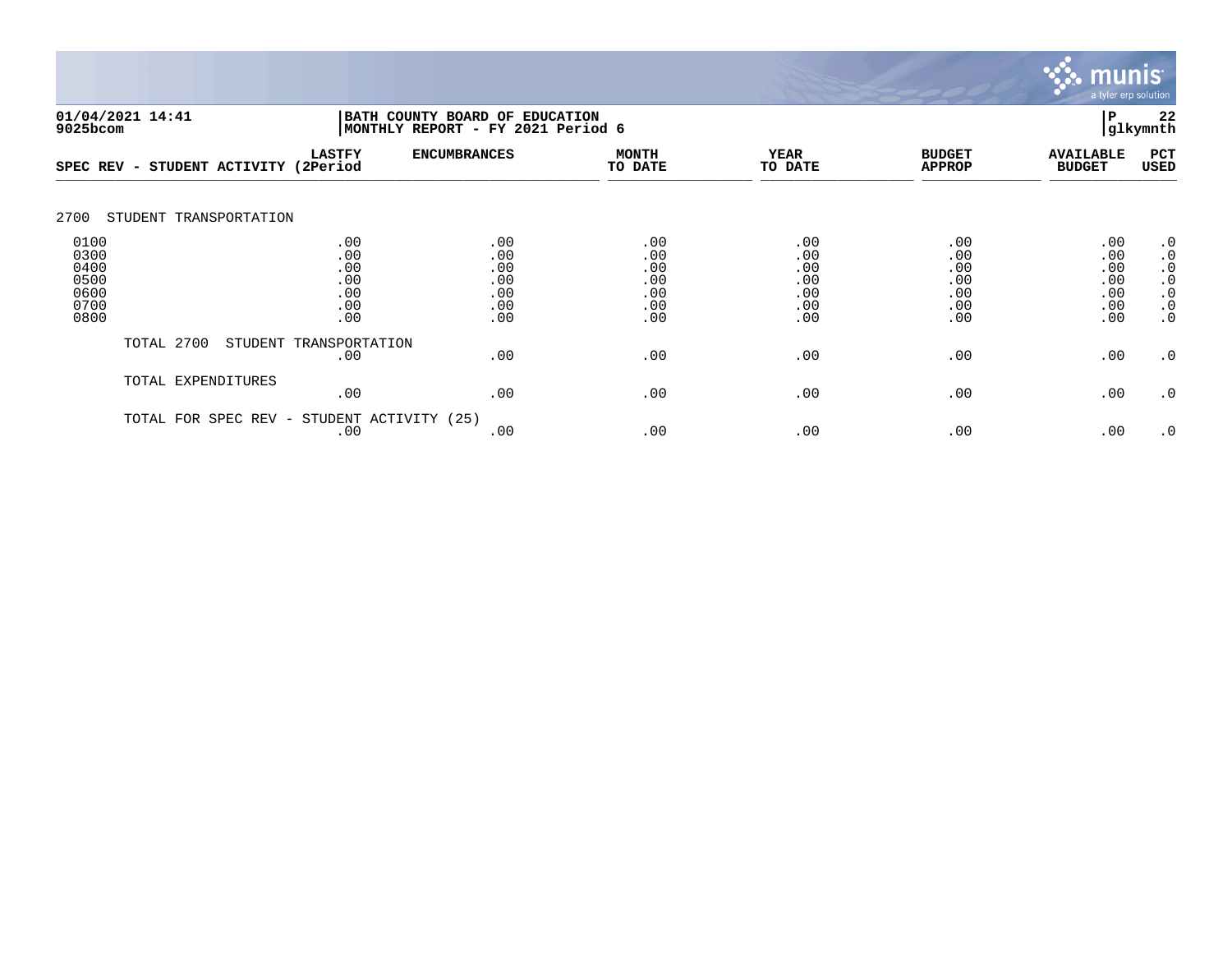**01/04/2021 14:41**
**9025bcom**

**BATH COUNTY BOARD OF EDUCATION**
**MONTHLY REPORT - FY 2021 Period 6**

**P 22**
**glkymnth**

| SPEC REV - STUDENT ACTIVITY | LASTFY (2Period | ENCUMBRANCES | MONTH TO DATE | YEAR TO DATE | BUDGET APPROP | AVAILABLE BUDGET | PCT USED |
|---|---|---|---|---|---|---|---|
| **2700 STUDENT TRANSPORTATION** | | | | | | | |
| 0100 | .00 | .00 | .00 | .00 | .00 | .00 | .0 |
| 0300 | .00 | .00 | .00 | .00 | .00 | .00 | .0 |
| 0400 | .00 | .00 | .00 | .00 | .00 | .00 | .0 |
| 0500 | .00 | .00 | .00 | .00 | .00 | .00 | .0 |
| 0600 | .00 | .00 | .00 | .00 | .00 | .00 | .0 |
| 0700 | .00 | .00 | .00 | .00 | .00 | .00 | .0 |
| 0800 | .00 | .00 | .00 | .00 | .00 | .00 | .0 |
| TOTAL 2700 STUDENT TRANSPORTATION | .00 | .00 | .00 | .00 | .00 | .00 | .0 |
| TOTAL EXPENDITURES | .00 | .00 | .00 | .00 | .00 | .00 | .0 |
| TOTAL FOR SPEC REV - STUDENT ACTIVITY (25) | .00 | .00 | .00 | .00 | .00 | .00 | .0 |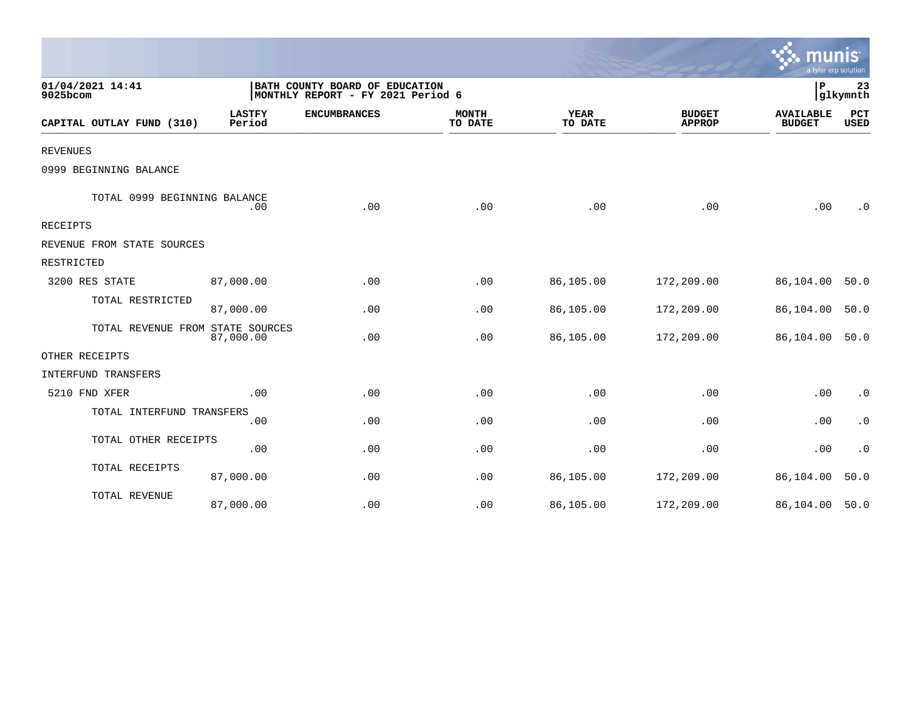01/04/2021 14:41
9025bcom

BATH COUNTY BOARD OF EDUCATION
MONTHLY REPORT - FY 2021 Period 6

P 23
glkymnth

| CAPITAL OUTLAY FUND (310) | LASTFY Period | ENCUMBRANCES | MONTH TO DATE | YEAR TO DATE | BUDGET APPROP | AVAILABLE BUDGET | PCT USED |
|---|---|---|---|---|---|---|---|
| REVENUES | | | | | | | |
| 0999 BEGINNING BALANCE | | | | | | | |
| TOTAL 0999 BEGINNING BALANCE | .00 | .00 | .00 | .00 | .00 | .00 | .0 |
| RECEIPTS | | | | | | | |
| REVENUE FROM STATE SOURCES | | | | | | | |
| RESTRICTED | | | | | | | |
| 3200 RES STATE | 87,000.00 | .00 | .00 | 86,105.00 | 172,209.00 | 86,104.00 | 50.0 |
| TOTAL RESTRICTED | 87,000.00 | .00 | .00 | 86,105.00 | 172,209.00 | 86,104.00 | 50.0 |
| TOTAL REVENUE FROM STATE SOURCES | 87,000.00 | .00 | .00 | 86,105.00 | 172,209.00 | 86,104.00 | 50.0 |
| OTHER RECEIPTS | | | | | | | |
| INTERFUND TRANSFERS | | | | | | | |
| 5210 FND XFER | .00 | .00 | .00 | .00 | .00 | .00 | .0 |
| TOTAL INTERFUND TRANSFERS | .00 | .00 | .00 | .00 | .00 | .00 | .0 |
| TOTAL OTHER RECEIPTS | .00 | .00 | .00 | .00 | .00 | .00 | .0 |
| TOTAL RECEIPTS | 87,000.00 | .00 | .00 | 86,105.00 | 172,209.00 | 86,104.00 | 50.0 |
| TOTAL REVENUE | 87,000.00 | .00 | .00 | 86,105.00 | 172,209.00 | 86,104.00 | 50.0 |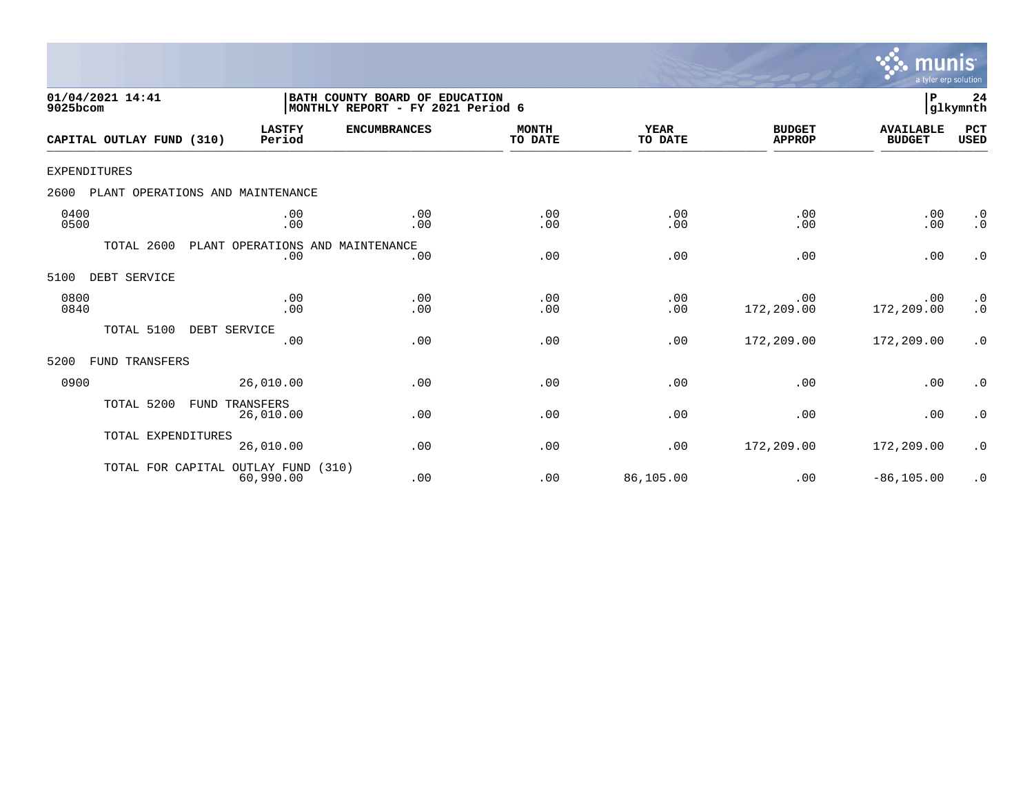01/04/2021 14:41
9025bcom

**BATH COUNTY BOARD OF EDUCATION**
**MONTHLY REPORT - FY 2021 Period 6**

P 24
glkymnth

| CAPITAL OUTLAY FUND (310) | LASTFY Period | ENCUMBRANCES | MONTH TO DATE | YEAR TO DATE | BUDGET APPROP | AVAILABLE BUDGET | PCT USED |
|---|---|---|---|---|---|---|---|
| EXPENDITURES | | | | | | | |
| 2600 PLANT OPERATIONS AND MAINTENANCE | | | | | | | |
| 0400 | .00 | .00 | .00 | .00 | .00 | .00 | .0 |
| 0500 | .00 | .00 | .00 | .00 | .00 | .00 | .0 |
| TOTAL 2600 PLANT OPERATIONS AND MAINTENANCE | .00 | .00 | .00 | .00 | .00 | .00 | .0 |
| 5100 DEBT SERVICE | | | | | | | |
| 0800 | .00 | .00 | .00 | .00 | .00 | .00 | .0 |
| 0840 | .00 | .00 | .00 | .00 | 172,209.00 | 172,209.00 | .0 |
| TOTAL 5100 DEBT SERVICE | .00 | .00 | .00 | .00 | 172,209.00 | 172,209.00 | .0 |
| 5200 FUND TRANSFERS | | | | | | | |
| 0900 | 26,010.00 | .00 | .00 | .00 | .00 | .00 | .0 |
| TOTAL 5200 FUND TRANSFERS | 26,010.00 | .00 | .00 | .00 | .00 | .00 | .0 |
| TOTAL EXPENDITURES | 26,010.00 | .00 | .00 | .00 | 172,209.00 | 172,209.00 | .0 |
| TOTAL FOR CAPITAL OUTLAY FUND (310) | 60,990.00 | .00 | .00 | 86,105.00 | .00 | -86,105.00 | .0 |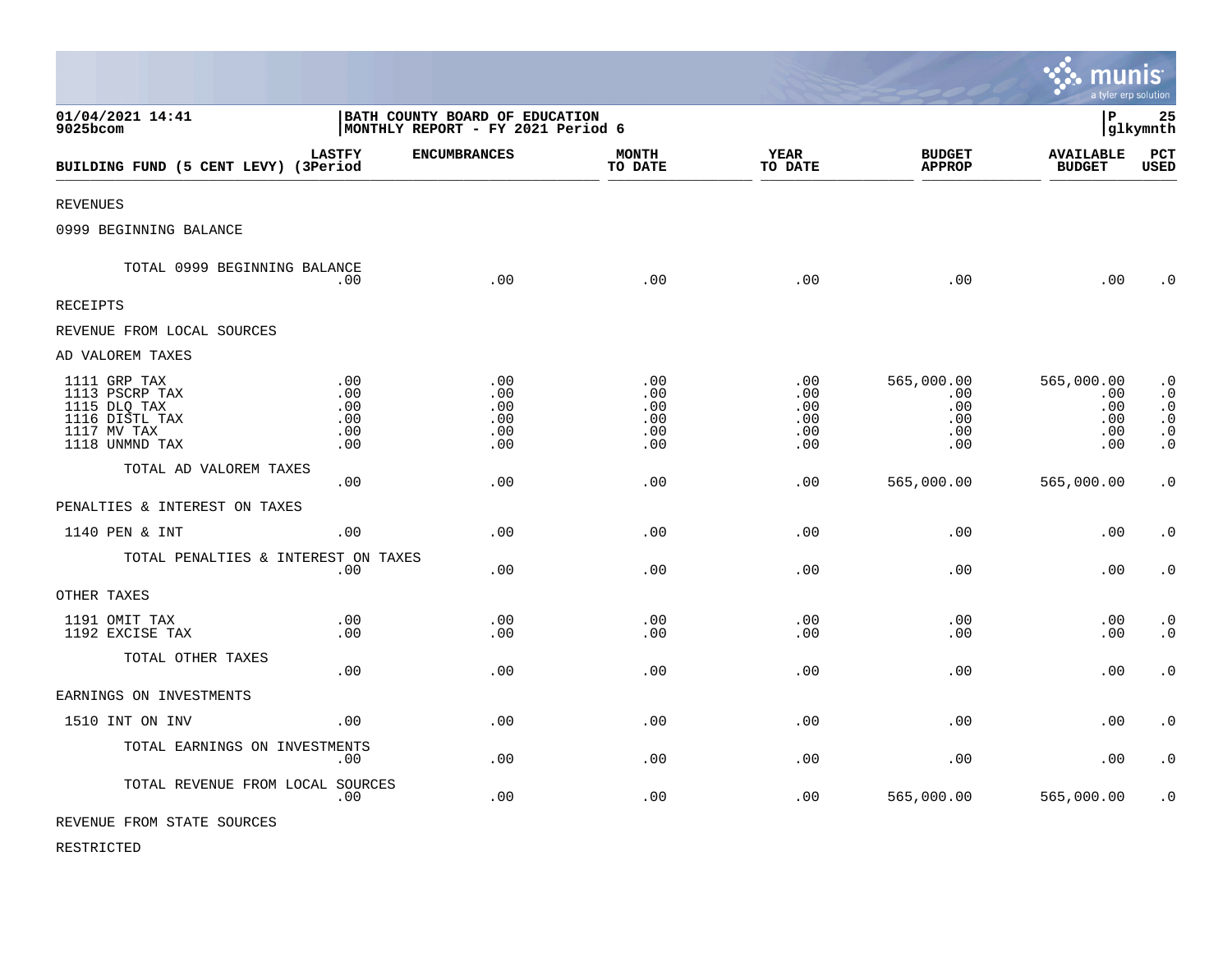BATH COUNTY BOARD OF EDUCATION
MONTHLY REPORT - FY 2021 Period 6

01/04/2021 14:41
9025bcom

| BUILDING FUND (5 CENT LEVY) | LASTFY (3Period | ENCUMBRANCES | MONTH TO DATE | YEAR TO DATE | BUDGET APPROP | AVAILABLE BUDGET | PCT USED |
|---|---|---|---|---|---|---|---|
| REVENUES | | | | | | | |
| 0999 BEGINNING BALANCE | | | | | | | |
| TOTAL 0999 BEGINNING BALANCE | .00 | .00 | .00 | .00 | .00 | .00 | .0 |
| RECEIPTS | | | | | | | |
| REVENUE FROM LOCAL SOURCES | | | | | | | |
| AD VALOREM TAXES | | | | | | | |
| 1111 GRP TAX | .00 | .00 | .00 | .00 | 565,000.00 | 565,000.00 | .0 |
| 1113 PSCRP TAX | .00 | .00 | .00 | .00 | .00 | .00 | .0 |
| 1115 DLQ TAX | .00 | .00 | .00 | .00 | .00 | .00 | .0 |
| 1116 DISTL TAX | .00 | .00 | .00 | .00 | .00 | .00 | .0 |
| 1117 MV TAX | .00 | .00 | .00 | .00 | .00 | .00 | .0 |
| 1118 UNMND TAX | .00 | .00 | .00 | .00 | .00 | .00 | .0 |
| TOTAL AD VALOREM TAXES | .00 | .00 | .00 | .00 | 565,000.00 | 565,000.00 | .0 |
| PENALTIES & INTEREST ON TAXES | | | | | | | |
| 1140 PEN & INT | .00 | .00 | .00 | .00 | .00 | .00 | .0 |
| TOTAL PENALTIES & INTEREST ON TAXES | .00 | .00 | .00 | .00 | .00 | .00 | .0 |
| OTHER TAXES | | | | | | | |
| 1191 OMIT TAX | .00 | .00 | .00 | .00 | .00 | .00 | .0 |
| 1192 EXCISE TAX | .00 | .00 | .00 | .00 | .00 | .00 | .0 |
| TOTAL OTHER TAXES | .00 | .00 | .00 | .00 | .00 | .00 | .0 |
| EARNINGS ON INVESTMENTS | | | | | | | |
| 1510 INT ON INV | .00 | .00 | .00 | .00 | .00 | .00 | .0 |
| TOTAL EARNINGS ON INVESTMENTS | .00 | .00 | .00 | .00 | .00 | .00 | .0 |
| TOTAL REVENUE FROM LOCAL SOURCES | .00 | .00 | .00 | .00 | 565,000.00 | 565,000.00 | .0 |
| REVENUE FROM STATE SOURCES | | | | | | | |
| RESTRICTED | | | | | | | |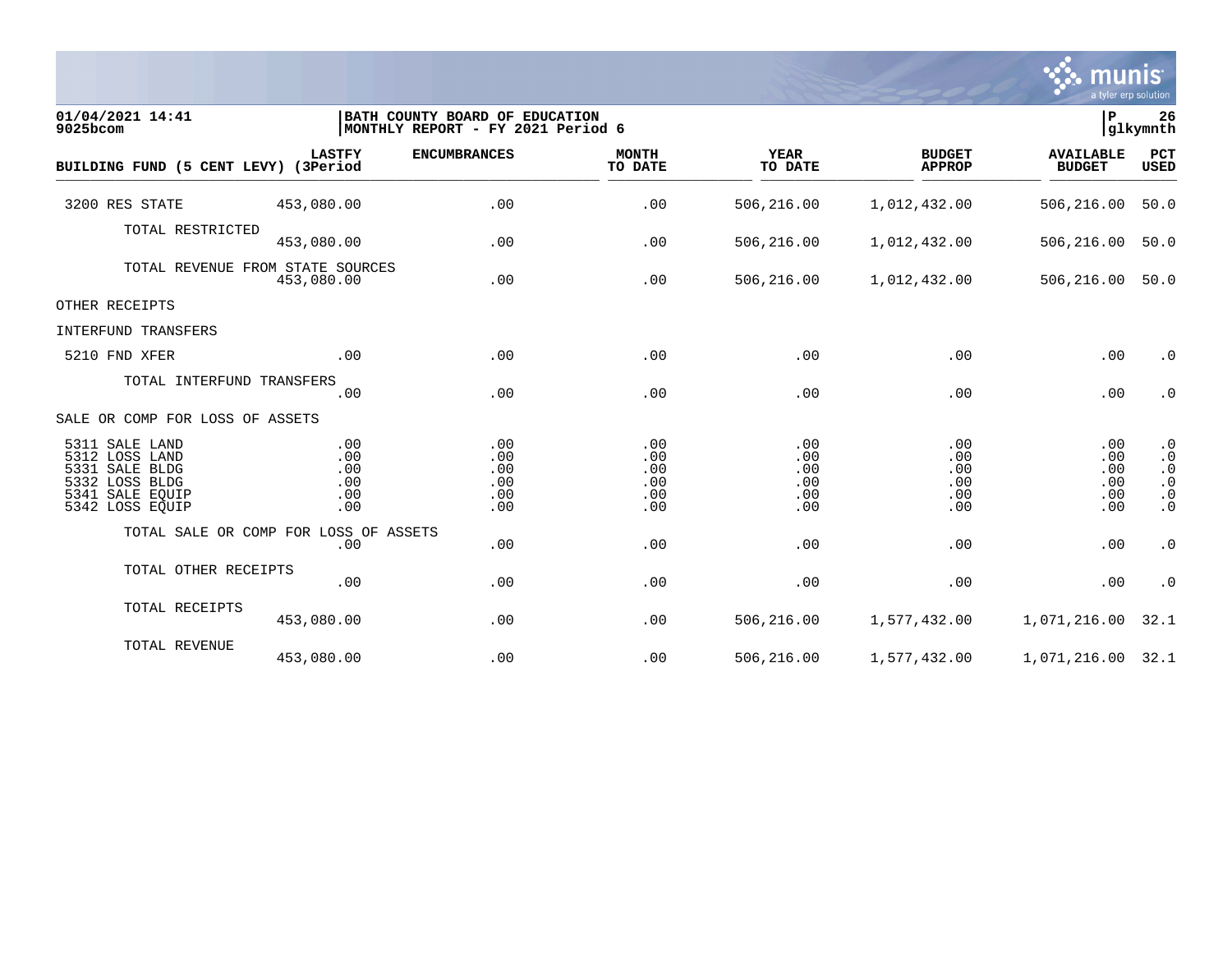01/04/2021 14:41 | BATH COUNTY BOARD OF EDUCATION
9025bcom | MONTHLY REPORT - FY 2021 Period 6

P 26
glkymnth

| BUILDING FUND (5 CENT LEVY) | LASTFY (3Period | ENCUMBRANCES | MONTH TO DATE | YEAR TO DATE | BUDGET APPROP | AVAILABLE BUDGET | PCT USED |
|---|---|---|---|---|---|---|---|
| 3200 RES STATE | 453,080.00 | .00 | .00 | 506,216.00 | 1,012,432.00 | 506,216.00 | 50.0 |
| TOTAL RESTRICTED | 453,080.00 | .00 | .00 | 506,216.00 | 1,012,432.00 | 506,216.00 | 50.0 |
| TOTAL REVENUE FROM STATE SOURCES | 453,080.00 | .00 | .00 | 506,216.00 | 1,012,432.00 | 506,216.00 | 50.0 |
| OTHER RECEIPTS | | | | | | | |
| INTERFUND TRANSFERS | | | | | | | |
| 5210 FND XFER | .00 | .00 | .00 | .00 | .00 | .00 | .0 |
| TOTAL INTERFUND TRANSFERS | .00 | .00 | .00 | .00 | .00 | .00 | .0 |
| SALE OR COMP FOR LOSS OF ASSETS | | | | | | | |
| 5311 SALE LAND | .00 | .00 | .00 | .00 | .00 | .00 | .0 |
| 5312 LOSS LAND | .00 | .00 | .00 | .00 | .00 | .00 | .0 |
| 5331 SALE BLDG | .00 | .00 | .00 | .00 | .00 | .00 | .0 |
| 5332 LOSS BLDG | .00 | .00 | .00 | .00 | .00 | .00 | .0 |
| 5341 SALE EQUIP | .00 | .00 | .00 | .00 | .00 | .00 | .0 |
| 5342 LOSS EQUIP | .00 | .00 | .00 | .00 | .00 | .00 | .0 |
| TOTAL SALE OR COMP FOR LOSS OF ASSETS | .00 | .00 | .00 | .00 | .00 | .00 | .0 |
| TOTAL OTHER RECEIPTS | .00 | .00 | .00 | .00 | .00 | .00 | .0 |
| TOTAL RECEIPTS | 453,080.00 | .00 | .00 | 506,216.00 | 1,577,432.00 | 1,071,216.00 | 32.1 |
| TOTAL REVENUE | 453,080.00 | .00 | .00 | 506,216.00 | 1,577,432.00 | 1,071,216.00 | 32.1 |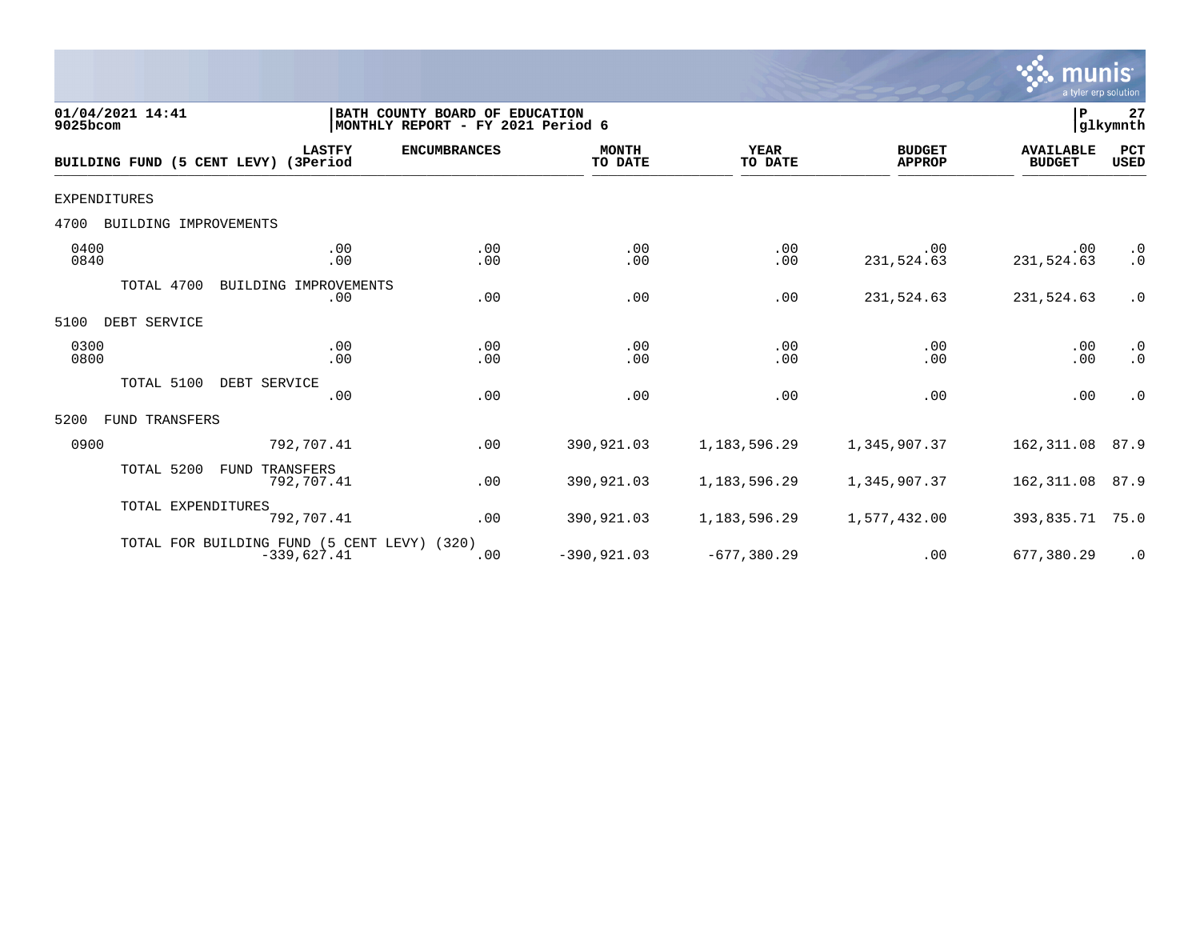01/04/2021 14:41
9025bcom

BATH COUNTY BOARD OF EDUCATION
MONTHLY REPORT - FY 2021 Period 6

P 27
glkymnth

| BUILDING FUND (5 CENT LEVY) | LASTFY (3Period | ENCUMBRANCES | MONTH TO DATE | YEAR TO DATE | BUDGET APPROP | AVAILABLE BUDGET | PCT USED |
|---|---|---|---|---|---|---|---|
| EXPENDITURES | | | | | | | |
| 4700 BUILDING IMPROVEMENTS | | | | | | | |
| 0400 | .00 | .00 | .00 | .00 | .00 | .00 | .0 |
| 0840 | .00 | .00 | .00 | .00 | 231,524.63 | 231,524.63 | .0 |
| TOTAL 4700 BUILDING IMPROVEMENTS | .00 | .00 | .00 | .00 | 231,524.63 | 231,524.63 | .0 |
| 5100 DEBT SERVICE | | | | | | | |
| 0300 | .00 | .00 | .00 | .00 | .00 | .00 | .0 |
| 0800 | .00 | .00 | .00 | .00 | .00 | .00 | .0 |
| TOTAL 5100 DEBT SERVICE | .00 | .00 | .00 | .00 | .00 | .00 | .0 |
| 5200 FUND TRANSFERS | | | | | | | |
| 0900 | 792,707.41 | .00 | 390,921.03 | 1,183,596.29 | 1,345,907.37 | 162,311.08 | 87.9 |
| TOTAL 5200 FUND TRANSFERS | 792,707.41 | .00 | 390,921.03 | 1,183,596.29 | 1,345,907.37 | 162,311.08 | 87.9 |
| TOTAL EXPENDITURES | 792,707.41 | .00 | 390,921.03 | 1,183,596.29 | 1,577,432.00 | 393,835.71 | 75.0 |
| TOTAL FOR BUILDING FUND (5 CENT LEVY) (320) | -339,627.41 | .00 | -390,921.03 | -677,380.29 | .00 | 677,380.29 | .0 |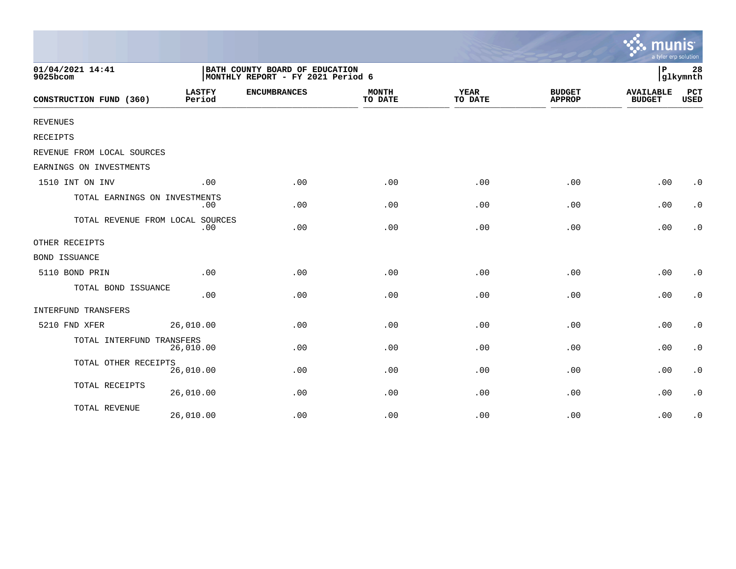01/04/2021 14:41
9025bcom

BATH COUNTY BOARD OF EDUCATION
MONTHLY REPORT - FY 2021 Period 6

P 28
glkymnth

| CONSTRUCTION FUND (360) | LASTFY Period | ENCUMBRANCES | MONTH TO DATE | YEAR TO DATE | BUDGET APPROP | AVAILABLE BUDGET | PCT USED |
|---|---|---|---|---|---|---|---|
| REVENUES | | | | | | | |
| RECEIPTS | | | | | | | |
| REVENUE FROM LOCAL SOURCES | | | | | | | |
| EARNINGS ON INVESTMENTS | | | | | | | |
| 1510 INT ON INV | .00 | .00 | .00 | .00 | .00 | .00 | .0 |
| TOTAL EARNINGS ON INVESTMENTS | .00 | .00 | .00 | .00 | .00 | .00 | .0 |
| TOTAL REVENUE FROM LOCAL SOURCES | .00 | .00 | .00 | .00 | .00 | .00 | .0 |
| OTHER RECEIPTS | | | | | | | |
| BOND ISSUANCE | | | | | | | |
| 5110 BOND PRIN | .00 | .00 | .00 | .00 | .00 | .00 | .0 |
| TOTAL BOND ISSUANCE | .00 | .00 | .00 | .00 | .00 | .00 | .0 |
| INTERFUND TRANSFERS | | | | | | | |
| 5210 FND XFER | 26,010.00 | .00 | .00 | .00 | .00 | .00 | .0 |
| TOTAL INTERFUND TRANSFERS | 26,010.00 | .00 | .00 | .00 | .00 | .00 | .0 |
| TOTAL OTHER RECEIPTS | 26,010.00 | .00 | .00 | .00 | .00 | .00 | .0 |
| TOTAL RECEIPTS | 26,010.00 | .00 | .00 | .00 | .00 | .00 | .0 |
| TOTAL REVENUE | 26,010.00 | .00 | .00 | .00 | .00 | .00 | .0 |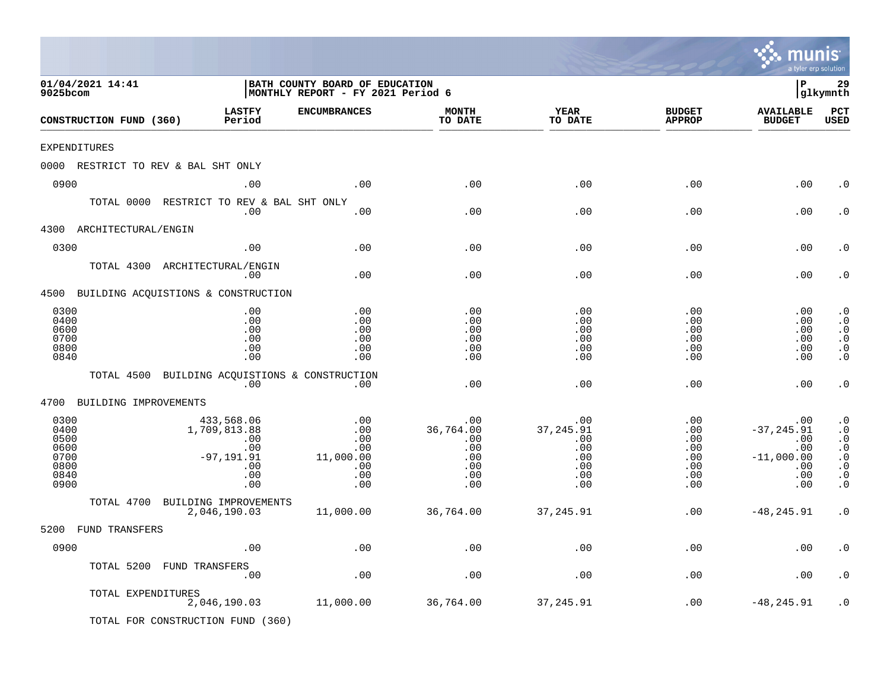01/04/2021 14:41
9025bcom

**BATH COUNTY BOARD OF EDUCATION**
**MONTHLY REPORT - FY 2021 Period 6**

P 29
glkymnth

| CONSTRUCTION FUND (360) | LASTFY Period | ENCUMBRANCES | MONTH TO DATE | YEAR TO DATE | BUDGET APPROP | AVAILABLE BUDGET | PCT USED |
|---|---|---|---|---|---|---|---|
| EXPENDITURES | | | | | | | |
| 0000 RESTRICT TO REV & BAL SHT ONLY | | | | | | | |
| 0900 | .00 | .00 | .00 | .00 | .00 | .00 | .0 |
| TOTAL 0000 RESTRICT TO REV & BAL SHT ONLY | .00 | .00 | .00 | .00 | .00 | .00 | .0 |
| 4300 ARCHITECTURAL/ENGIN | | | | | | | |
| 0300 | .00 | .00 | .00 | .00 | .00 | .00 | .0 |
| TOTAL 4300 ARCHITECTURAL/ENGIN | .00 | .00 | .00 | .00 | .00 | .00 | .0 |
| 4500 BUILDING ACQUISTIONS & CONSTRUCTION | | | | | | | |
| 0300 | .00 | .00 | .00 | .00 | .00 | .00 | .0 |
| 0400 | .00 | .00 | .00 | .00 | .00 | .00 | .0 |
| 0600 | .00 | .00 | .00 | .00 | .00 | .00 | .0 |
| 0700 | .00 | .00 | .00 | .00 | .00 | .00 | .0 |
| 0800 | .00 | .00 | .00 | .00 | .00 | .00 | .0 |
| 0840 | .00 | .00 | .00 | .00 | .00 | .00 | .0 |
| TOTAL 4500 BUILDING ACQUISTIONS & CONSTRUCTION | .00 | .00 | .00 | .00 | .00 | .00 | .0 |
| 4700 BUILDING IMPROVEMENTS | | | | | | | |
| 0300 | 433,568.06 | .00 | .00 | .00 | .00 | .00 | .0 |
| 0400 | 1,709,813.88 | .00 | 36,764.00 | 37,245.91 | .00 | -37,245.91 | .0 |
| 0500 | .00 | .00 | .00 | .00 | .00 | .00 | .0 |
| 0600 | .00 | .00 | .00 | .00 | .00 | .00 | .0 |
| 0700 | -97,191.91 | 11,000.00 | .00 | .00 | .00 | -11,000.00 | .0 |
| 0800 | .00 | .00 | .00 | .00 | .00 | .00 | .0 |
| 0840 | .00 | .00 | .00 | .00 | .00 | .00 | .0 |
| 0900 | .00 | .00 | .00 | .00 | .00 | .00 | .0 |
| TOTAL 4700 BUILDING IMPROVEMENTS | 2,046,190.03 | 11,000.00 | 36,764.00 | 37,245.91 | .00 | -48,245.91 | .0 |
| 5200 FUND TRANSFERS | | | | | | | |
| 0900 | .00 | .00 | .00 | .00 | .00 | .00 | .0 |
| TOTAL 5200 FUND TRANSFERS | .00 | .00 | .00 | .00 | .00 | .00 | .0 |
| TOTAL EXPENDITURES | 2,046,190.03 | 11,000.00 | 36,764.00 | 37,245.91 | .00 | -48,245.91 | .0 |
| TOTAL FOR CONSTRUCTION FUND (360) | | | | | | | |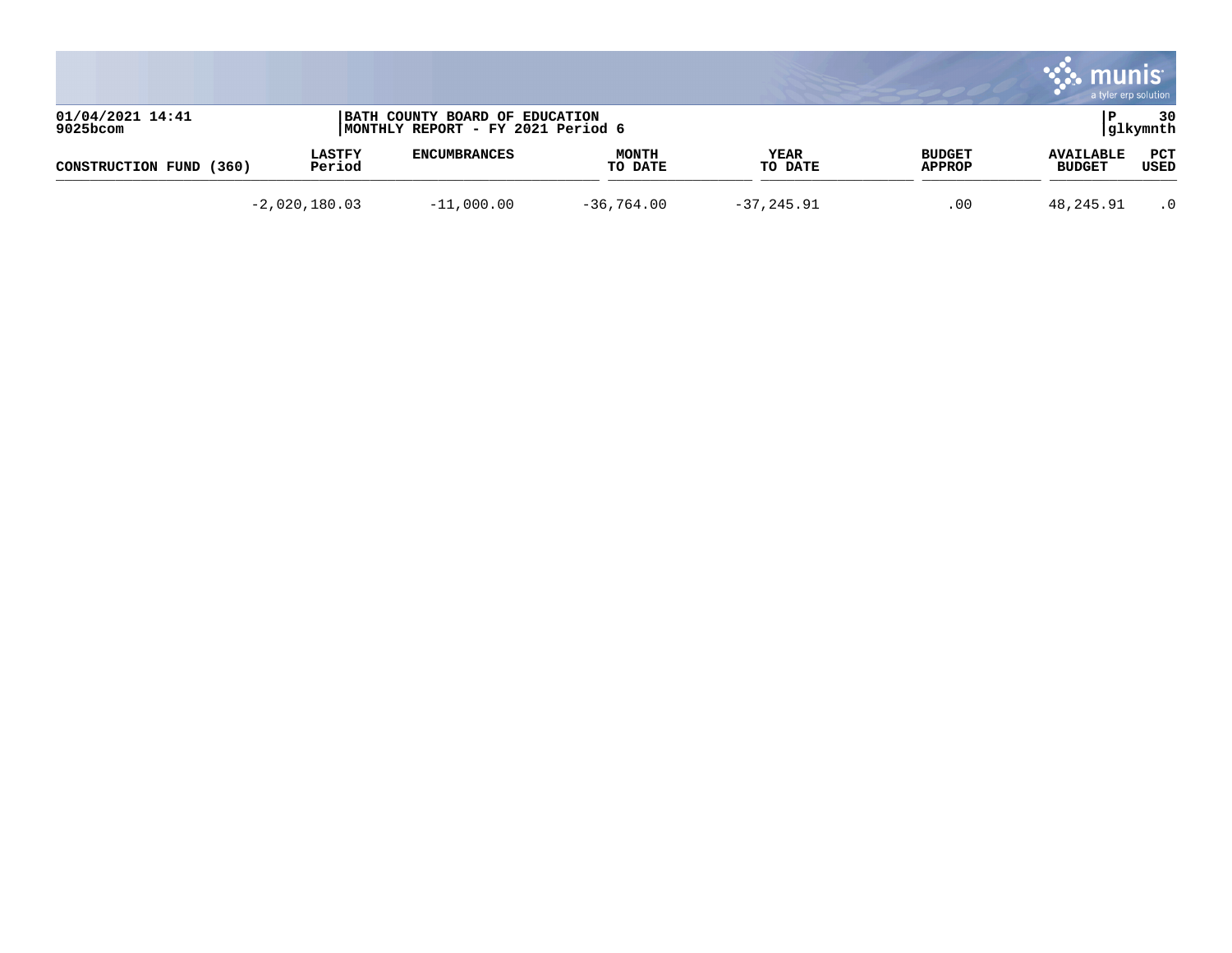01/04/2021 14:41
9025bcom

BATH COUNTY BOARD OF EDUCATION
MONTHLY REPORT - FY 2021 Period 6

P 30
glkymnth

| CONSTRUCTION FUND (360) | LASTFY Period | ENCUMBRANCES | MONTH TO DATE | YEAR TO DATE | BUDGET APPROP | AVAILABLE BUDGET | PCT USED |
|---|---|---|---|---|---|---|---|
| | -2,020,180.03 | -11,000.00 | -36,764.00 | -37,245.91 | .00 | 48,245.91 | .0 |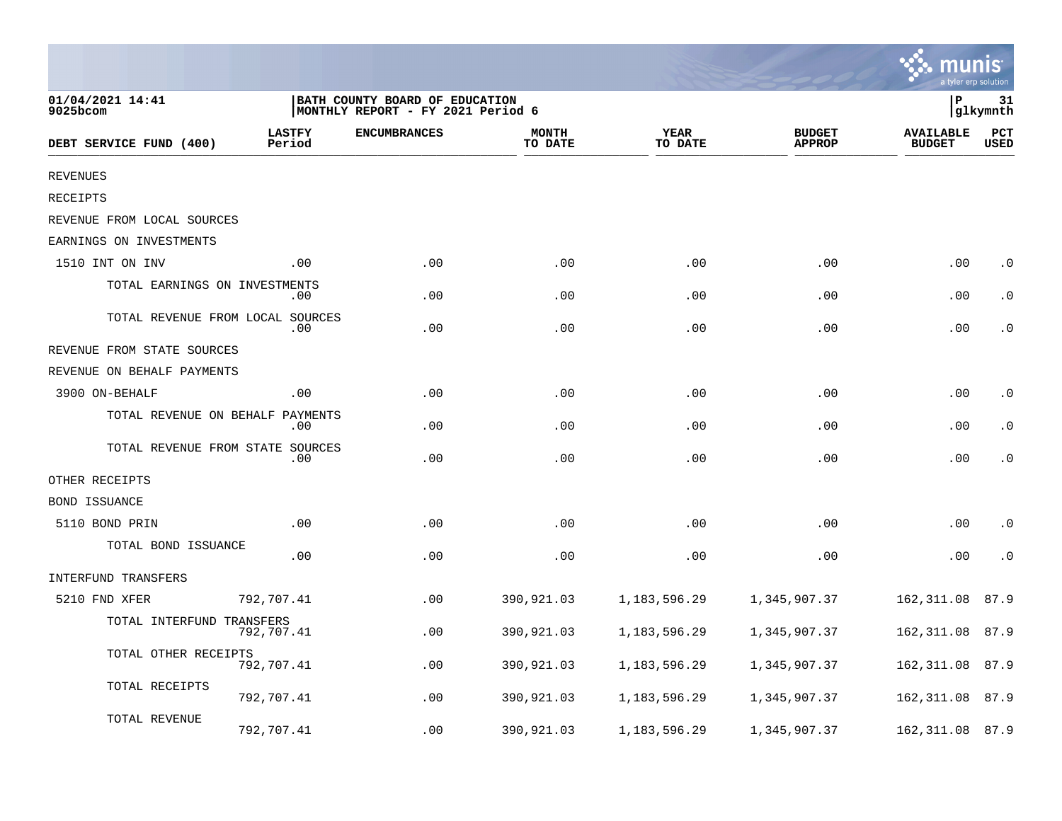01/04/2021 14:41
9025bcom

**BATH COUNTY BOARD OF EDUCATION**
**MONTHLY REPORT - FY 2021 Period 6**

P 31
glkymnth

| DEBT SERVICE FUND (400) | LASTFY Period | ENCUMBRANCES | MONTH TO DATE | YEAR TO DATE | BUDGET APPROP | AVAILABLE BUDGET | PCT USED |
|---|---|---|---|---|---|---|---|
| REVENUES | | | | | | | |
| RECEIPTS | | | | | | | |
| REVENUE FROM LOCAL SOURCES | | | | | | | |
| EARNINGS ON INVESTMENTS | | | | | | | |
| 1510 INT ON INV | .00 | .00 | .00 | .00 | .00 | .00 | .0 |
| TOTAL EARNINGS ON INVESTMENTS | .00 | .00 | .00 | .00 | .00 | .00 | .0 |
| TOTAL REVENUE FROM LOCAL SOURCES | .00 | .00 | .00 | .00 | .00 | .00 | .0 |
| REVENUE FROM STATE SOURCES | | | | | | | |
| REVENUE ON BEHALF PAYMENTS | | | | | | | |
| 3900 ON-BEHALF | .00 | .00 | .00 | .00 | .00 | .00 | .0 |
| TOTAL REVENUE ON BEHALF PAYMENTS | .00 | .00 | .00 | .00 | .00 | .00 | .0 |
| TOTAL REVENUE FROM STATE SOURCES | .00 | .00 | .00 | .00 | .00 | .00 | .0 |
| OTHER RECEIPTS | | | | | | | |
| BOND ISSUANCE | | | | | | | |
| 5110 BOND PRIN | .00 | .00 | .00 | .00 | .00 | .00 | .0 |
| TOTAL BOND ISSUANCE | .00 | .00 | .00 | .00 | .00 | .00 | .0 |
| INTERFUND TRANSFERS | | | | | | | |
| 5210 FND XFER | 792,707.41 | .00 | 390,921.03 | 1,183,596.29 | 1,345,907.37 | 162,311.08 | 87.9 |
| TOTAL INTERFUND TRANSFERS | 792,707.41 | .00 | 390,921.03 | 1,183,596.29 | 1,345,907.37 | 162,311.08 | 87.9 |
| TOTAL OTHER RECEIPTS | 792,707.41 | .00 | 390,921.03 | 1,183,596.29 | 1,345,907.37 | 162,311.08 | 87.9 |
| TOTAL RECEIPTS | 792,707.41 | .00 | 390,921.03 | 1,183,596.29 | 1,345,907.37 | 162,311.08 | 87.9 |
| TOTAL REVENUE | 792,707.41 | .00 | 390,921.03 | 1,183,596.29 | 1,345,907.37 | 162,311.08 | 87.9 |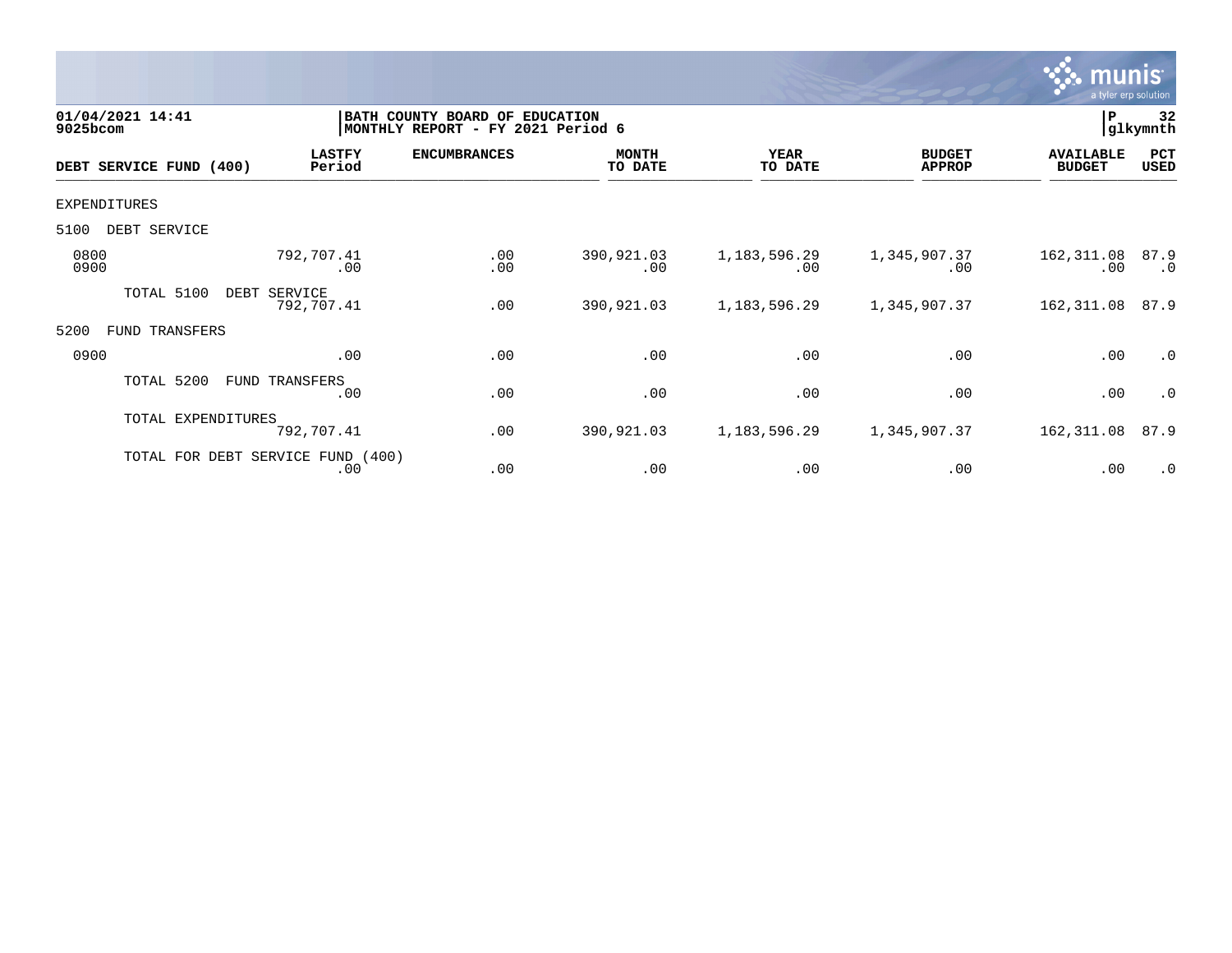**01/04/2021 14:41**
**9025bcom**

**BATH COUNTY BOARD OF EDUCATION**
**MONTHLY REPORT - FY 2021 Period 6**

**P 32**
**glkymnth**

| DEBT SERVICE FUND (400) | LASTFY Period | ENCUMBRANCES | MONTH TO DATE | YEAR TO DATE | BUDGET APPROP | AVAILABLE BUDGET | PCT USED |
|---|---|---|---|---|---|---|---|
| EXPENDITURES | | | | | | | |
| 5100 DEBT SERVICE | | | | | | | |
| 0800 | 792,707.41 | .00 | 390,921.03 | 1,183,596.29 | 1,345,907.37 | 162,311.08 | 87.9 |
| 0900 | .00 | .00 | .00 | .00 | .00 | .00 | .0 |
| TOTAL 5100 DEBT SERVICE | 792,707.41 | .00 | 390,921.03 | 1,183,596.29 | 1,345,907.37 | 162,311.08 | 87.9 |
| 5200 FUND TRANSFERS | | | | | | | |
| 0900 | .00 | .00 | .00 | .00 | .00 | .00 | .0 |
| TOTAL 5200 FUND TRANSFERS | .00 | .00 | .00 | .00 | .00 | .00 | .0 |
| TOTAL EXPENDITURES | 792,707.41 | .00 | 390,921.03 | 1,183,596.29 | 1,345,907.37 | 162,311.08 | 87.9 |
| TOTAL FOR DEBT SERVICE FUND (400) | .00 | .00 | .00 | .00 | .00 | .00 | .0 |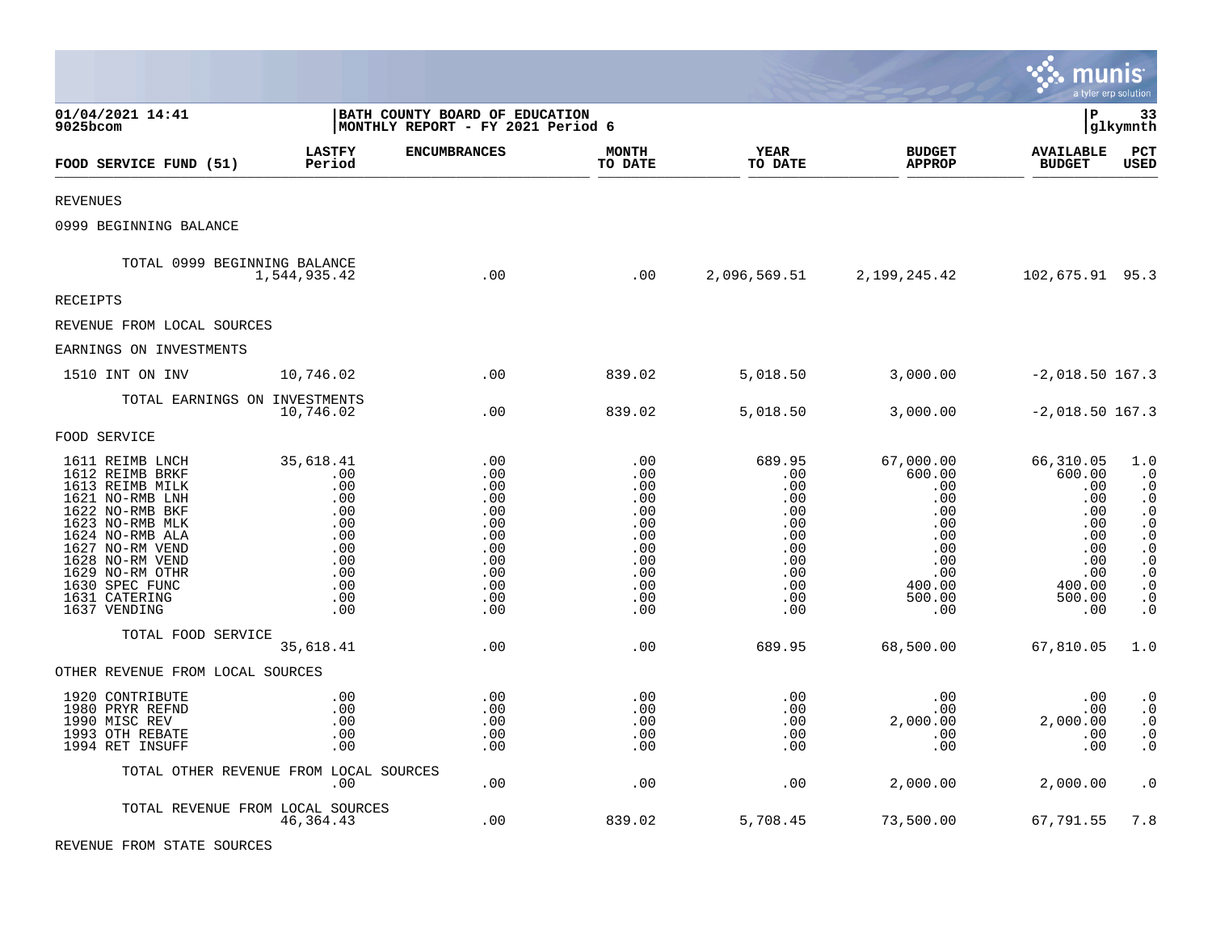01/04/2021 14:41
9025bcom

BATH COUNTY BOARD OF EDUCATION
MONTHLY REPORT - FY 2021 Period 6

P 33
glkymnth

| FOOD SERVICE FUND (51) | LASTFY Period | ENCUMBRANCES | MONTH TO DATE | YEAR TO DATE | BUDGET APPROP | AVAILABLE BUDGET | PCT USED |
|---|---|---|---|---|---|---|---|
| REVENUES | | | | | | | |
| 0999 BEGINNING BALANCE | | | | | | | |
| TOTAL 0999 BEGINNING BALANCE | 1,544,935.42 | .00 | .00 | 2,096,569.51 | 2,199,245.42 | 102,675.91 | 95.3 |
| RECEIPTS | | | | | | | |
| REVENUE FROM LOCAL SOURCES | | | | | | | |
| EARNINGS ON INVESTMENTS | | | | | | | |
| 1510 INT ON INV | 10,746.02 | .00 | 839.02 | 5,018.50 | 3,000.00 | -2,018.50 | 167.3 |
| TOTAL EARNINGS ON INVESTMENTS | 10,746.02 | .00 | 839.02 | 5,018.50 | 3,000.00 | -2,018.50 | 167.3 |
| FOOD SERVICE | | | | | | | |
| 1611 REIMB LNCH | 35,618.41 | .00 | .00 | 689.95 | 67,000.00 | 66,310.05 | 1.0 |
| 1612 REIMB BRKF | .00 | .00 | .00 | .00 | 600.00 | 600.00 | .0 |
| 1613 REIMB MILK | .00 | .00 | .00 | .00 | .00 | .00 | .0 |
| 1621 NO-RMB LNH | .00 | .00 | .00 | .00 | .00 | .00 | .0 |
| 1622 NO-RMB BKF | .00 | .00 | .00 | .00 | .00 | .00 | .0 |
| 1623 NO-RMB MLK | .00 | .00 | .00 | .00 | .00 | .00 | .0 |
| 1624 NO-RMB ALA | .00 | .00 | .00 | .00 | .00 | .00 | .0 |
| 1627 NO-RM VEND | .00 | .00 | .00 | .00 | .00 | .00 | .0 |
| 1628 NO-RM VEND | .00 | .00 | .00 | .00 | .00 | .00 | .0 |
| 1629 NO-RM OTHR | .00 | .00 | .00 | .00 | .00 | .00 | .0 |
| 1630 SPEC FUNC | .00 | .00 | .00 | .00 | 400.00 | 400.00 | .0 |
| 1631 CATERING | .00 | .00 | .00 | .00 | 500.00 | 500.00 | .0 |
| 1637 VENDING | .00 | .00 | .00 | .00 | .00 | .00 | .0 |
| TOTAL FOOD SERVICE | 35,618.41 | .00 | .00 | 689.95 | 68,500.00 | 67,810.05 | 1.0 |
| OTHER REVENUE FROM LOCAL SOURCES | | | | | | | |
| 1920 CONTRIBUTE | .00 | .00 | .00 | .00 | .00 | .00 | .0 |
| 1980 PRYR REFND | .00 | .00 | .00 | .00 | .00 | .00 | .0 |
| 1990 MISC REV | .00 | .00 | .00 | .00 | 2,000.00 | 2,000.00 | .0 |
| 1993 OTH REBATE | .00 | .00 | .00 | .00 | .00 | .00 | .0 |
| 1994 RET INSUFF | .00 | .00 | .00 | .00 | .00 | .00 | .0 |
| TOTAL OTHER REVENUE FROM LOCAL SOURCES | .00 | .00 | .00 | .00 | 2,000.00 | 2,000.00 | .0 |
| TOTAL REVENUE FROM LOCAL SOURCES | 46,364.43 | .00 | 839.02 | 5,708.45 | 73,500.00 | 67,791.55 | 7.8 |
| REVENUE FROM STATE SOURCES | | | | | | | |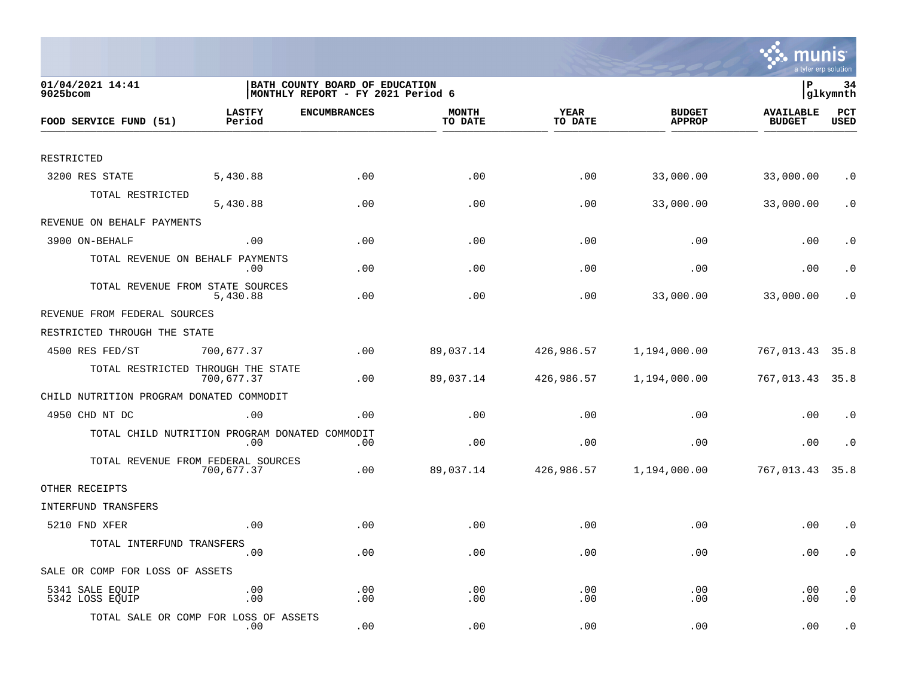01/04/2021 14:41
9025bcom

BATH COUNTY BOARD OF EDUCATION
MONTHLY REPORT - FY 2021 Period 6

P 34
glkymnth

| FOOD SERVICE FUND (51) | LASTFY Period | ENCUMBRANCES | MONTH TO DATE | YEAR TO DATE | BUDGET APPROP | AVAILABLE BUDGET | PCT USED |
|---|---|---|---|---|---|---|---|
| RESTRICTED | | | | | | | |
| 3200 RES STATE | 5,430.88 | .00 | .00 | .00 | 33,000.00 | 33,000.00 | .0 |
| TOTAL RESTRICTED | 5,430.88 | .00 | .00 | .00 | 33,000.00 | 33,000.00 | .0 |
| REVENUE ON BEHALF PAYMENTS | | | | | | | |
| 3900 ON-BEHALF | .00 | .00 | .00 | .00 | .00 | .00 | .0 |
| TOTAL REVENUE ON BEHALF PAYMENTS | .00 | .00 | .00 | .00 | .00 | .00 | .0 |
| TOTAL REVENUE FROM STATE SOURCES | 5,430.88 | .00 | .00 | .00 | 33,000.00 | 33,000.00 | .0 |
| REVENUE FROM FEDERAL SOURCES | | | | | | | |
| RESTRICTED THROUGH THE STATE | | | | | | | |
| 4500 RES FED/ST | 700,677.37 | .00 | 89,037.14 | 426,986.57 | 1,194,000.00 | 767,013.43 | 35.8 |
| TOTAL RESTRICTED THROUGH THE STATE | 700,677.37 | .00 | 89,037.14 | 426,986.57 | 1,194,000.00 | 767,013.43 | 35.8 |
| CHILD NUTRITION PROGRAM DONATED COMMODIT | | | | | | | |
| 4950 CHD NT DC | .00 | .00 | .00 | .00 | .00 | .00 | .0 |
| TOTAL CHILD NUTRITION PROGRAM DONATED COMMODIT | .00 | .00 | .00 | .00 | .00 | .00 | .0 |
| TOTAL REVENUE FROM FEDERAL SOURCES | 700,677.37 | .00 | 89,037.14 | 426,986.57 | 1,194,000.00 | 767,013.43 | 35.8 |
| OTHER RECEIPTS | | | | | | | |
| INTERFUND TRANSFERS | | | | | | | |
| 5210 FND XFER | .00 | .00 | .00 | .00 | .00 | .00 | .0 |
| TOTAL INTERFUND TRANSFERS | .00 | .00 | .00 | .00 | .00 | .00 | .0 |
| SALE OR COMP FOR LOSS OF ASSETS | | | | | | | |
| 5341 SALE EQUIP | .00 | .00 | .00 | .00 | .00 | .00 | .0 |
| 5342 LOSS EQUIP | .00 | .00 | .00 | .00 | .00 | .00 | .0 |
| TOTAL SALE OR COMP FOR LOSS OF ASSETS | .00 | .00 | .00 | .00 | .00 | .00 | .0 |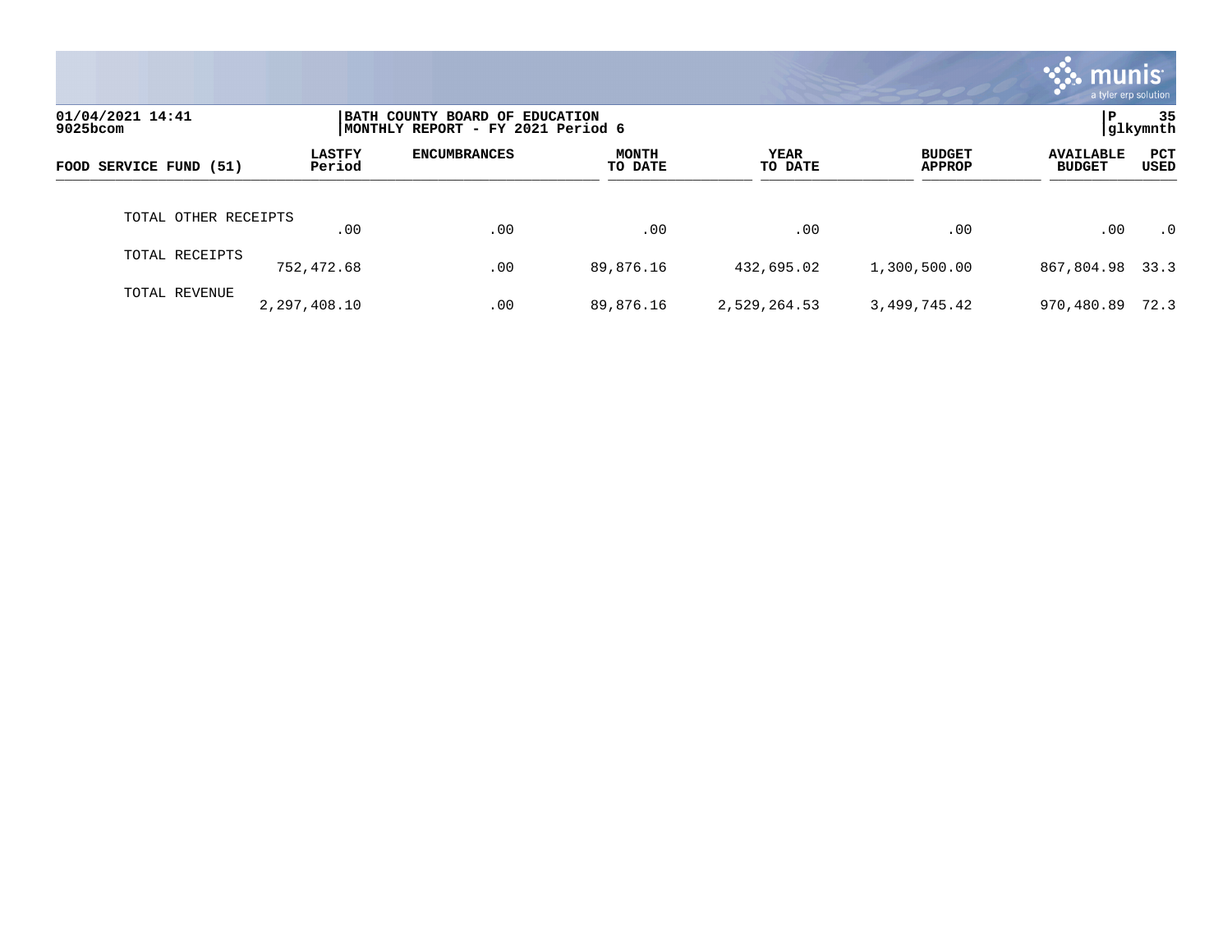01/04/2021 14:41
9025bcom

BATH COUNTY BOARD OF EDUCATION
MONTHLY REPORT - FY 2021 Period 6

P 35
glkymnth

| FOOD SERVICE FUND (51) | LASTFY Period | ENCUMBRANCES | MONTH TO DATE | YEAR TO DATE | BUDGET APPROP | AVAILABLE BUDGET | PCT USED |
|---|---|---|---|---|---|---|---|
| TOTAL OTHER RECEIPTS | .00 | .00 | .00 | .00 | .00 | .00 | .0 |
| TOTAL RECEIPTS | 752,472.68 | .00 | 89,876.16 | 432,695.02 | 1,300,500.00 | 867,804.98 | 33.3 |
| TOTAL REVENUE | 2,297,408.10 | .00 | 89,876.16 | 2,529,264.53 | 3,499,745.42 | 970,480.89 | 72.3 |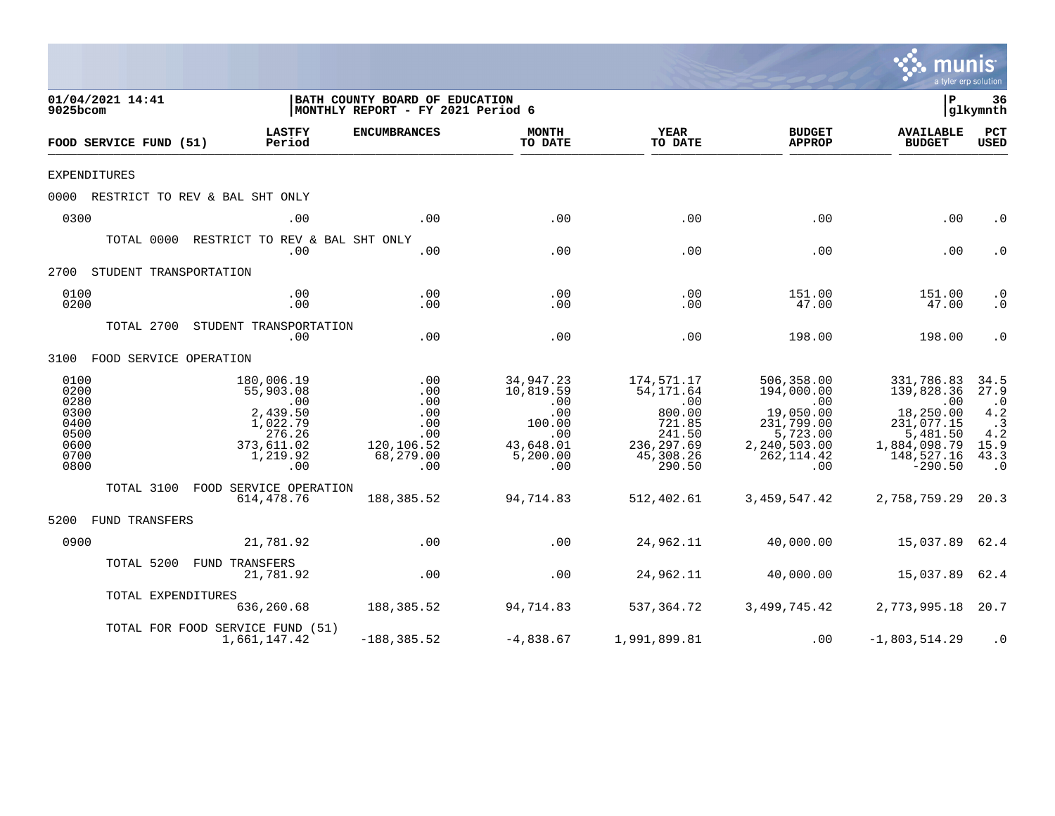01/04/2021 14:41
9025bcom

BATH COUNTY BOARD OF EDUCATION
MONTHLY REPORT - FY 2021 Period 6

P 36
glkymnth

| FOOD SERVICE FUND (51) | LASTFY Period | ENCUMBRANCES | MONTH TO DATE | YEAR TO DATE | BUDGET APPROP | AVAILABLE BUDGET | PCT USED |
|---|---|---|---|---|---|---|---|
| **EXPENDITURES** | | | | | | | |
| **0000 RESTRICT TO REV & BAL SHT ONLY** | | | | | | | |
| 0300 | .00 | .00 | .00 | .00 | .00 | .00 | .0 |
| TOTAL 0000 RESTRICT TO REV & BAL SHT ONLY | .00 | .00 | .00 | .00 | .00 | .00 | .0 |
| **2700 STUDENT TRANSPORTATION** | | | | | | | |
| 0100 | .00 | .00 | .00 | .00 | 151.00 | 151.00 | .0 |
| 0200 | .00 | .00 | .00 | .00 | 47.00 | 47.00 | .0 |
| TOTAL 2700 STUDENT TRANSPORTATION | .00 | .00 | .00 | .00 | 198.00 | 198.00 | .0 |
| **3100 FOOD SERVICE OPERATION** | | | | | | | |
| 0100 | 180,006.19 | .00 | 34,947.23 | 174,571.17 | 506,358.00 | 331,786.83 | 34.5 |
| 0200 | 55,903.08 | .00 | 10,819.59 | 54,171.64 | 194,000.00 | 139,828.36 | 27.9 |
| 0280 | .00 | .00 | .00 | .00 | .00 | .00 | .0 |
| 0300 | 2,439.50 | .00 | .00 | 800.00 | 19,050.00 | 18,250.00 | 4.2 |
| 0400 | 1,022.79 | .00 | 100.00 | 721.85 | 231,799.00 | 231,077.15 | .3 |
| 0500 | 276.26 | .00 | .00 | 241.50 | 5,723.00 | 5,481.50 | 4.2 |
| 0600 | 373,611.02 | 120,106.52 | 43,648.01 | 236,297.69 | 2,240,503.00 | 1,884,098.79 | 15.9 |
| 0700 | 1,219.92 | 68,279.00 | 5,200.00 | 45,308.26 | 262,114.42 | 148,527.16 | 43.3 |
| 0800 | .00 | .00 | .00 | 290.50 | .00 | -290.50 | .0 |
| TOTAL 3100 FOOD SERVICE OPERATION | 614,478.76 | 188,385.52 | 94,714.83 | 512,402.61 | 3,459,547.42 | 2,758,759.29 | 20.3 |
| **5200 FUND TRANSFERS** | | | | | | | |
| 0900 | 21,781.92 | .00 | .00 | 24,962.11 | 40,000.00 | 15,037.89 | 62.4 |
| TOTAL 5200 FUND TRANSFERS | 21,781.92 | .00 | .00 | 24,962.11 | 40,000.00 | 15,037.89 | 62.4 |
| TOTAL EXPENDITURES | 636,260.68 | 188,385.52 | 94,714.83 | 537,364.72 | 3,499,745.42 | 2,773,995.18 | 20.7 |
| TOTAL FOR FOOD SERVICE FUND (51) | 1,661,147.42 | -188,385.52 | -4,838.67 | 1,991,899.81 | .00 | -1,803,514.29 | .0 |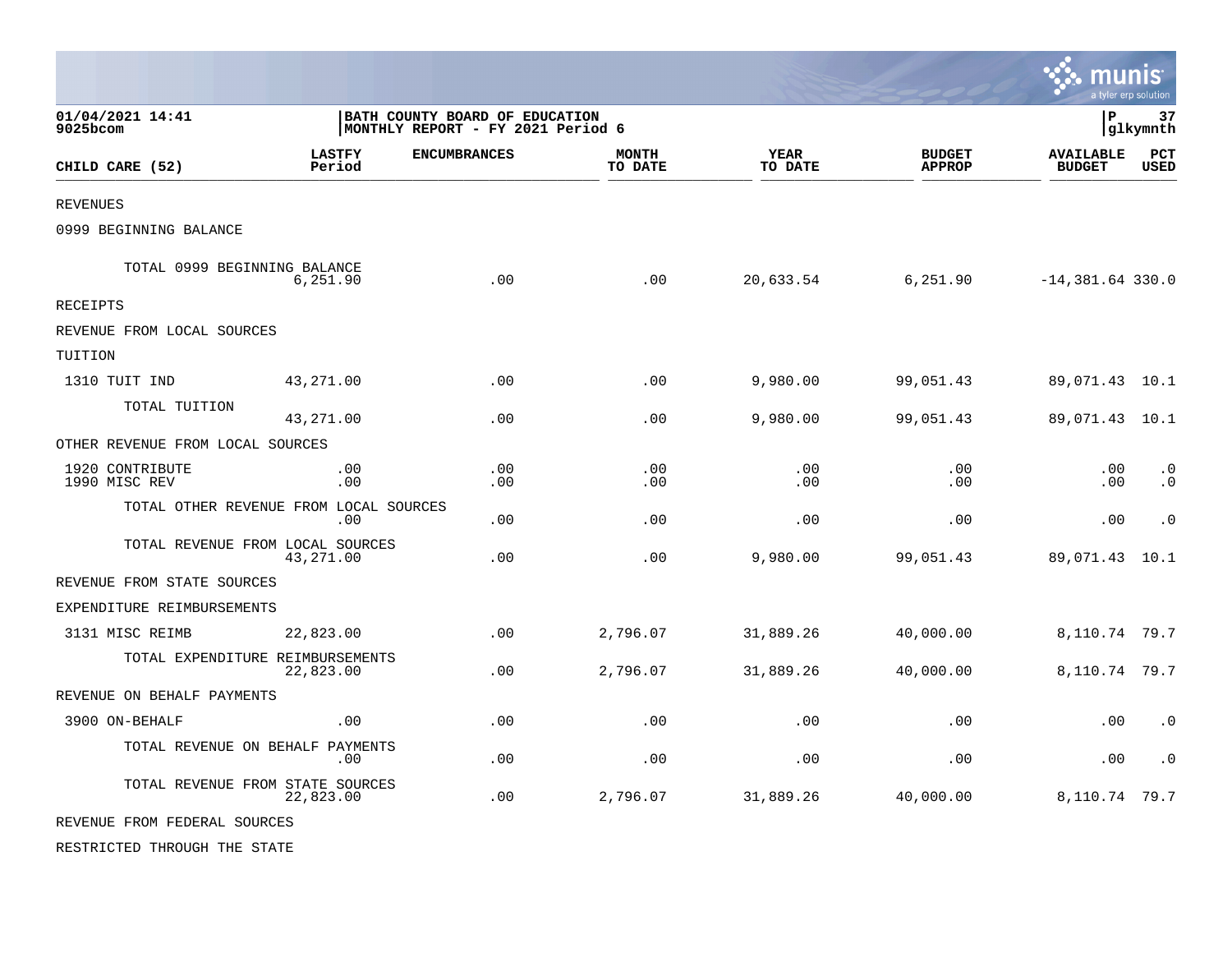01/04/2021 14:41
9025bcom

BATH COUNTY BOARD OF EDUCATION
MONTHLY REPORT - FY 2021 Period 6

P 37
glkymnth

| CHILD CARE (52) | LASTFY Period | ENCUMBRANCES | MONTH TO DATE | YEAR TO DATE | BUDGET APPROP | AVAILABLE BUDGET | PCT USED |
|---|---|---|---|---|---|---|---|
| REVENUES | | | | | | | |
| 0999 BEGINNING BALANCE | | | | | | | |
| TOTAL 0999 BEGINNING BALANCE | 6,251.90 | .00 | .00 | 20,633.54 | 6,251.90 | -14,381.64 | 330.0 |
| RECEIPTS | | | | | | | |
| REVENUE FROM LOCAL SOURCES | | | | | | | |
| TUITION | | | | | | | |
| 1310 TUIT IND | 43,271.00 | .00 | .00 | 9,980.00 | 99,051.43 | 89,071.43 | 10.1 |
| TOTAL TUITION | 43,271.00 | .00 | .00 | 9,980.00 | 99,051.43 | 89,071.43 | 10.1 |
| OTHER REVENUE FROM LOCAL SOURCES | | | | | | | |
| 1920 CONTRIBUTE | .00 | .00 | .00 | .00 | .00 | .00 | .0 |
| 1990 MISC REV | .00 | .00 | .00 | .00 | .00 | .00 | .0 |
| TOTAL OTHER REVENUE FROM LOCAL SOURCES | .00 | .00 | .00 | .00 | .00 | .00 | .0 |
| TOTAL REVENUE FROM LOCAL SOURCES | 43,271.00 | .00 | .00 | 9,980.00 | 99,051.43 | 89,071.43 | 10.1 |
| REVENUE FROM STATE SOURCES | | | | | | | |
| EXPENDITURE REIMBURSEMENTS | | | | | | | |
| 3131 MISC REIMB | 22,823.00 | .00 | 2,796.07 | 31,889.26 | 40,000.00 | 8,110.74 | 79.7 |
| TOTAL EXPENDITURE REIMBURSEMENTS | 22,823.00 | .00 | 2,796.07 | 31,889.26 | 40,000.00 | 8,110.74 | 79.7 |
| REVENUE ON BEHALF PAYMENTS | | | | | | | |
| 3900 ON-BEHALF | .00 | .00 | .00 | .00 | .00 | .00 | .0 |
| TOTAL REVENUE ON BEHALF PAYMENTS | .00 | .00 | .00 | .00 | .00 | .00 | .0 |
| TOTAL REVENUE FROM STATE SOURCES | 22,823.00 | .00 | 2,796.07 | 31,889.26 | 40,000.00 | 8,110.74 | 79.7 |
| REVENUE FROM FEDERAL SOURCES | | | | | | | |
| RESTRICTED THROUGH THE STATE | | | | | | | |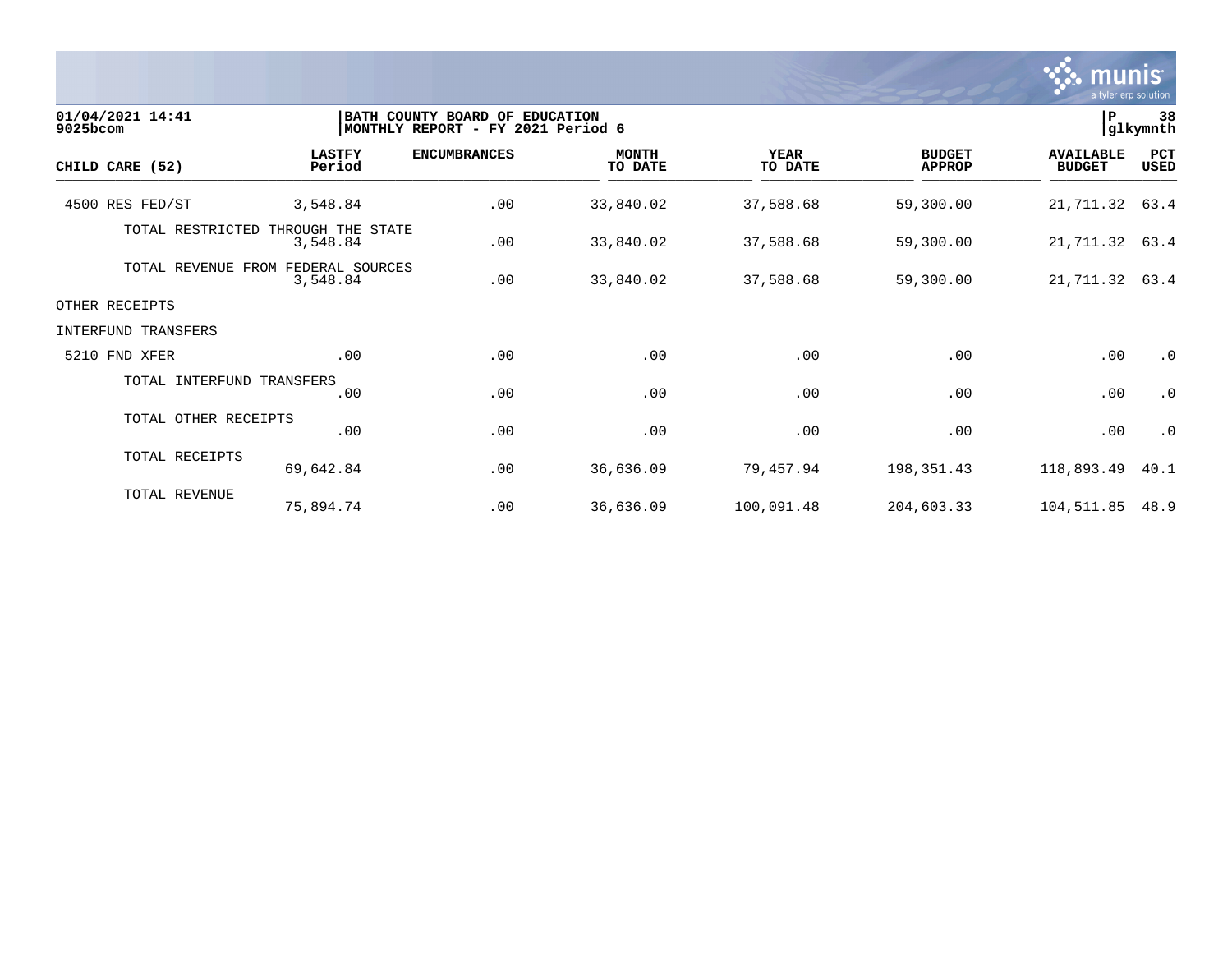01/04/2021 14:41
9025bcom

BATH COUNTY BOARD OF EDUCATION
MONTHLY REPORT - FY 2021 Period 6

P 38
glkymnth

| CHILD CARE (52) | LASTFY Period | ENCUMBRANCES | MONTH TO DATE | YEAR TO DATE | BUDGET APPROP | AVAILABLE BUDGET | PCT USED |
|---|---|---|---|---|---|---|---|
| 4500 RES FED/ST | 3,548.84 | .00 | 33,840.02 | 37,588.68 | 59,300.00 | 21,711.32 | 63.4 |
| TOTAL RESTRICTED THROUGH THE STATE | 3,548.84 | .00 | 33,840.02 | 37,588.68 | 59,300.00 | 21,711.32 | 63.4 |
| TOTAL REVENUE FROM FEDERAL SOURCES | 3,548.84 | .00 | 33,840.02 | 37,588.68 | 59,300.00 | 21,711.32 | 63.4 |
| OTHER RECEIPTS | | | | | | | |
| INTERFUND TRANSFERS | | | | | | | |
| 5210 FND XFER | .00 | .00 | .00 | .00 | .00 | .00 | .0 |
| TOTAL INTERFUND TRANSFERS | .00 | .00 | .00 | .00 | .00 | .00 | .0 |
| TOTAL OTHER RECEIPTS | .00 | .00 | .00 | .00 | .00 | .00 | .0 |
| TOTAL RECEIPTS | 69,642.84 | .00 | 36,636.09 | 79,457.94 | 198,351.43 | 118,893.49 | 40.1 |
| TOTAL REVENUE | 75,894.74 | .00 | 36,636.09 | 100,091.48 | 204,603.33 | 104,511.85 | 48.9 |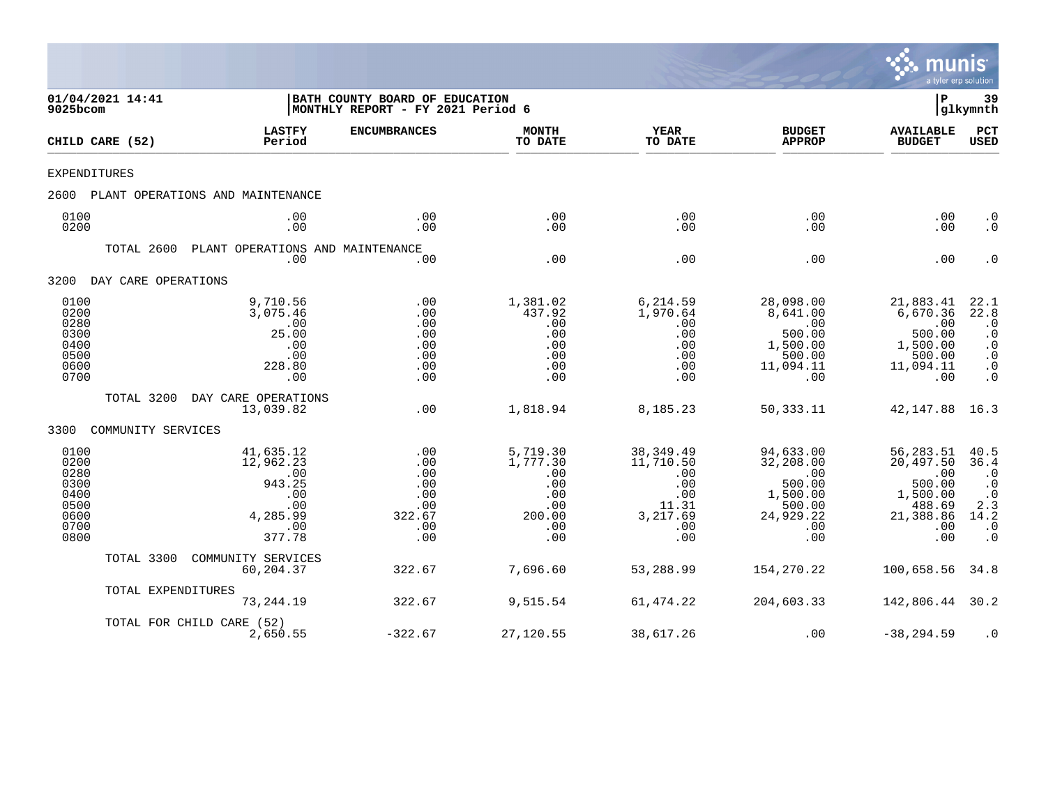01/04/2021 14:41 | BATH COUNTY BOARD OF EDUCATION | P 39
9025bcom | MONTHLY REPORT - FY 2021 Period 6 | glkymnth

| CHILD CARE (52) | LASTFY Period | ENCUMBRANCES | MONTH TO DATE | YEAR TO DATE | BUDGET APPROP | AVAILABLE BUDGET | PCT USED |
|---|---|---|---|---|---|---|---|
| EXPENDITURES | | | | | | | |
| 2600 PLANT OPERATIONS AND MAINTENANCE | | | | | | | |
| 0100 | .00 | .00 | .00 | .00 | .00 | .00 | .0 |
| 0200 | .00 | .00 | .00 | .00 | .00 | .00 | .0 |
| TOTAL 2600 PLANT OPERATIONS AND MAINTENANCE | .00 | .00 | .00 | .00 | .00 | .00 | .0 |
| 3200 DAY CARE OPERATIONS | | | | | | | |
| 0100 | 9,710.56 | .00 | 1,381.02 | 6,214.59 | 28,098.00 | 21,883.41 | 22.1 |
| 0200 | 3,075.46 | .00 | 437.92 | 1,970.64 | 8,641.00 | 6,670.36 | 22.8 |
| 0280 | .00 | .00 | .00 | .00 | .00 | .00 | .0 |
| 0300 | 25.00 | .00 | .00 | .00 | 500.00 | 500.00 | .0 |
| 0400 | .00 | .00 | .00 | .00 | 1,500.00 | 1,500.00 | .0 |
| 0500 | .00 | .00 | .00 | .00 | 500.00 | 500.00 | .0 |
| 0600 | 228.80 | .00 | .00 | .00 | 11,094.11 | 11,094.11 | .0 |
| 0700 | .00 | .00 | .00 | .00 | .00 | .00 | .0 |
| TOTAL 3200 DAY CARE OPERATIONS | 13,039.82 | .00 | 1,818.94 | 8,185.23 | 50,333.11 | 42,147.88 | 16.3 |
| 3300 COMMUNITY SERVICES | | | | | | | |
| 0100 | 41,635.12 | .00 | 5,719.30 | 38,349.49 | 94,633.00 | 56,283.51 | 40.5 |
| 0200 | 12,962.23 | .00 | 1,777.30 | 11,710.50 | 32,208.00 | 20,497.50 | 36.4 |
| 0280 | .00 | .00 | .00 | .00 | .00 | .00 | .0 |
| 0300 | 943.25 | .00 | .00 | .00 | 500.00 | 500.00 | .0 |
| 0400 | .00 | .00 | .00 | .00 | 1,500.00 | 1,500.00 | .0 |
| 0500 | .00 | .00 | .00 | 11.31 | 500.00 | 488.69 | 2.3 |
| 0600 | 4,285.99 | 322.67 | 200.00 | 3,217.69 | 24,929.22 | 21,388.86 | 14.2 |
| 0700 | .00 | .00 | .00 | .00 | .00 | .00 | .0 |
| 0800 | 377.78 | .00 | .00 | .00 | .00 | .00 | .0 |
| TOTAL 3300 COMMUNITY SERVICES | 60,204.37 | 322.67 | 7,696.60 | 53,288.99 | 154,270.22 | 100,658.56 | 34.8 |
| TOTAL EXPENDITURES | 73,244.19 | 322.67 | 9,515.54 | 61,474.22 | 204,603.33 | 142,806.44 | 30.2 |
| TOTAL FOR CHILD CARE (52) | 2,650.55 | -322.67 | 27,120.55 | 38,617.26 | .00 | -38,294.59 | .0 |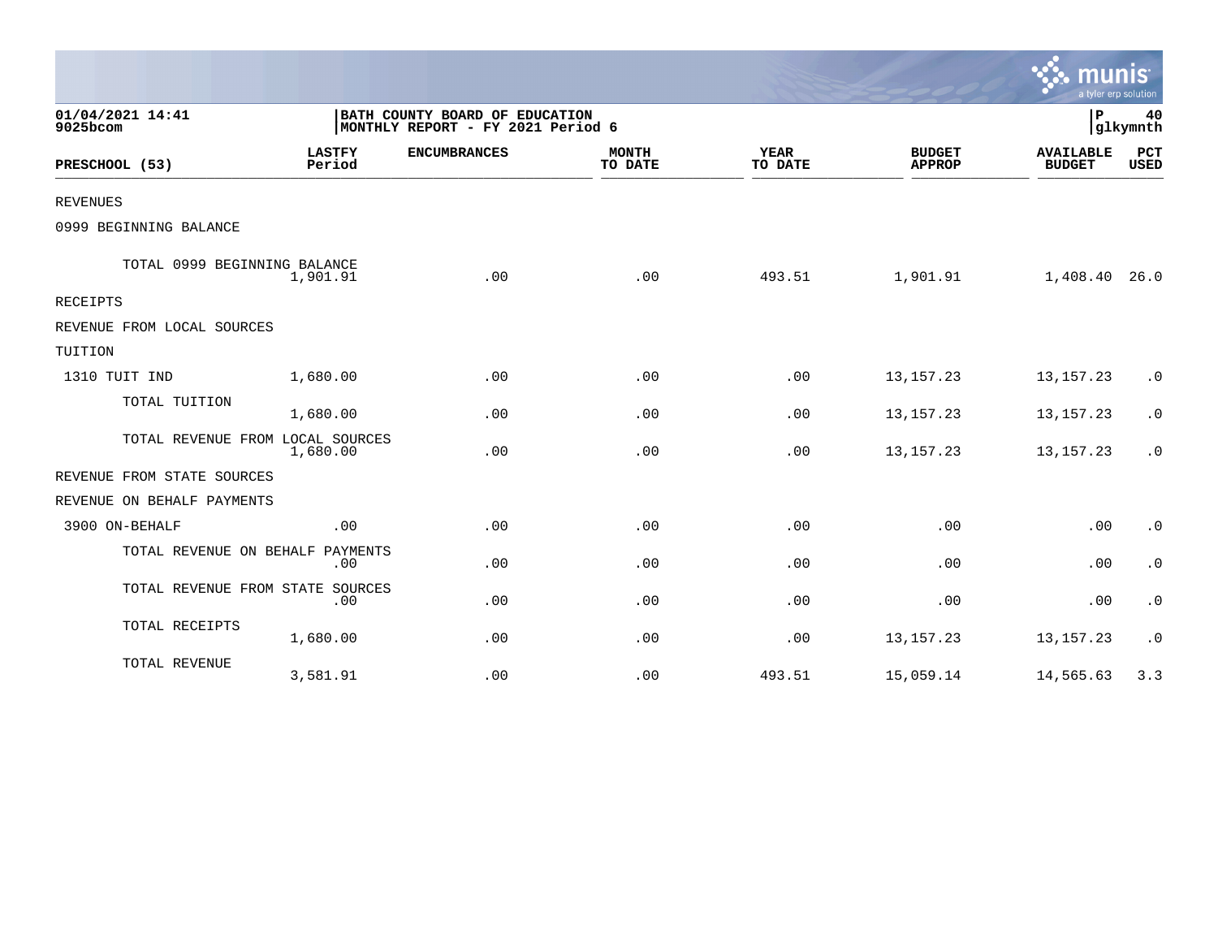01/04/2021 14:41
9025bcom

BATH COUNTY BOARD OF EDUCATION
MONTHLY REPORT - FY 2021 Period 6

P 40
glkymnth

| PRESCHOOL (53) | LASTFY Period | ENCUMBRANCES | MONTH TO DATE | YEAR TO DATE | BUDGET APPROP | AVAILABLE BUDGET | PCT USED |
|---|---|---|---|---|---|---|---|
| REVENUES | | | | | | | |
| 0999 BEGINNING BALANCE | | | | | | | |
| TOTAL 0999 BEGINNING BALANCE | 1,901.91 | .00 | .00 | 493.51 | 1,901.91 | 1,408.40 | 26.0 |
| RECEIPTS | | | | | | | |
| REVENUE FROM LOCAL SOURCES | | | | | | | |
| TUITION | | | | | | | |
| 1310 TUIT IND | 1,680.00 | .00 | .00 | .00 | 13,157.23 | 13,157.23 | .0 |
| TOTAL TUITION | 1,680.00 | .00 | .00 | .00 | 13,157.23 | 13,157.23 | .0 |
| TOTAL REVENUE FROM LOCAL SOURCES | 1,680.00 | .00 | .00 | .00 | 13,157.23 | 13,157.23 | .0 |
| REVENUE FROM STATE SOURCES | | | | | | | |
| REVENUE ON BEHALF PAYMENTS | | | | | | | |
| 3900 ON-BEHALF | .00 | .00 | .00 | .00 | .00 | .00 | .0 |
| TOTAL REVENUE ON BEHALF PAYMENTS | .00 | .00 | .00 | .00 | .00 | .00 | .0 |
| TOTAL REVENUE FROM STATE SOURCES | .00 | .00 | .00 | .00 | .00 | .00 | .0 |
| TOTAL RECEIPTS | 1,680.00 | .00 | .00 | .00 | 13,157.23 | 13,157.23 | .0 |
| TOTAL REVENUE | 3,581.91 | .00 | .00 | 493.51 | 15,059.14 | 14,565.63 | 3.3 |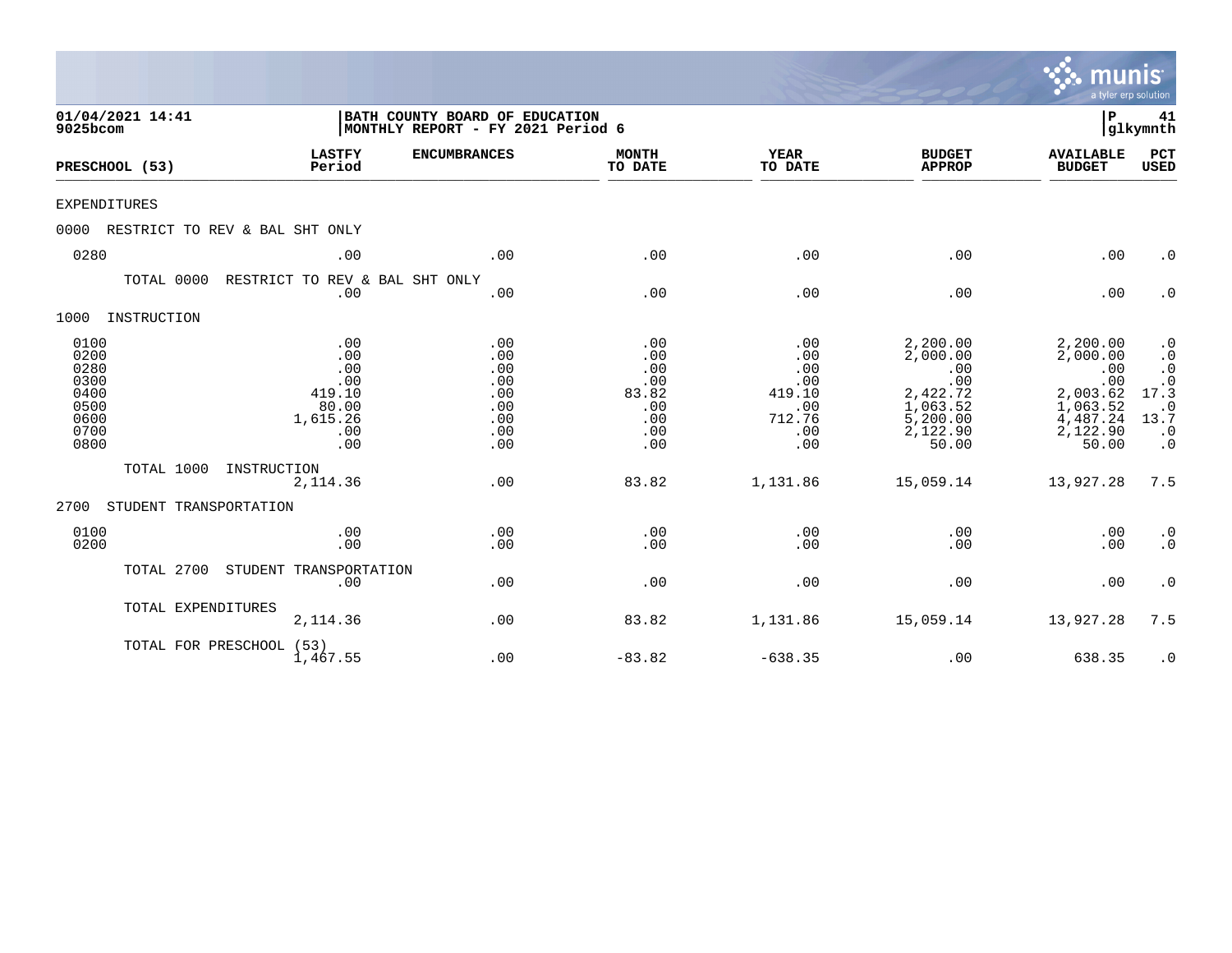01/04/2021 14:41
9025bcom

BATH COUNTY BOARD OF EDUCATION
MONTHLY REPORT - FY 2021 Period 6

P 41
glkymnth

| PRESCHOOL (53) | LASTFY Period | ENCUMBRANCES | MONTH TO DATE | YEAR TO DATE | BUDGET APPROP | AVAILABLE BUDGET | PCT USED |
|---|---|---|---|---|---|---|---|
| EXPENDITURES | | | | | | | |
| 0000 RESTRICT TO REV & BAL SHT ONLY | | | | | | | |
| 0280 | .00 | .00 | .00 | .00 | .00 | .00 | .0 |
| TOTAL 0000 RESTRICT TO REV & BAL SHT ONLY | .00 | .00 | .00 | .00 | .00 | .00 | .0 |
| 1000 INSTRUCTION | | | | | | | |
| 0100 | .00 | .00 | .00 | .00 | 2,200.00 | 2,200.00 | .0 |
| 0200 | .00 | .00 | .00 | .00 | 2,000.00 | 2,000.00 | .0 |
| 0280 | .00 | .00 | .00 | .00 | .00 | .00 | .0 |
| 0300 | .00 | .00 | .00 | .00 | .00 | .00 | .0 |
| 0400 | 419.10 | .00 | 83.82 | 419.10 | 2,422.72 | 2,003.62 | 17.3 |
| 0500 | 80.00 | .00 | .00 | .00 | 1,063.52 | 1,063.52 | .0 |
| 0600 | 1,615.26 | .00 | .00 | 712.76 | 5,200.00 | 4,487.24 | 13.7 |
| 0700 | .00 | .00 | .00 | .00 | 2,122.90 | 2,122.90 | .0 |
| 0800 | .00 | .00 | .00 | .00 | 50.00 | 50.00 | .0 |
| TOTAL 1000 INSTRUCTION | 2,114.36 | .00 | 83.82 | 1,131.86 | 15,059.14 | 13,927.28 | 7.5 |
| 2700 STUDENT TRANSPORTATION | | | | | | | |
| 0100 | .00 | .00 | .00 | .00 | .00 | .00 | .0 |
| 0200 | .00 | .00 | .00 | .00 | .00 | .00 | .0 |
| TOTAL 2700 STUDENT TRANSPORTATION | .00 | .00 | .00 | .00 | .00 | .00 | .0 |
| TOTAL EXPENDITURES | 2,114.36 | .00 | 83.82 | 1,131.86 | 15,059.14 | 13,927.28 | 7.5 |
| TOTAL FOR PRESCHOOL (53) | 1,467.55 | .00 | -83.82 | -638.35 | .00 | 638.35 | .0 |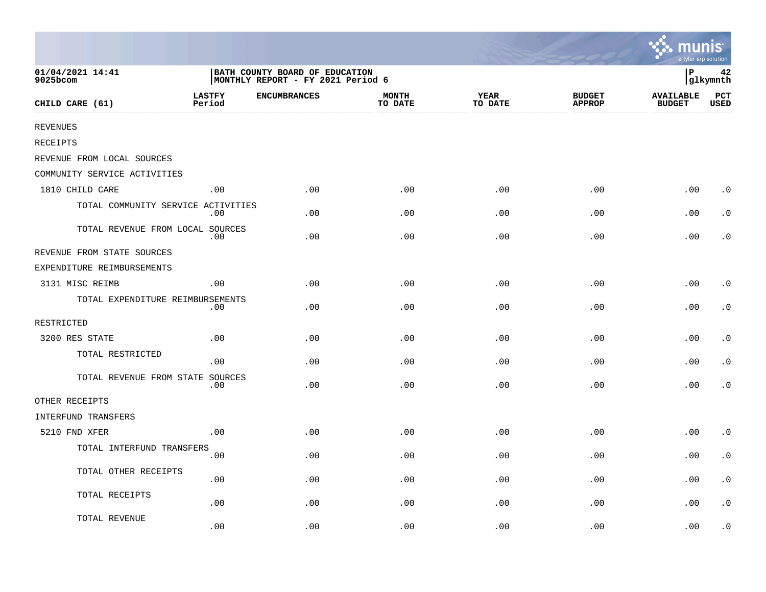01/04/2021 14:41
9025bcom

BATH COUNTY BOARD OF EDUCATION
MONTHLY REPORT - FY 2021 Period 6

P 42
glkymnth

| CHILD CARE (61) | LASTFY Period | ENCUMBRANCES | MONTH TO DATE | YEAR TO DATE | BUDGET APPROP | AVAILABLE BUDGET | PCT USED |
|---|---|---|---|---|---|---|---|
| REVENUES | | | | | | | |
| RECEIPTS | | | | | | | |
| REVENUE FROM LOCAL SOURCES | | | | | | | |
| COMMUNITY SERVICE ACTIVITIES | | | | | | | |
| 1810 CHILD CARE | .00 | .00 | .00 | .00 | .00 | .00 | .0 |
| TOTAL COMMUNITY SERVICE ACTIVITIES | .00 | .00 | .00 | .00 | .00 | .00 | .0 |
| TOTAL REVENUE FROM LOCAL SOURCES | .00 | .00 | .00 | .00 | .00 | .00 | .0 |
| REVENUE FROM STATE SOURCES | | | | | | | |
| EXPENDITURE REIMBURSEMENTS | | | | | | | |
| 3131 MISC REIMB | .00 | .00 | .00 | .00 | .00 | .00 | .0 |
| TOTAL EXPENDITURE REIMBURSEMENTS | .00 | .00 | .00 | .00 | .00 | .00 | .0 |
| RESTRICTED | | | | | | | |
| 3200 RES STATE | .00 | .00 | .00 | .00 | .00 | .00 | .0 |
| TOTAL RESTRICTED | .00 | .00 | .00 | .00 | .00 | .00 | .0 |
| TOTAL REVENUE FROM STATE SOURCES | .00 | .00 | .00 | .00 | .00 | .00 | .0 |
| OTHER RECEIPTS | | | | | | | |
| INTERFUND TRANSFERS | | | | | | | |
| 5210 FND XFER | .00 | .00 | .00 | .00 | .00 | .00 | .0 |
| TOTAL INTERFUND TRANSFERS | .00 | .00 | .00 | .00 | .00 | .00 | .0 |
| TOTAL OTHER RECEIPTS | .00 | .00 | .00 | .00 | .00 | .00 | .0 |
| TOTAL RECEIPTS | .00 | .00 | .00 | .00 | .00 | .00 | .0 |
| TOTAL REVENUE | .00 | .00 | .00 | .00 | .00 | .00 | .0 |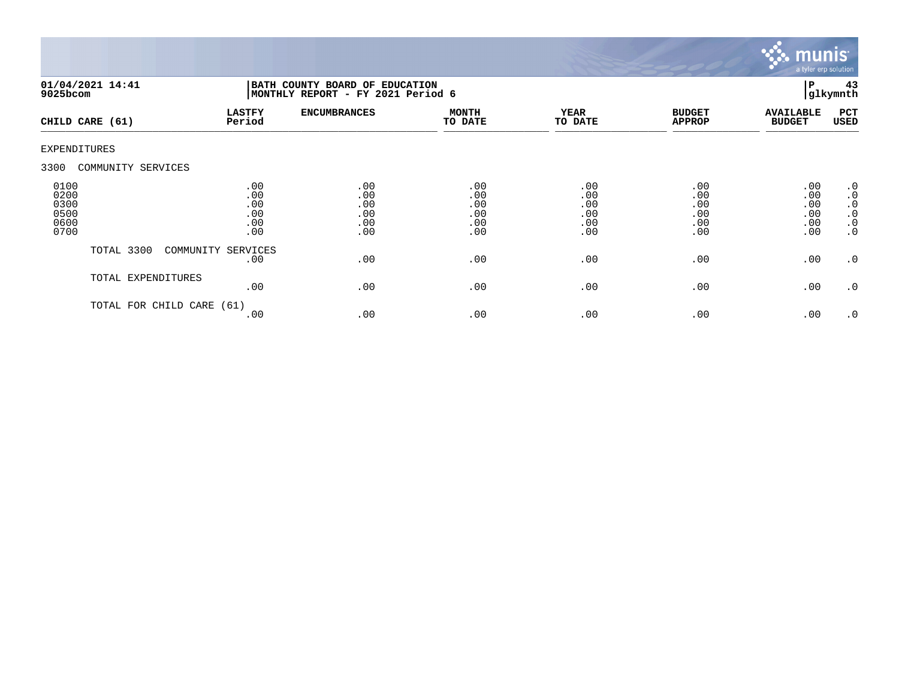01/04/2021 14:41
9025bcom

BATH COUNTY BOARD OF EDUCATION
MONTHLY REPORT - FY 2021 Period 6

P 43
glkymnth

| CHILD CARE (61) | LASTFY Period | ENCUMBRANCES | MONTH TO DATE | YEAR TO DATE | BUDGET APPROP | AVAILABLE BUDGET | PCT USED |
|---|---|---|---|---|---|---|---|
| EXPENDITURES | | | | | | | |
| 3300 COMMUNITY SERVICES | | | | | | | |
| 0100 | .00 | .00 | .00 | .00 | .00 | .00 | .0 |
| 0200 | .00 | .00 | .00 | .00 | .00 | .00 | .0 |
| 0300 | .00 | .00 | .00 | .00 | .00 | .00 | .0 |
| 0500 | .00 | .00 | .00 | .00 | .00 | .00 | .0 |
| 0600 | .00 | .00 | .00 | .00 | .00 | .00 | .0 |
| 0700 | .00 | .00 | .00 | .00 | .00 | .00 | .0 |
| TOTAL 3300 COMMUNITY SERVICES | .00 | .00 | .00 | .00 | .00 | .00 | .0 |
| TOTAL EXPENDITURES | .00 | .00 | .00 | .00 | .00 | .00 | .0 |
| TOTAL FOR CHILD CARE (61) | .00 | .00 | .00 | .00 | .00 | .00 | .0 |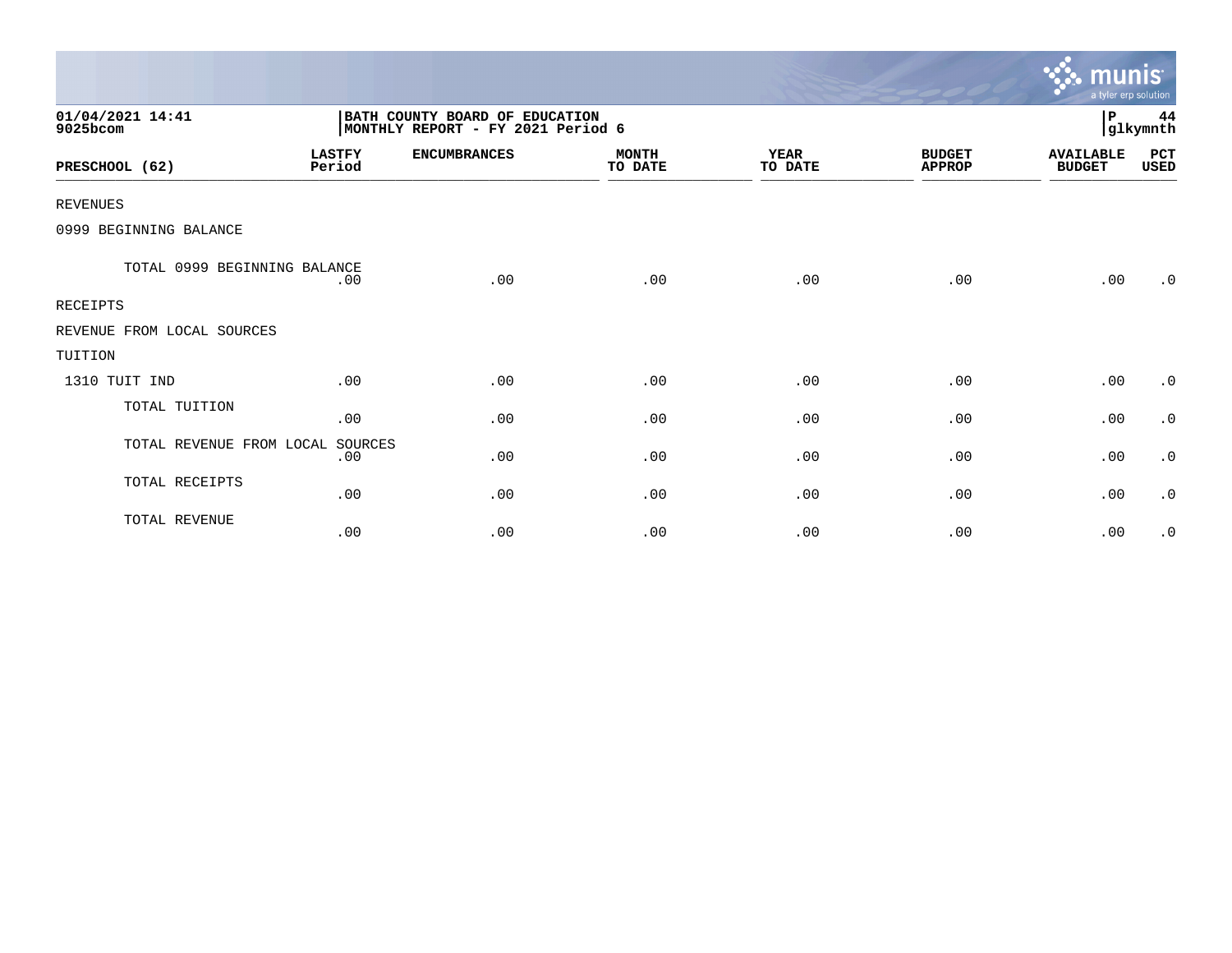01/04/2021 14:41
9025bcom

BATH COUNTY BOARD OF EDUCATION
MONTHLY REPORT - FY 2021 Period 6

P 44
glkymnth

| PRESCHOOL (62) | LASTFY Period | ENCUMBRANCES | MONTH TO DATE | YEAR TO DATE | BUDGET APPROP | AVAILABLE BUDGET | PCT USED |
|---|---|---|---|---|---|---|---|
| REVENUES | | | | | | | |
| 0999 BEGINNING BALANCE | | | | | | | |
| TOTAL 0999 BEGINNING BALANCE | .00 | .00 | .00 | .00 | .00 | .00 | .0 |
| RECEIPTS | | | | | | | |
| REVENUE FROM LOCAL SOURCES | | | | | | | |
| TUITION | | | | | | | |
| 1310 TUIT IND | .00 | .00 | .00 | .00 | .00 | .00 | .0 |
| TOTAL TUITION | .00 | .00 | .00 | .00 | .00 | .00 | .0 |
| TOTAL REVENUE FROM LOCAL SOURCES | .00 | .00 | .00 | .00 | .00 | .00 | .0 |
| TOTAL RECEIPTS | .00 | .00 | .00 | .00 | .00 | .00 | .0 |
| TOTAL REVENUE | .00 | .00 | .00 | .00 | .00 | .00 | .0 |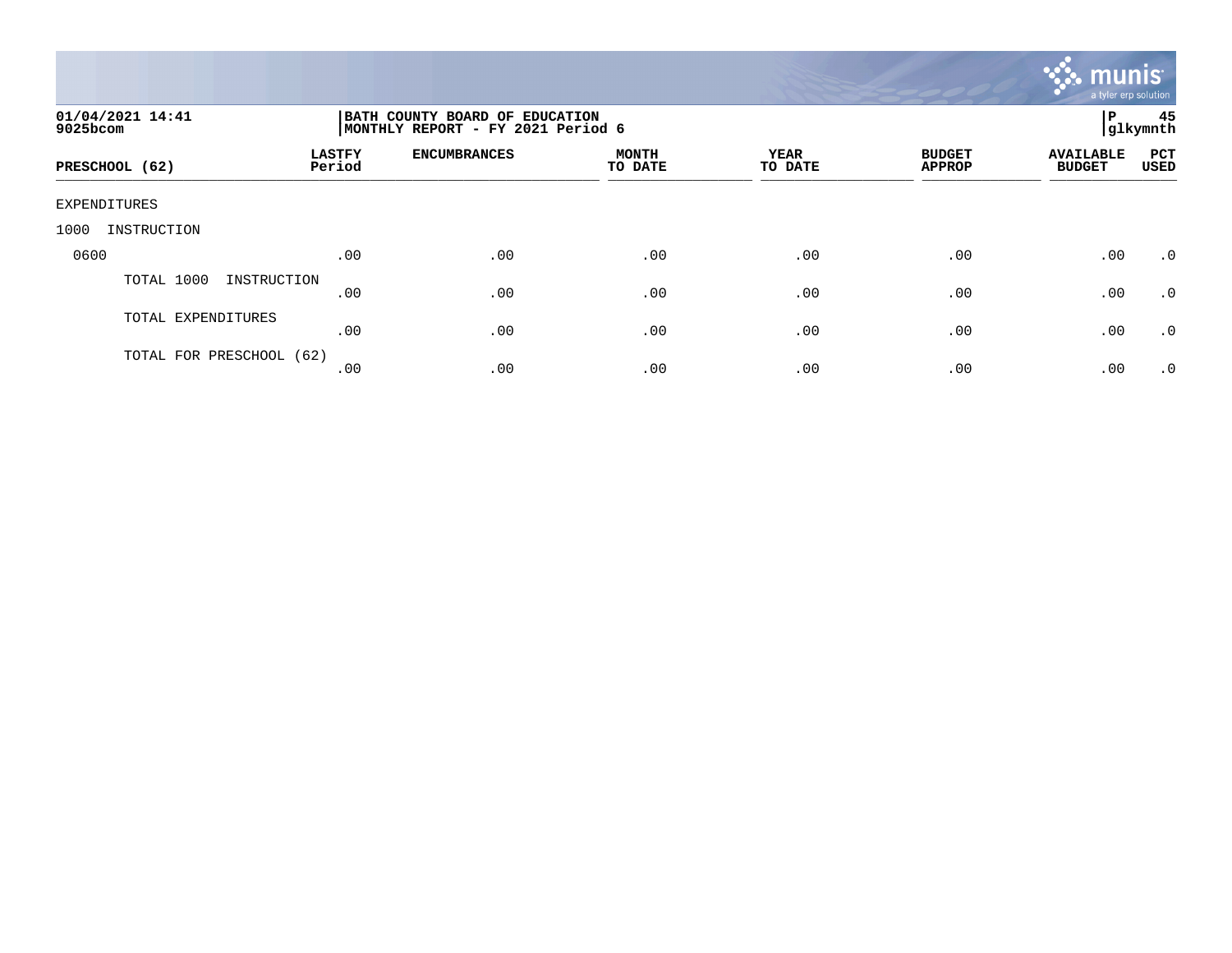**01/04/2021 14:41**
**9025bcom**

**BATH COUNTY BOARD OF EDUCATION**
**MONTHLY REPORT - FY 2021 Period 6**

**P 45**
**glkymnth**

| PRESCHOOL (62) | LASTFY Period | ENCUMBRANCES | MONTH TO DATE | YEAR TO DATE | BUDGET APPROP | AVAILABLE BUDGET | PCT USED |
|---|---|---|---|---|---|---|---|
| EXPENDITURES | | | | | | | |
| 1000 INSTRUCTION | | | | | | | |
| 0600 | .00 | .00 | .00 | .00 | .00 | .00 | .0 |
| TOTAL 1000 INSTRUCTION | .00 | .00 | .00 | .00 | .00 | .00 | .0 |
| TOTAL EXPENDITURES | .00 | .00 | .00 | .00 | .00 | .00 | .0 |
| TOTAL FOR PRESCHOOL (62) | .00 | .00 | .00 | .00 | .00 | .00 | .0 |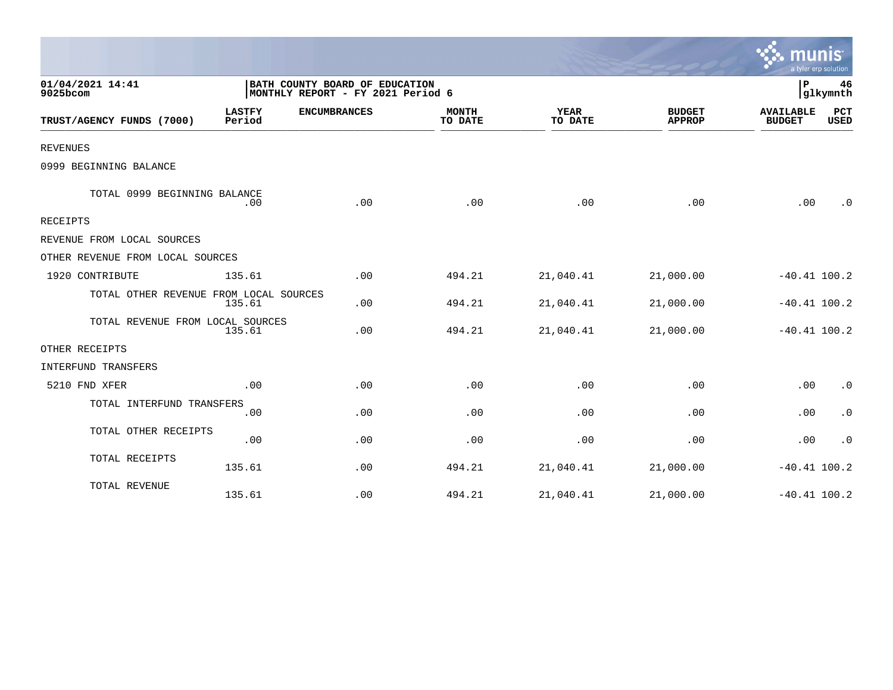01/04/2021 14:41
9025bcom

BATH COUNTY BOARD OF EDUCATION
MONTHLY REPORT - FY 2021 Period 6

P 46
glkymnth

| TRUST/AGENCY FUNDS (7000) | LASTFY Period | ENCUMBRANCES | MONTH TO DATE | YEAR TO DATE | BUDGET APPROP | AVAILABLE BUDGET | PCT USED |
|---|---|---|---|---|---|---|---|
| REVENUES | | | | | | | |
| 0999 BEGINNING BALANCE | | | | | | | |
| TOTAL 0999 BEGINNING BALANCE | .00 | .00 | .00 | .00 | .00 | .00 | .0 |
| RECEIPTS | | | | | | | |
| REVENUE FROM LOCAL SOURCES | | | | | | | |
| OTHER REVENUE FROM LOCAL SOURCES | | | | | | | |
| 1920 CONTRIBUTE | 135.61 | .00 | 494.21 | 21,040.41 | 21,000.00 | -40.41 | 100.2 |
| TOTAL OTHER REVENUE FROM LOCAL SOURCES | 135.61 | .00 | 494.21 | 21,040.41 | 21,000.00 | -40.41 | 100.2 |
| TOTAL REVENUE FROM LOCAL SOURCES | 135.61 | .00 | 494.21 | 21,040.41 | 21,000.00 | -40.41 | 100.2 |
| OTHER RECEIPTS | | | | | | | |
| INTERFUND TRANSFERS | | | | | | | |
| 5210 FND XFER | .00 | .00 | .00 | .00 | .00 | .00 | .0 |
| TOTAL INTERFUND TRANSFERS | .00 | .00 | .00 | .00 | .00 | .00 | .0 |
| TOTAL OTHER RECEIPTS | .00 | .00 | .00 | .00 | .00 | .00 | .0 |
| TOTAL RECEIPTS | 135.61 | .00 | 494.21 | 21,040.41 | 21,000.00 | -40.41 | 100.2 |
| TOTAL REVENUE | 135.61 | .00 | 494.21 | 21,040.41 | 21,000.00 | -40.41 | 100.2 |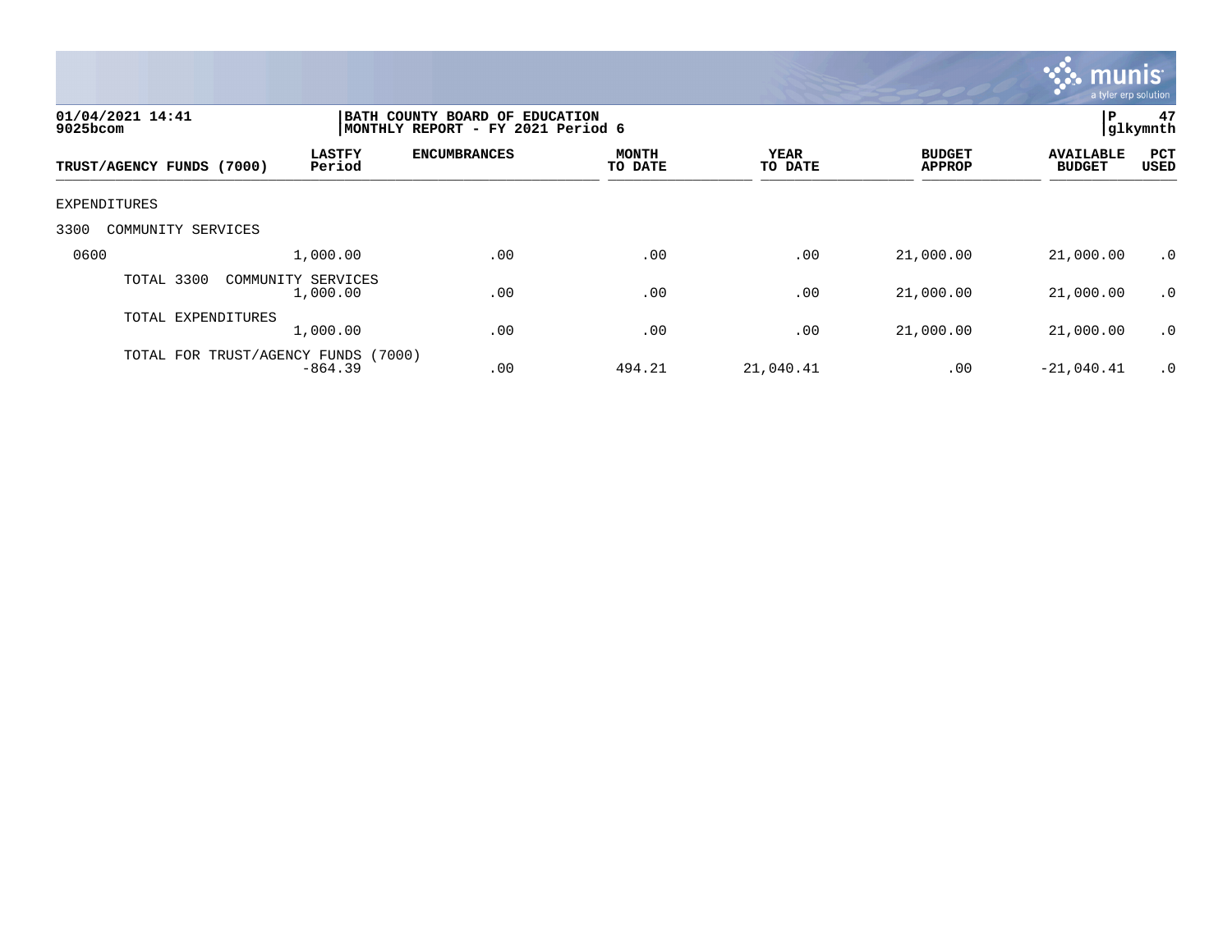01/04/2021 14:41
9025bcom

BATH COUNTY BOARD OF EDUCATION
MONTHLY REPORT - FY 2021 Period 6

P 47
glkymnth

| TRUST/AGENCY FUNDS (7000) | LASTFY Period | ENCUMBRANCES | MONTH TO DATE | YEAR TO DATE | BUDGET APPROP | AVAILABLE BUDGET | PCT USED |
|---|---|---|---|---|---|---|---|
| EXPENDITURES | | | | | | | |
| 3300 COMMUNITY SERVICES | | | | | | | |
| 0600 | 1,000.00 | .00 | .00 | .00 | 21,000.00 | 21,000.00 | .0 |
| TOTAL 3300 COMMUNITY SERVICES | 1,000.00 | .00 | .00 | .00 | 21,000.00 | 21,000.00 | .0 |
| TOTAL EXPENDITURES | 1,000.00 | .00 | .00 | .00 | 21,000.00 | 21,000.00 | .0 |
| TOTAL FOR TRUST/AGENCY FUNDS (7000) | -864.39 | .00 | 494.21 | 21,040.41 | .00 | -21,040.41 | .0 |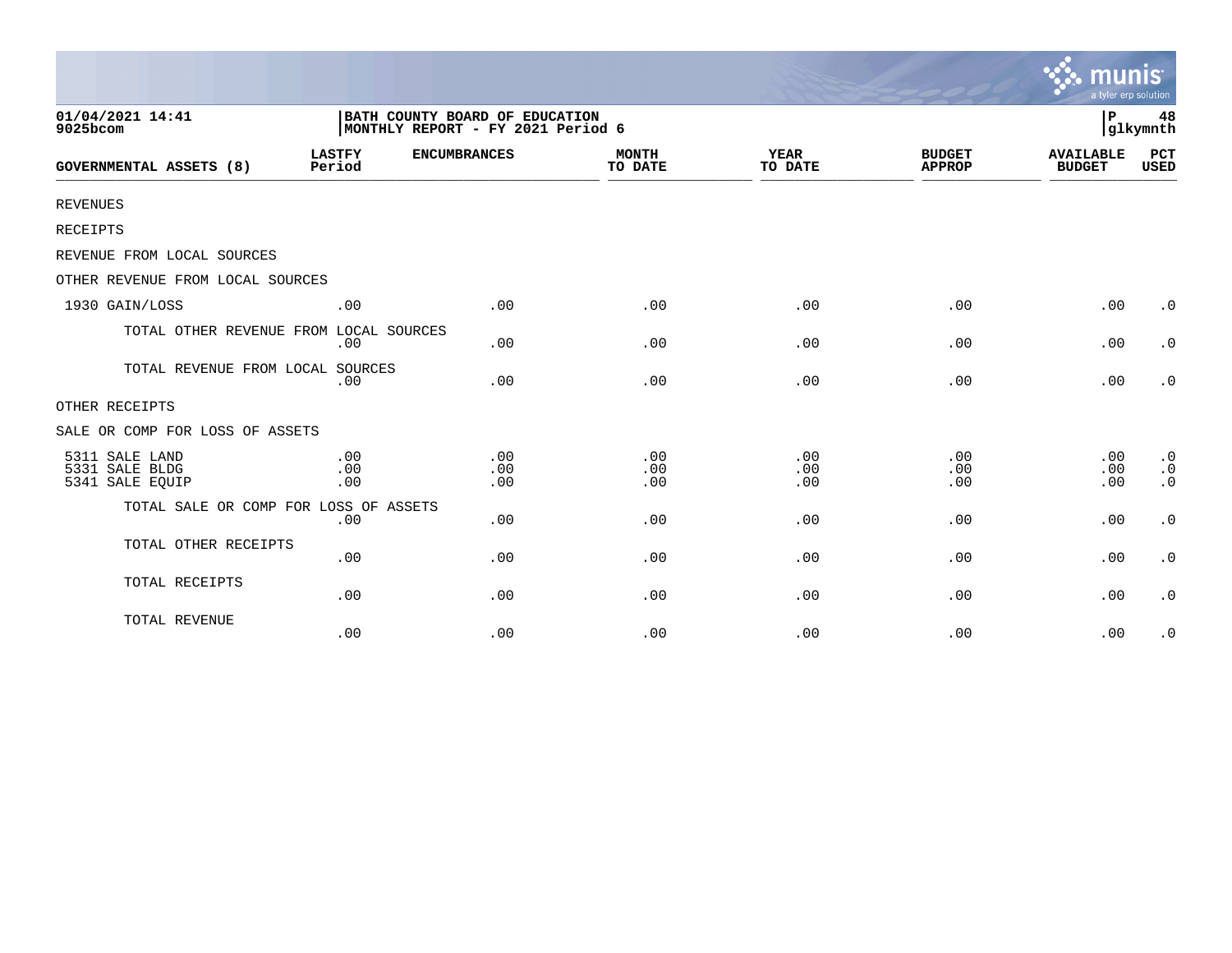01/04/2021 14:41
9025bcom

BATH COUNTY BOARD OF EDUCATION
MONTHLY REPORT - FY 2021 Period 6

P 48
glkymnth

| GOVERNMENTAL ASSETS (8) | LASTFY Period | ENCUMBRANCES | MONTH TO DATE | YEAR TO DATE | BUDGET APPROP | AVAILABLE BUDGET | PCT USED |
|---|---|---|---|---|---|---|---|
| REVENUES | | | | | | | |
| RECEIPTS | | | | | | | |
| REVENUE FROM LOCAL SOURCES | | | | | | | |
| OTHER REVENUE FROM LOCAL SOURCES | | | | | | | |
| 1930 GAIN/LOSS | .00 | .00 | .00 | .00 | .00 | .00 | .0 |
| TOTAL OTHER REVENUE FROM LOCAL SOURCES | .00 | .00 | .00 | .00 | .00 | .00 | .0 |
| TOTAL REVENUE FROM LOCAL SOURCES | .00 | .00 | .00 | .00 | .00 | .00 | .0 |
| OTHER RECEIPTS | | | | | | | |
| SALE OR COMP FOR LOSS OF ASSETS | | | | | | | |
| 5311 SALE LAND | .00 | .00 | .00 | .00 | .00 | .00 | .0 |
| 5331 SALE BLDG | .00 | .00 | .00 | .00 | .00 | .00 | .0 |
| 5341 SALE EQUIP | .00 | .00 | .00 | .00 | .00 | .00 | .0 |
| TOTAL SALE OR COMP FOR LOSS OF ASSETS | .00 | .00 | .00 | .00 | .00 | .00 | .0 |
| TOTAL OTHER RECEIPTS | .00 | .00 | .00 | .00 | .00 | .00 | .0 |
| TOTAL RECEIPTS | .00 | .00 | .00 | .00 | .00 | .00 | .0 |
| TOTAL REVENUE | .00 | .00 | .00 | .00 | .00 | .00 | .0 |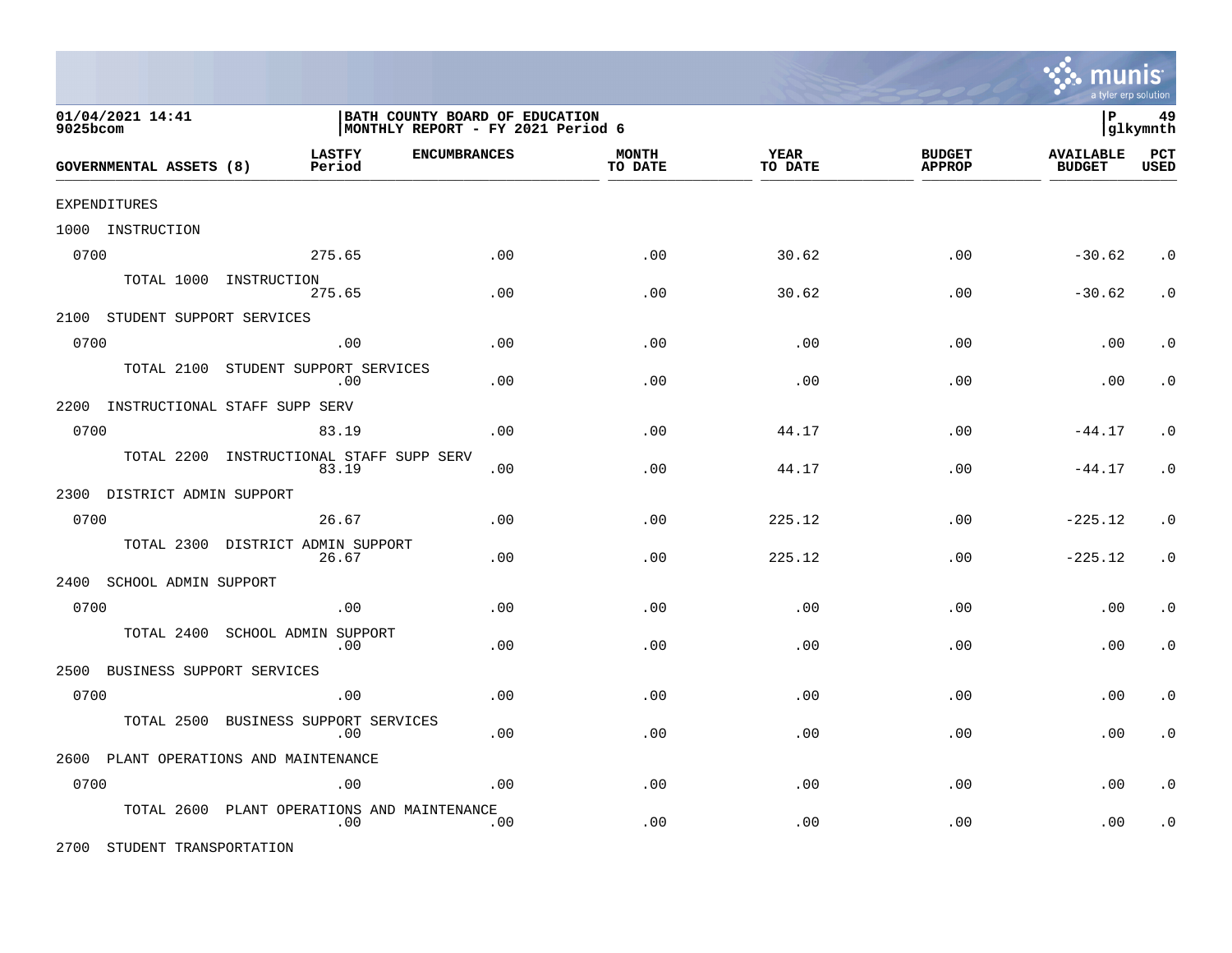BATH COUNTY BOARD OF EDUCATION
MONTHLY REPORT - FY 2021 Period 6

01/04/2021 14:41
9025bcom

| GOVERNMENTAL ASSETS (8) | LASTFY Period | ENCUMBRANCES | MONTH TO DATE | YEAR TO DATE | BUDGET APPROP | AVAILABLE BUDGET | PCT USED |
|---|---|---|---|---|---|---|---|
| EXPENDITURES | | | | | | | |
| 1000 INSTRUCTION | | | | | | | |
| 0700 | 275.65 | .00 | .00 | 30.62 | .00 | -30.62 | .0 |
| TOTAL 1000 INSTRUCTION | 275.65 | .00 | .00 | 30.62 | .00 | -30.62 | .0 |
| 2100 STUDENT SUPPORT SERVICES | | | | | | | |
| 0700 | .00 | .00 | .00 | .00 | .00 | .00 | .0 |
| TOTAL 2100 STUDENT SUPPORT SERVICES | .00 | .00 | .00 | .00 | .00 | .00 | .0 |
| 2200 INSTRUCTIONAL STAFF SUPP SERV | | | | | | | |
| 0700 | 83.19 | .00 | .00 | 44.17 | .00 | -44.17 | .0 |
| TOTAL 2200 INSTRUCTIONAL STAFF SUPP SERV | 83.19 | .00 | .00 | 44.17 | .00 | -44.17 | .0 |
| 2300 DISTRICT ADMIN SUPPORT | | | | | | | |
| 0700 | 26.67 | .00 | .00 | 225.12 | .00 | -225.12 | .0 |
| TOTAL 2300 DISTRICT ADMIN SUPPORT | 26.67 | .00 | .00 | 225.12 | .00 | -225.12 | .0 |
| 2400 SCHOOL ADMIN SUPPORT | | | | | | | |
| 0700 | .00 | .00 | .00 | .00 | .00 | .00 | .0 |
| TOTAL 2400 SCHOOL ADMIN SUPPORT | .00 | .00 | .00 | .00 | .00 | .00 | .0 |
| 2500 BUSINESS SUPPORT SERVICES | | | | | | | |
| 0700 | .00 | .00 | .00 | .00 | .00 | .00 | .0 |
| TOTAL 2500 BUSINESS SUPPORT SERVICES | .00 | .00 | .00 | .00 | .00 | .00 | .0 |
| 2600 PLANT OPERATIONS AND MAINTENANCE | | | | | | | |
| 0700 | .00 | .00 | .00 | .00 | .00 | .00 | .0 |
| TOTAL 2600 PLANT OPERATIONS AND MAINTENANCE | .00 | .00 | .00 | .00 | .00 | .00 | .0 |
| 2700 STUDENT TRANSPORTATION | | | | | | | |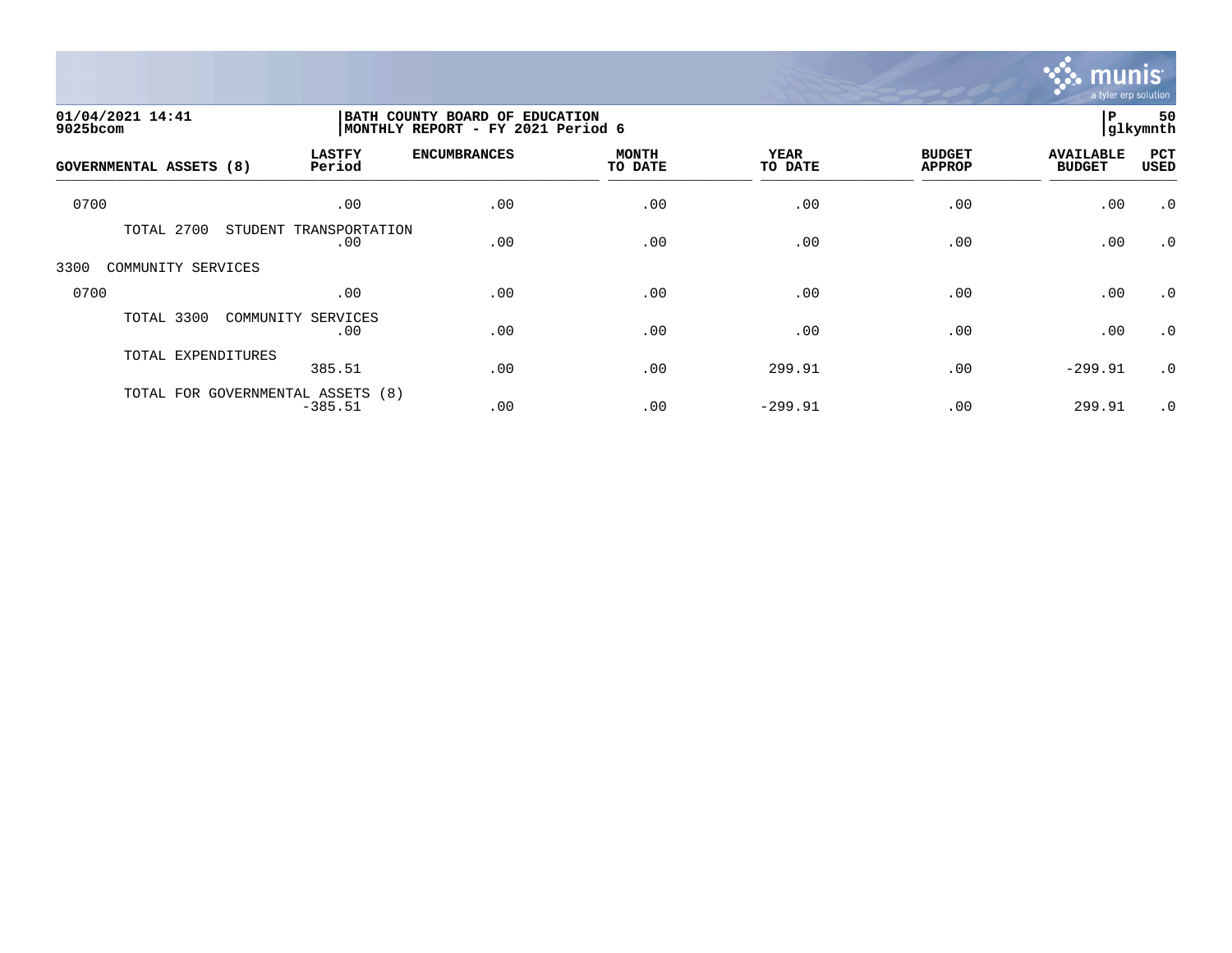01/04/2021 14:41
9025bcom

BATH COUNTY BOARD OF EDUCATION
MONTHLY REPORT - FY 2021 Period 6

P 50
glkymnth

| GOVERNMENTAL ASSETS (8) | LASTFY Period | ENCUMBRANCES | MONTH TO DATE | YEAR TO DATE | BUDGET APPROP | AVAILABLE BUDGET | PCT USED |
|---|---|---|---|---|---|---|---|
| 0700 | .00 | .00 | .00 | .00 | .00 | .00 | .0 |
| TOTAL 2700 STUDENT TRANSPORTATION | .00 | .00 | .00 | .00 | .00 | .00 | .0 |
| 3300 COMMUNITY SERVICES | | | | | | | |
| 0700 | .00 | .00 | .00 | .00 | .00 | .00 | .0 |
| TOTAL 3300 COMMUNITY SERVICES | .00 | .00 | .00 | .00 | .00 | .00 | .0 |
| TOTAL EXPENDITURES | 385.51 | .00 | .00 | 299.91 | .00 | -299.91 | .0 |
| TOTAL FOR GOVERNMENTAL ASSETS (8) | -385.51 | .00 | .00 | -299.91 | .00 | 299.91 | .0 |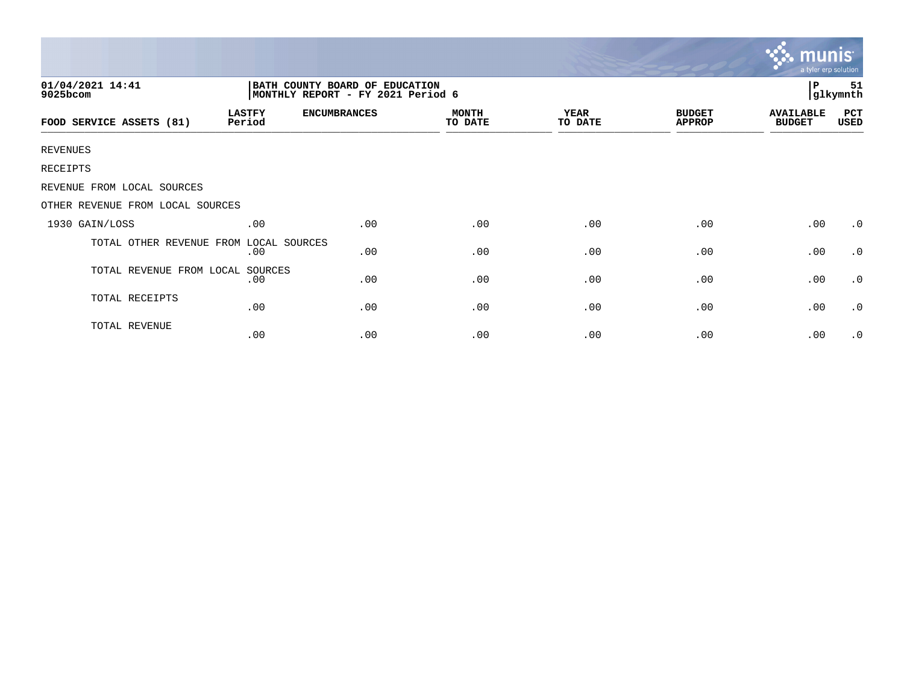01/04/2021 14:41
9025bcom

BATH COUNTY BOARD OF EDUCATION
MONTHLY REPORT - FY 2021 Period 6

P 51
glkymnth

| FOOD SERVICE ASSETS (81) | LASTFY Period | ENCUMBRANCES | MONTH TO DATE | YEAR TO DATE | BUDGET APPROP | AVAILABLE BUDGET | PCT USED |
|---|---|---|---|---|---|---|---|
| REVENUES | | | | | | | |
| RECEIPTS | | | | | | | |
| REVENUE FROM LOCAL SOURCES | | | | | | | |
| OTHER REVENUE FROM LOCAL SOURCES | | | | | | | |
| 1930 GAIN/LOSS | .00 | .00 | .00 | .00 | .00 | .00 | .0 |
| TOTAL OTHER REVENUE FROM LOCAL SOURCES | .00 | .00 | .00 | .00 | .00 | .00 | .0 |
| TOTAL REVENUE FROM LOCAL SOURCES | .00 | .00 | .00 | .00 | .00 | .00 | .0 |
| TOTAL RECEIPTS | .00 | .00 | .00 | .00 | .00 | .00 | .0 |
| TOTAL REVENUE | .00 | .00 | .00 | .00 | .00 | .00 | .0 |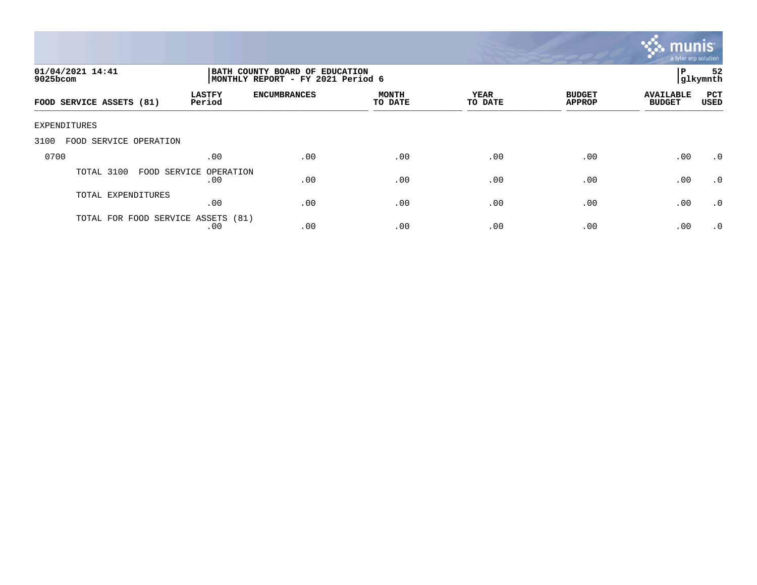01/04/2021 14:41
9025bcom

BATH COUNTY BOARD OF EDUCATION
MONTHLY REPORT - FY 2021 Period 6

P 52
glkymnth

| FOOD SERVICE ASSETS (81) | LASTFY Period | ENCUMBRANCES | MONTH TO DATE | YEAR TO DATE | BUDGET APPROP | AVAILABLE BUDGET | PCT USED |
|---|---|---|---|---|---|---|---|
| EXPENDITURES | | | | | | | |
| 3100 FOOD SERVICE OPERATION | | | | | | | |
| 0700 | .00 | .00 | .00 | .00 | .00 | .00 | .0 |
| TOTAL 3100 FOOD SERVICE OPERATION | .00 | .00 | .00 | .00 | .00 | .00 | .0 |
| TOTAL EXPENDITURES | .00 | .00 | .00 | .00 | .00 | .00 | .0 |
| TOTAL FOR FOOD SERVICE ASSETS (81) | .00 | .00 | .00 | .00 | .00 | .00 | .0 |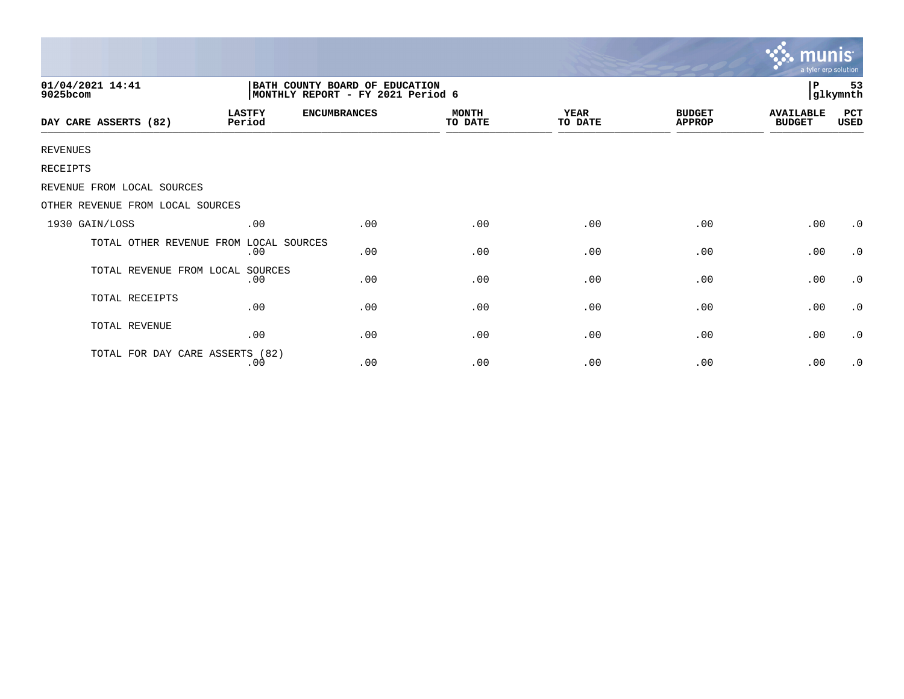01/04/2021 14:41
9025bcom

BATH COUNTY BOARD OF EDUCATION
MONTHLY REPORT - FY 2021 Period 6

P 53
glkymnth

| DAY CARE ASSERTS (82) | LASTFY Period | ENCUMBRANCES | MONTH TO DATE | YEAR TO DATE | BUDGET APPROP | AVAILABLE BUDGET | PCT USED |
|---|---|---|---|---|---|---|---|
| REVENUES | | | | | | | |
| RECEIPTS | | | | | | | |
| REVENUE FROM LOCAL SOURCES | | | | | | | |
| OTHER REVENUE FROM LOCAL SOURCES | | | | | | | |
| 1930 GAIN/LOSS | .00 | .00 | .00 | .00 | .00 | .00 | .0 |
| TOTAL OTHER REVENUE FROM LOCAL SOURCES | .00 | .00 | .00 | .00 | .00 | .00 | .0 |
| TOTAL REVENUE FROM LOCAL SOURCES | .00 | .00 | .00 | .00 | .00 | .00 | .0 |
| TOTAL RECEIPTS | .00 | .00 | .00 | .00 | .00 | .00 | .0 |
| TOTAL REVENUE | .00 | .00 | .00 | .00 | .00 | .00 | .0 |
| TOTAL FOR DAY CARE ASSERTS (82) | .00 | .00 | .00 | .00 | .00 | .00 | .0 |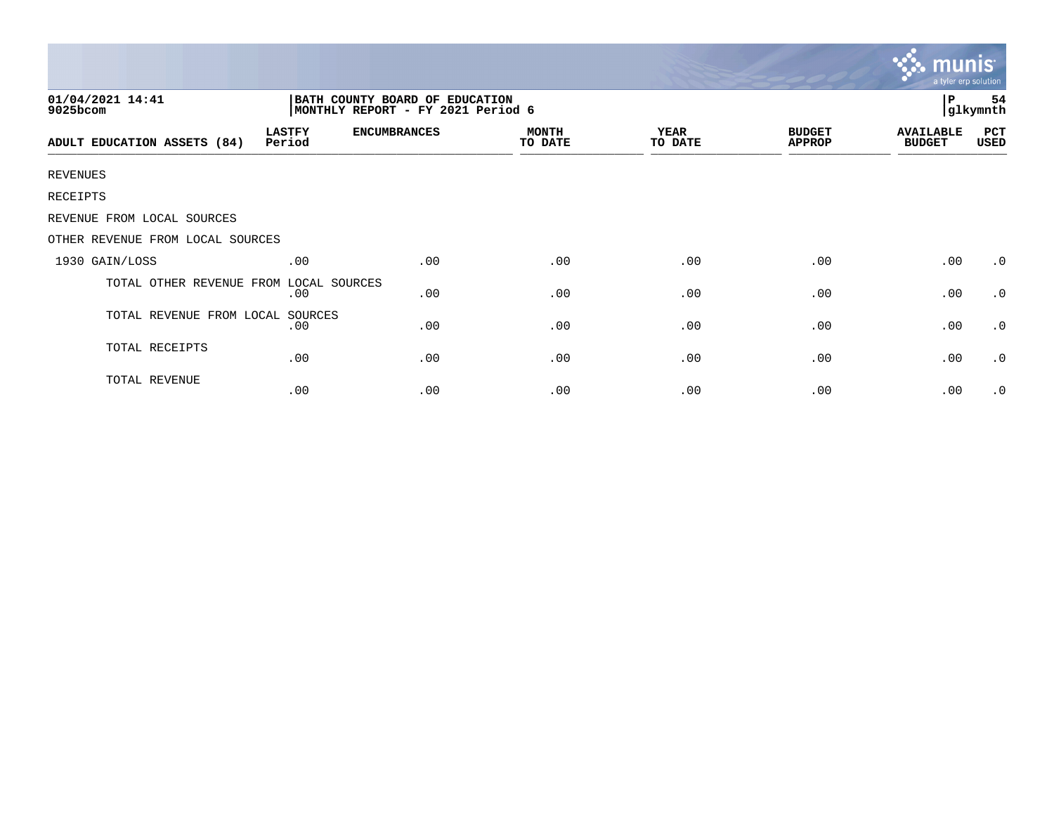01/04/2021 14:41
9025bcom

BATH COUNTY BOARD OF EDUCATION
MONTHLY REPORT - FY 2021 Period 6

P 54
glkymnth

| ADULT EDUCATION ASSETS (84) | LASTFY Period | ENCUMBRANCES | MONTH TO DATE | YEAR TO DATE | BUDGET APPROP | AVAILABLE BUDGET | PCT USED |
|---|---|---|---|---|---|---|---|
| REVENUES | | | | | | | |
| RECEIPTS | | | | | | | |
| REVENUE FROM LOCAL SOURCES | | | | | | | |
| OTHER REVENUE FROM LOCAL SOURCES | | | | | | | |
| 1930 GAIN/LOSS | .00 | .00 | .00 | .00 | .00 | .00 | .0 |
| TOTAL OTHER REVENUE FROM LOCAL SOURCES | .00 | .00 | .00 | .00 | .00 | .00 | .0 |
| TOTAL REVENUE FROM LOCAL SOURCES | .00 | .00 | .00 | .00 | .00 | .00 | .0 |
| TOTAL RECEIPTS | .00 | .00 | .00 | .00 | .00 | .00 | .0 |
| TOTAL REVENUE | .00 | .00 | .00 | .00 | .00 | .00 | .0 |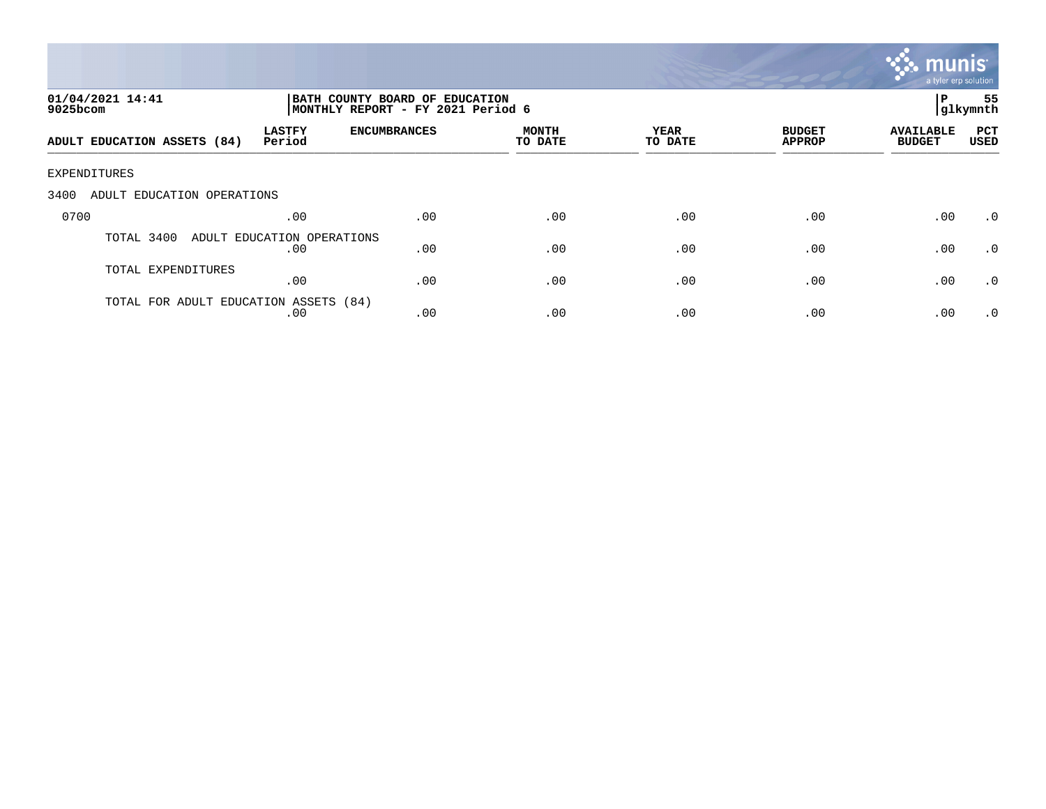01/04/2021 14:41
9025bcom

BATH COUNTY BOARD OF EDUCATION
MONTHLY REPORT - FY 2021 Period 6

P 55
glkymnth

| ADULT EDUCATION ASSETS (84) | LASTFY Period | ENCUMBRANCES | MONTH TO DATE | YEAR TO DATE | BUDGET APPROP | AVAILABLE BUDGET | PCT USED |
|---|---|---|---|---|---|---|---|
| EXPENDITURES | | | | | | | |
| 3400 ADULT EDUCATION OPERATIONS | | | | | | | |
| 0700 | .00 | .00 | .00 | .00 | .00 | .00 | .0 |
| TOTAL 3400 ADULT EDUCATION OPERATIONS | .00 | .00 | .00 | .00 | .00 | .00 | .0 |
| TOTAL EXPENDITURES | .00 | .00 | .00 | .00 | .00 | .00 | .0 |
| TOTAL FOR ADULT EDUCATION ASSETS (84) | .00 | .00 | .00 | .00 | .00 | .00 | .0 |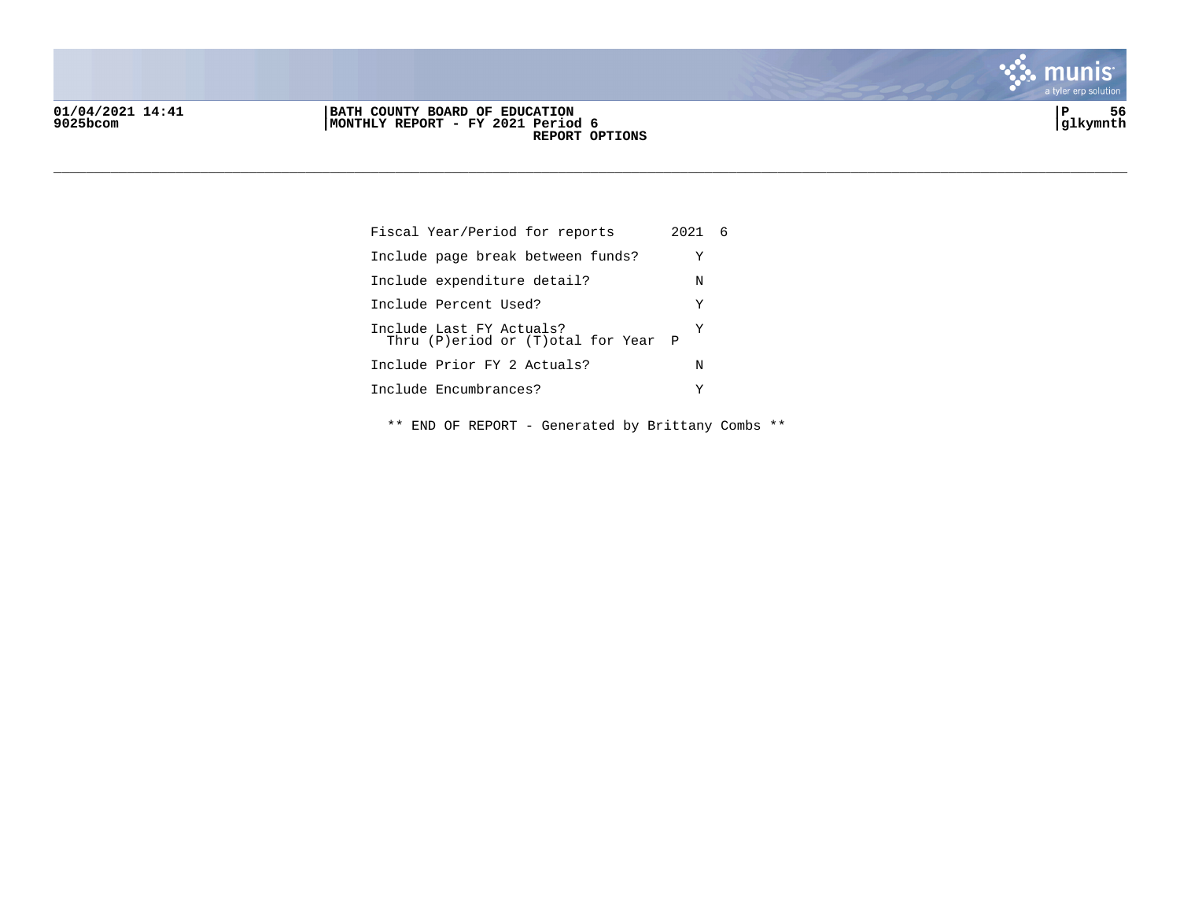BATH COUNTY BOARD OF EDUCATION
MONTHLY REPORT - FY 2021 Period 6
REPORT OPTIONS

| | |
|---|---|
| Fiscal Year/Period for reports | 2021 6 |
| Include page break between funds? | Y |
| Include expenditure detail? | N |
| Include Percent Used? | Y |
| Include Last FY Actuals? | Y |
| Thru (P)eriod or (T)otal for Year | P |
| Include Prior FY 2 Actuals? | N |
| Include Encumbrances? | Y |

** END OF REPORT - Generated by Brittany Combs **